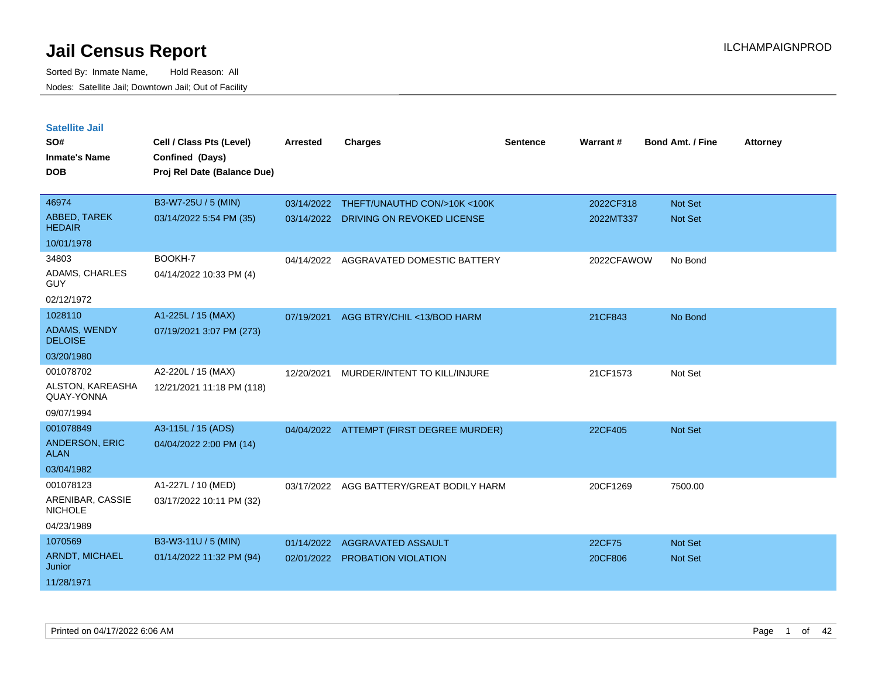# Jail Census Report

ILCHAMPAIGNPROD

Sorted By: Inmate Name, Hold Reason: All

Nodes: Satellite Jail; Downtown Jail; Out of Facility

## Satellite Jail

| SO# / Inmate's Name / DOB | Cell / Class Pts (Level) / Confined (Days) / Proj Rel Date (Balance Due) | Arrested | Charges | Sentence | Warrant # | Bond Amt. / Fine | Attorney |
|---|---|---|---|---|---|---|---|
| 46974<br>ABBED, TAREK HEDAIR<br>10/01/1978 | B3-W7-25U / 5 (MIN)<br>03/14/2022 5:54 PM (35) | 03/14/2022<br>03/14/2022 | THEFT/UNAUTHD CON/>10K <100K<br>DRIVING ON REVOKED LICENSE | | 2022CF318<br>2022MT337 | Not Set<br>Not Set | |
| 34803<br>ADAMS, CHARLES GUY<br>02/12/1972 | BOOKH-7<br>04/14/2022 10:33 PM (4) | 04/14/2022 | AGGRAVATED DOMESTIC BATTERY | | 2022CFAWOW | No Bond | |
| 1028110<br>ADAMS, WENDY DELOISE<br>03/20/1980 | A1-225L / 15 (MAX)<br>07/19/2021 3:07 PM (273) | 07/19/2021 | AGG BTRY/CHIL <13/BOD HARM | | 21CF843 | No Bond | |
| 001078702<br>ALSTON, KAREASHA QUAY-YONNA<br>09/07/1994 | A2-220L / 15 (MAX)<br>12/21/2021 11:18 PM (118) | 12/20/2021 | MURDER/INTENT TO KILL/INJURE | | 21CF1573 | Not Set | |
| 001078849<br>ANDERSON, ERIC ALAN<br>03/04/1982 | A3-115L / 15 (ADS)<br>04/04/2022 2:00 PM (14) | 04/04/2022 | ATTEMPT (FIRST DEGREE MURDER) | | 22CF405 | Not Set | |
| 001078123<br>ARENIBAR, CASSIE NICHOLE<br>04/23/1989 | A1-227L / 10 (MED)<br>03/17/2022 10:11 PM (32) | 03/17/2022 | AGG BATTERY/GREAT BODILY HARM | | 20CF1269 | 7500.00 | |
| 1070569<br>ARNDT, MICHAEL Junior<br>11/28/1971 | B3-W3-11U / 5 (MIN)<br>01/14/2022 11:32 PM (94) | 01/14/2022<br>02/01/2022 | AGGRAVATED ASSAULT<br>PROBATION VIOLATION | | 22CF75<br>20CF806 | Not Set<br>Not Set | |

Printed on 04/17/2022 6:06 AM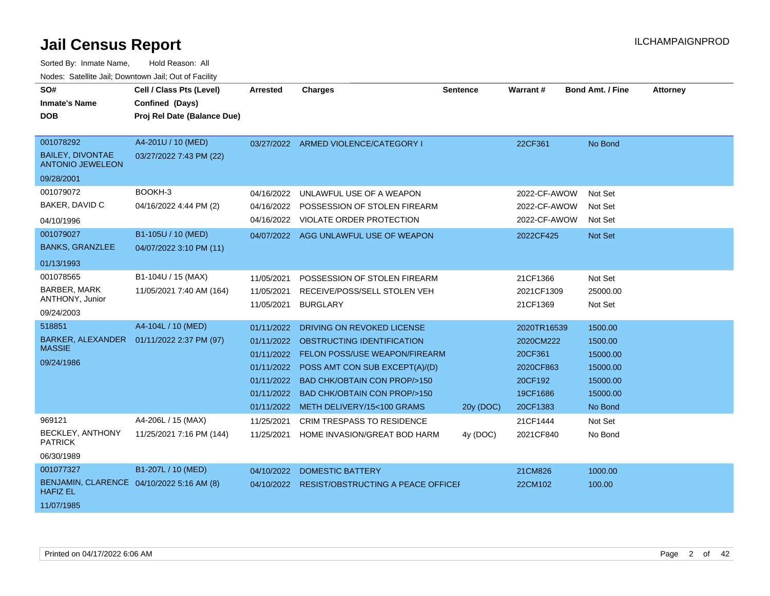# Jail Census Report

ILCHAMPAIGNPROD

Sorted By: Inmate Name, Hold Reason: All

Nodes: Satellite Jail; Downtown Jail; Out of Facility

| SO# / Inmate's Name / DOB | Cell / Class Pts (Level) / Confined (Days) / Proj Rel Date (Balance Due) | Arrested | Charges | Sentence | Warrant # | Bond Amt. / Fine | Attorney |
|---|---|---|---|---|---|---|---|
| 001078292<br>BAILEY, DIVONTAE ANTONIO JEWELEON<br>09/28/2001 | A4-201U / 10 (MED)<br>03/27/2022 7:43 PM (22) | 03/27/2022 | ARMED VIOLENCE/CATEGORY I | | 22CF361 | No Bond | |
| 001079072<br>BAKER, DAVID C<br>04/10/1996 | BOOKH-3<br>04/16/2022 4:44 PM (2) | 04/16/2022 | UNLAWFUL USE OF A WEAPON | | 2022-CF-AWOW | Not Set | |
| | | 04/16/2022 | POSSESSION OF STOLEN FIREARM | | 2022-CF-AWOW | Not Set | |
| | | 04/16/2022 | VIOLATE ORDER PROTECTION | | 2022-CF-AWOW | Not Set | |
| 001079027<br>BANKS, GRANZLEE<br>01/13/1993 | B1-105U / 10 (MED)<br>04/07/2022 3:10 PM (11) | 04/07/2022 | AGG UNLAWFUL USE OF WEAPON | | 2022CF425 | Not Set | |
| 001078565<br>BARBER, MARK ANTHONY, Junior<br>09/24/2003 | B1-104U / 15 (MAX)<br>11/05/2021 7:40 AM (164) | 11/05/2021 | POSSESSION OF STOLEN FIREARM | | 21CF1366 | Not Set | |
| | | 11/05/2021 | RECEIVE/POSS/SELL STOLEN VEH | | 2021CF1309 | 25000.00 | |
| | | 11/05/2021 | BURGLARY | | 21CF1369 | Not Set | |
| 518851<br>BARKER, ALEXANDER MASSIE<br>09/24/1986 | A4-104L / 10 (MED)<br>01/11/2022 2:37 PM (97) | 01/11/2022 | DRIVING ON REVOKED LICENSE | | 2020TR16539 | 1500.00 | |
| | | 01/11/2022 | OBSTRUCTING IDENTIFICATION | | 2020CM222 | 1500.00 | |
| | | 01/11/2022 | FELON POSS/USE WEAPON/FIREARM | | 20CF361 | 15000.00 | |
| | | 01/11/2022 | POSS AMT CON SUB EXCEPT(A)/(D) | | 2020CF863 | 15000.00 | |
| | | 01/11/2022 | BAD CHK/OBTAIN CON PROP/>150 | | 20CF192 | 15000.00 | |
| | | 01/11/2022 | BAD CHK/OBTAIN CON PROP/>150 | | 19CF1686 | 15000.00 | |
| | | 01/11/2022 | METH DELIVERY/15<100 GRAMS | 20y (DOC) | 20CF1383 | No Bond | |
| 969121<br>BECKLEY, ANTHONY PATRICK<br>06/30/1989 | A4-206L / 15 (MAX)<br>11/25/2021 7:16 PM (144) | 11/25/2021 | CRIM TRESPASS TO RESIDENCE | | 21CF1444 | Not Set | |
| | | 11/25/2021 | HOME INVASION/GREAT BOD HARM | 4y (DOC) | 2021CF840 | No Bond | |
| 001077327<br>BENJAMIN, CLARENCE HAFIZ EL<br>11/07/1985 | B1-207L / 10 (MED)<br>04/10/2022 5:16 AM (8) | 04/10/2022 | DOMESTIC BATTERY | | 21CM826 | 1000.00 | |
| | | 04/10/2022 | RESIST/OBSTRUCTING A PEACE OFFICEI | | 22CM102 | 100.00 | |

Printed on 04/17/2022 6:06 AM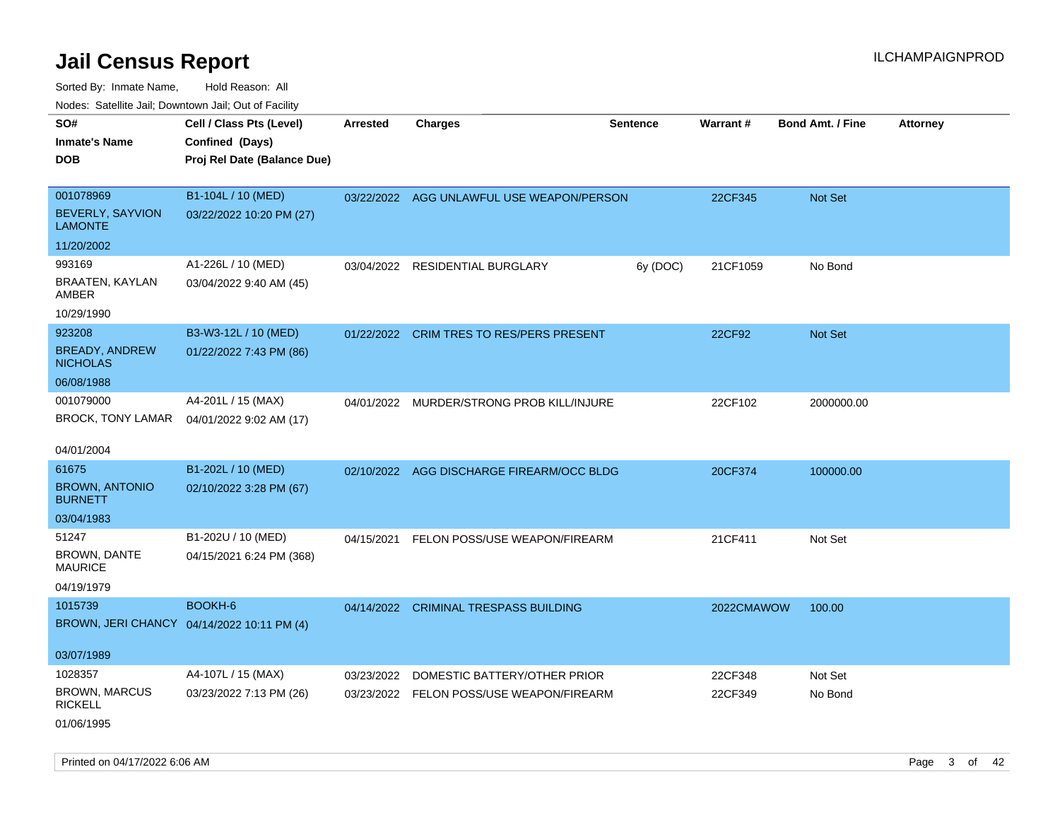# Jail Census Report

ILCHAMPAIGNPROD

Sorted By: Inmate Name, Hold Reason: All

Nodes: Satellite Jail; Downtown Jail; Out of Facility

| SO# / Inmate's Name / DOB | Cell / Class Pts (Level) / Confined (Days) / Proj Rel Date (Balance Due) | Arrested | Charges | Sentence | Warrant # | Bond Amt. / Fine | Attorney |
|---|---|---|---|---|---|---|---|
| 001078969 BEVERLY, SAYVION LAMONTE 11/20/2002 | B1-104L / 10 (MED) 03/22/2022 10:20 PM (27) | 03/22/2022 | AGG UNLAWFUL USE WEAPON/PERSON | | 22CF345 | Not Set | |
| 993169 BRAATEN, KAYLAN AMBER 10/29/1990 | A1-226L / 10 (MED) 03/04/2022 9:40 AM (45) | 03/04/2022 | RESIDENTIAL BURGLARY | 6y (DOC) | 21CF1059 | No Bond | |
| 923208 BREADY, ANDREW NICHOLAS 06/08/1988 | B3-W3-12L / 10 (MED) 01/22/2022 7:43 PM (86) | 01/22/2022 | CRIM TRES TO RES/PERS PRESENT | | 22CF92 | Not Set | |
| 001079000 BROCK, TONY LAMAR 04/01/2004 | A4-201L / 15 (MAX) 04/01/2022 9:02 AM (17) | 04/01/2022 | MURDER/STRONG PROB KILL/INJURE | | 22CF102 | 2000000.00 | |
| 61675 BROWN, ANTONIO BURNETT 03/04/1983 | B1-202L / 10 (MED) 02/10/2022 3:28 PM (67) | 02/10/2022 | AGG DISCHARGE FIREARM/OCC BLDG | | 20CF374 | 100000.00 | |
| 51247 BROWN, DANTE MAURICE 04/19/1979 | B1-202U / 10 (MED) 04/15/2021 6:24 PM (368) | 04/15/2021 | FELON POSS/USE WEAPON/FIREARM | | 21CF411 | Not Set | |
| 1015739 BROWN, JERI CHANCY 03/07/1989 | BOOKH-6 04/14/2022 10:11 PM (4) | 04/14/2022 | CRIMINAL TRESPASS BUILDING | | 2022CMAWOW | 100.00 | |
| 1028357 BROWN, MARCUS RICKELL 01/06/1995 | A4-107L / 15 (MAX) 03/23/2022 7:13 PM (26) | 03/23/2022 | DOMESTIC BATTERY/OTHER PRIOR | | 22CF348 | Not Set | |
| | | 03/23/2022 | FELON POSS/USE WEAPON/FIREARM | | 22CF349 | No Bond | |

Printed on 04/17/2022 6:06 AM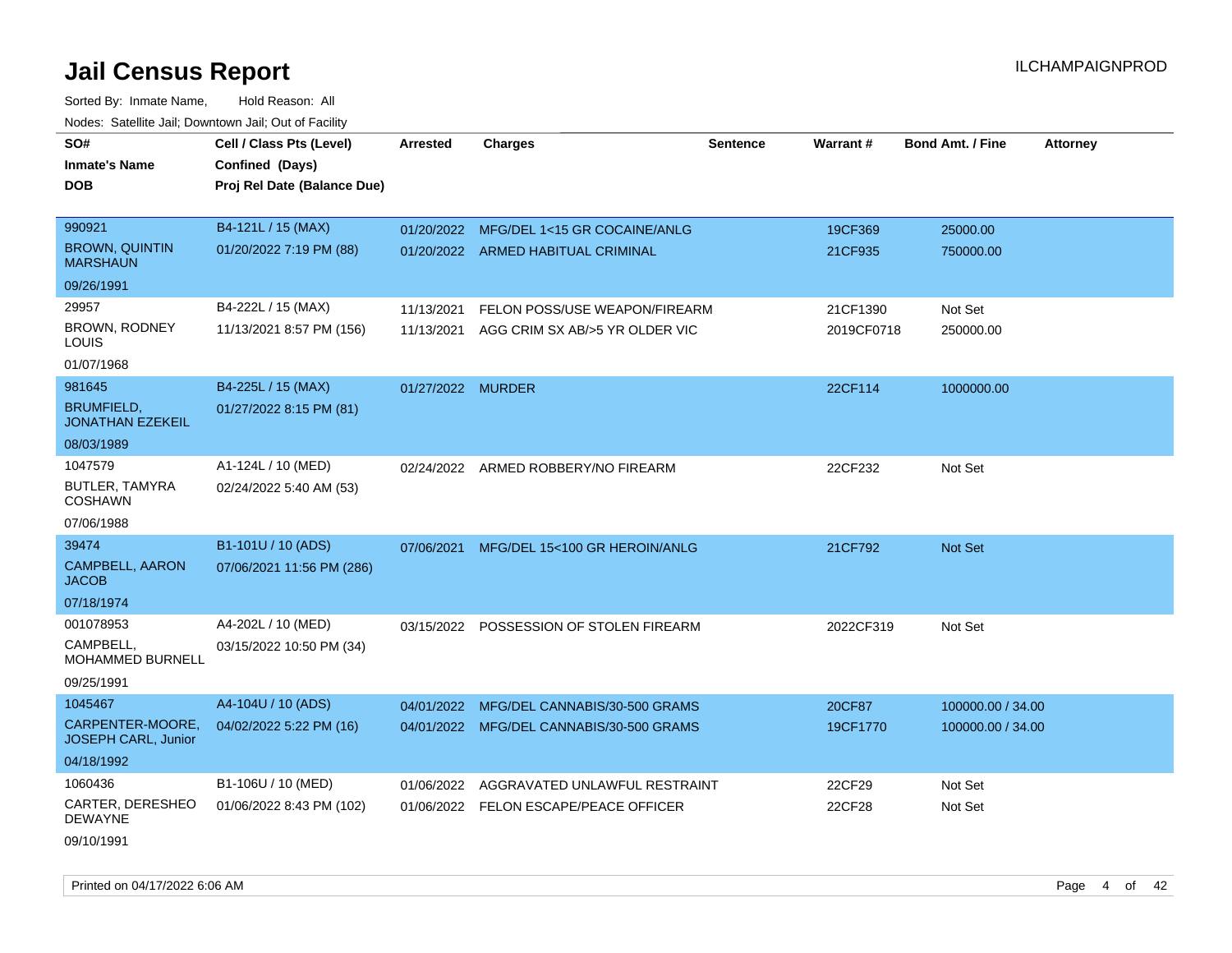# Jail Census Report

ILCHAMPAIGNPROD

Sorted By: Inmate Name, Hold Reason: All

Nodes: Satellite Jail; Downtown Jail; Out of Facility

| SO# / Inmate's Name / DOB | Cell / Class Pts (Level) / Confined (Days) / Proj Rel Date (Balance Due) | Arrested | Charges | Sentence | Warrant # | Bond Amt. / Fine | Attorney |
|---|---|---|---|---|---|---|---|
| 990921<br>BROWN, QUINTIN MARSHAUN<br>09/26/1991 | B4-121L / 15 (MAX)<br>01/20/2022 7:19 PM (88) | 01/20/2022<br>01/20/2022 | MFG/DEL 1<15 GR COCAINE/ANLG<br>ARMED HABITUAL CRIMINAL | | 19CF369<br>21CF935 | 25000.00<br>750000.00 | |
| 29957<br>BROWN, RODNEY LOUIS<br>01/07/1968 | B4-222L / 15 (MAX)<br>11/13/2021 8:57 PM (156) | 11/13/2021<br>11/13/2021 | FELON POSS/USE WEAPON/FIREARM<br>AGG CRIM SX AB/>5 YR OLDER VIC | | 21CF1390<br>2019CF0718 | Not Set<br>250000.00 | |
| 981645<br>BRUMFIELD, JONATHAN EZEKEIL<br>08/03/1989 | B4-225L / 15 (MAX)<br>01/27/2022 8:15 PM (81) | 01/27/2022 | MURDER | | 22CF114 | 1000000.00 | |
| 1047579<br>BUTLER, TAMYRA COSHAWN<br>07/06/1988 | A1-124L / 10 (MED)<br>02/24/2022 5:40 AM (53) | 02/24/2022 | ARMED ROBBERY/NO FIREARM | | 22CF232 | Not Set | |
| 39474<br>CAMPBELL, AARON JACOB<br>07/18/1974 | B1-101U / 10 (ADS)<br>07/06/2021 11:56 PM (286) | 07/06/2021 | MFG/DEL 15<100 GR HEROIN/ANLG | | 21CF792 | Not Set | |
| 001078953<br>CAMPBELL, MOHAMMED BURNELL<br>09/25/1991 | A4-202L / 10 (MED)<br>03/15/2022 10:50 PM (34) | 03/15/2022 | POSSESSION OF STOLEN FIREARM | | 2022CF319 | Not Set | |
| 1045467<br>CARPENTER-MOORE, JOSEPH CARL, Junior<br>04/18/1992 | A4-104U / 10 (ADS)<br>04/02/2022 5:22 PM (16) | 04/01/2022<br>04/01/2022 | MFG/DEL CANNABIS/30-500 GRAMS<br>MFG/DEL CANNABIS/30-500 GRAMS | | 20CF87<br>19CF1770 | 100000.00 / 34.00<br>100000.00 / 34.00 | |
| 1060436<br>CARTER, DERESHEO DEWAYNE<br>09/10/1991 | B1-106U / 10 (MED)<br>01/06/2022 8:43 PM (102) | 01/06/2022<br>01/06/2022 | AGGRAVATED UNLAWFUL RESTRAINT<br>FELON ESCAPE/PEACE OFFICER | | 22CF29<br>22CF28 | Not Set<br>Not Set | |

Printed on 04/17/2022 6:06 AM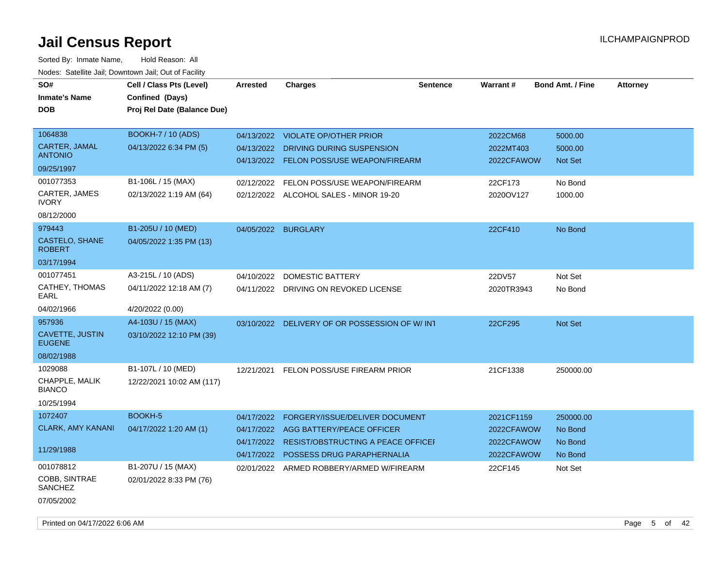# Jail Census Report

ILCHAMPAIGNPROD

Sorted By: Inmate Name, Hold Reason: All

Nodes: Satellite Jail; Downtown Jail; Out of Facility

| SO# / Inmate's Name / DOB | Cell / Class Pts (Level) / Confined (Days) / Proj Rel Date (Balance Due) | Arrested | Charges | Sentence | Warrant # | Bond Amt. / Fine | Attorney |
|---|---|---|---|---|---|---|---|
| 1064838<br>CARTER, JAMAL ANTONIO<br>09/25/1997 | BOOKH-7 / 10 (ADS)<br>04/13/2022 6:34 PM (5) | 04/13/2022 | VIOLATE OP/OTHER PRIOR | | 2022CM68 | 5000.00 | |
| | | 04/13/2022 | DRIVING DURING SUSPENSION | | 2022MT403 | 5000.00 | |
| | | 04/13/2022 | FELON POSS/USE WEAPON/FIREARM | | 2022CFAWOW | Not Set | |
| 001077353<br>CARTER, JAMES IVORY<br>08/12/2000 | B1-106L / 15 (MAX)<br>02/13/2022 1:19 AM (64) | 02/12/2022 | FELON POSS/USE WEAPON/FIREARM | | 22CF173 | No Bond | |
| | | 02/12/2022 | ALCOHOL SALES - MINOR 19-20 | | 2020OV127 | 1000.00 | |
| 979443<br>CASTELO, SHANE ROBERT<br>03/17/1994 | B1-205U / 10 (MED)<br>04/05/2022 1:35 PM (13) | 04/05/2022 | BURGLARY | | 22CF410 | No Bond | |
| 001077451<br>CATHEY, THOMAS EARL<br>04/02/1966 | A3-215L / 10 (ADS)<br>04/11/2022 12:18 AM (7)<br>4/20/2022 (0.00) | 04/10/2022 | DOMESTIC BATTERY | | 22DV57 | Not Set | |
| | | 04/11/2022 | DRIVING ON REVOKED LICENSE | | 2020TR3943 | No Bond | |
| 957936<br>CAVETTE, JUSTIN EUGENE<br>08/02/1988 | A4-103U / 15 (MAX)<br>03/10/2022 12:10 PM (39) | 03/10/2022 | DELIVERY OF OR POSSESSION OF W/ INT | | 22CF295 | Not Set | |
| 1029088<br>CHAPPLE, MALIK BIANCO<br>10/25/1994 | B1-107L / 10 (MED)<br>12/22/2021 10:02 AM (117) | 12/21/2021 | FELON POSS/USE FIREARM PRIOR | | 21CF1338 | 250000.00 | |
| 1072407<br>CLARK, AMY KANANI<br>11/29/1988 | BOOKH-5<br>04/17/2022 1:20 AM (1) | 04/17/2022 | FORGERY/ISSUE/DELIVER DOCUMENT | | 2021CF1159 | 250000.00 | |
| | | 04/17/2022 | AGG BATTERY/PEACE OFFICER | | 2022CFAWOW | No Bond | |
| | | 04/17/2022 | RESIST/OBSTRUCTING A PEACE OFFICER | | 2022CFAWOW | No Bond | |
| | | 04/17/2022 | POSSESS DRUG PARAPHERNALIA | | 2022CFAWOW | No Bond | |
| 001078812<br>COBB, SINTRAE SANCHEZ<br>07/05/2002 | B1-207U / 15 (MAX)<br>02/01/2022 8:33 PM (76) | 02/01/2022 | ARMED ROBBERY/ARMED W/FIREARM | | 22CF145 | Not Set | |

Printed on 04/17/2022 6:06 AM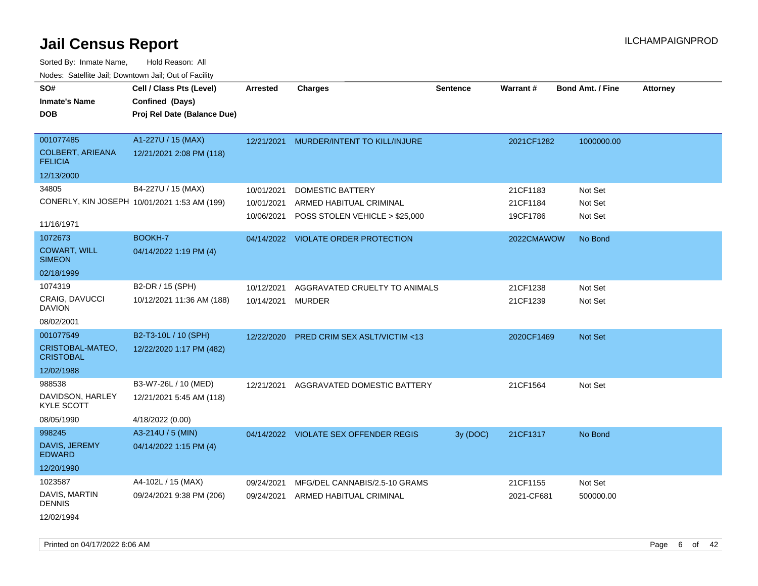# Jail Census Report

ILCHAMPAIGNPROD

Sorted By: Inmate Name, Hold Reason: All

Nodes: Satellite Jail; Downtown Jail; Out of Facility

| SO# / Inmate's Name / DOB | Cell / Class Pts (Level) / Confined (Days) / Proj Rel Date (Balance Due) | Arrested | Charges | Sentence | Warrant # | Bond Amt. / Fine | Attorney |
|---|---|---|---|---|---|---|---|
| 001077485<br>COLBERT, ARIEANA FELICIA<br>12/13/2000 | A1-227U / 15 (MAX)<br>12/21/2021 2:08 PM (118) | 12/21/2021 | MURDER/INTENT TO KILL/INJURE | | 2021CF1282 | 1000000.00 | |
| 34805<br>CONERLY, KIN JOSEPH<br>11/16/1971 | B4-227U / 15 (MAX)<br>10/01/2021 1:53 AM (199) | 10/01/2021 | DOMESTIC BATTERY | | 21CF1183 | Not Set | |
| | | 10/01/2021 | ARMED HABITUAL CRIMINAL | | 21CF1184 | Not Set | |
| | | 10/06/2021 | POSS STOLEN VEHICLE > $25,000 | | 19CF1786 | Not Set | |
| 1072673<br>COWART, WILL SIMEON<br>02/18/1999 | BOOKH-7<br>04/14/2022 1:19 PM (4) | 04/14/2022 | VIOLATE ORDER PROTECTION | | 2022CMAWOW | No Bond | |
| 1074319<br>CRAIG, DAVUCCI DAVION<br>08/02/2001 | B2-DR / 15 (SPH)<br>10/12/2021 11:36 AM (188) | 10/12/2021 | AGGRAVATED CRUELTY TO ANIMALS | | 21CF1238 | Not Set | |
| | | 10/14/2021 | MURDER | | 21CF1239 | Not Set | |
| 001077549<br>CRISTOBAL-MATEO, CRISTOBAL<br>12/02/1988 | B2-T3-10L / 10 (SPH)<br>12/22/2020 1:17 PM (482) | 12/22/2020 | PRED CRIM SEX ASLT/VICTIM <13 | | 2020CF1469 | Not Set | |
| 988538<br>DAVIDSON, HARLEY KYLE SCOTT<br>08/05/1990 | B3-W7-26L / 10 (MED)<br>12/21/2021 5:45 AM (118)<br>4/18/2022 (0.00) | 12/21/2021 | AGGRAVATED DOMESTIC BATTERY | | 21CF1564 | Not Set | |
| 998245<br>DAVIS, JEREMY EDWARD<br>12/20/1990 | A3-214U / 5 (MIN)<br>04/14/2022 1:15 PM (4) | 04/14/2022 | VIOLATE SEX OFFENDER REGIS | 3y (DOC) | 21CF1317 | No Bond | |
| 1023587<br>DAVIS, MARTIN DENNIS<br>12/02/1994 | A4-102L / 15 (MAX)<br>09/24/2021 9:38 PM (206) | 09/24/2021 | MFG/DEL CANNABIS/2.5-10 GRAMS | | 21CF1155 | Not Set | |
| | | 09/24/2021 | ARMED HABITUAL CRIMINAL | | 2021-CF681 | 500000.00 | |

Printed on 04/17/2022 6:06 AM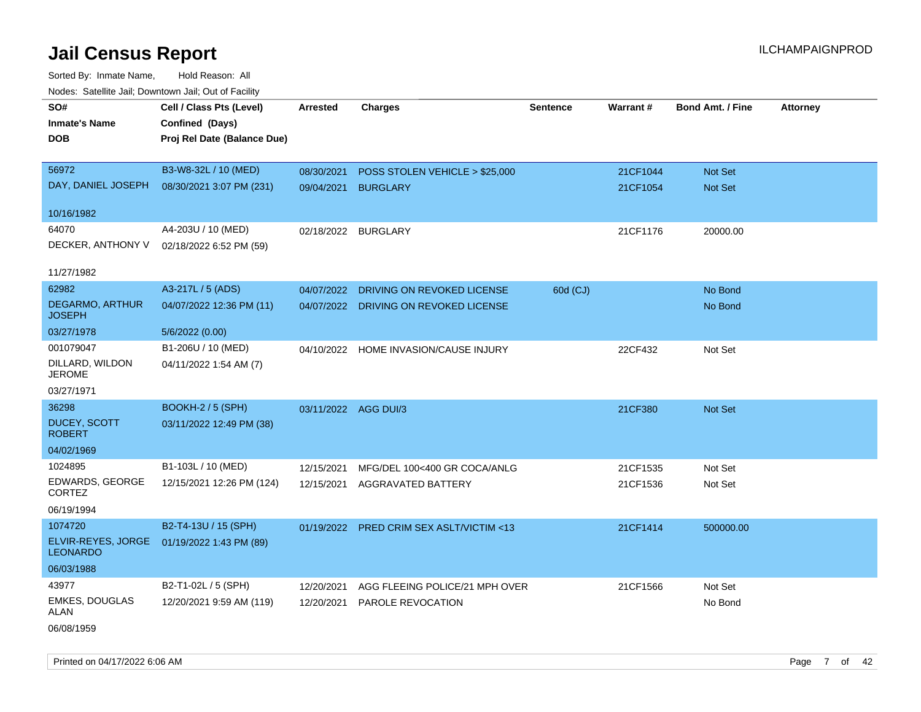# Jail Census Report

ILCHAMPAIGNPROD

Sorted By: Inmate Name, Hold Reason: All

Nodes: Satellite Jail; Downtown Jail; Out of Facility

| SO# / Inmate's Name / DOB | Cell / Class Pts (Level) / Confined (Days) / Proj Rel Date (Balance Due) | Arrested | Charges | Sentence | Warrant # | Bond Amt. / Fine | Attorney |
|---|---|---|---|---|---|---|---|
| 56972 | B3-W8-32L / 10 (MED) | 08/30/2021 | POSS STOLEN VEHICLE > $25,000 | | 21CF1044 | Not Set | |
| DAY, DANIEL JOSEPH | 08/30/2021 3:07 PM (231) | 09/04/2021 | BURGLARY | | 21CF1054 | Not Set | |
| 10/16/1982 | | | | | | | |
| 64070 | A4-203U / 10 (MED) | 02/18/2022 | BURGLARY | | 21CF1176 | 20000.00 | |
| DECKER, ANTHONY V | 02/18/2022 6:52 PM (59) | | | | | | |
| 11/27/1982 | | | | | | | |
| 62982 | A3-217L / 5 (ADS) | 04/07/2022 | DRIVING ON REVOKED LICENSE | 60d (CJ) | | No Bond | |
| DEGARMO, ARTHUR JOSEPH | 04/07/2022 12:36 PM (11) | 04/07/2022 | DRIVING ON REVOKED LICENSE | | | No Bond | |
| 03/27/1978 | 5/6/2022 (0.00) | | | | | | |
| 001079047 | B1-206U / 10 (MED) | 04/10/2022 | HOME INVASION/CAUSE INJURY | | 22CF432 | Not Set | |
| DILLARD, WILDON JEROME | 04/11/2022 1:54 AM (7) | | | | | | |
| 03/27/1971 | | | | | | | |
| 36298 | BOOKH-2 / 5 (SPH) | 03/11/2022 | AGG DUI/3 | | 21CF380 | Not Set | |
| DUCEY, SCOTT ROBERT | 03/11/2022 12:49 PM (38) | | | | | | |
| 04/02/1969 | | | | | | | |
| 1024895 | B1-103L / 10 (MED) | 12/15/2021 | MFG/DEL 100<400 GR COCA/ANLG | | 21CF1535 | Not Set | |
| EDWARDS, GEORGE CORTEZ | 12/15/2021 12:26 PM (124) | 12/15/2021 | AGGRAVATED BATTERY | | 21CF1536 | Not Set | |
| 06/19/1994 | | | | | | | |
| 1074720 | B2-T4-13U / 15 (SPH) | 01/19/2022 | PRED CRIM SEX ASLT/VICTIM <13 | | 21CF1414 | 500000.00 | |
| ELVIR-REYES, JORGE LEONARDO | 01/19/2022 1:43 PM (89) | | | | | | |
| 06/03/1988 | | | | | | | |
| 43977 | B2-T1-02L / 5 (SPH) | 12/20/2021 | AGG FLEEING POLICE/21 MPH OVER | | 21CF1566 | Not Set | |
| EMKES, DOUGLAS ALAN | 12/20/2021 9:59 AM (119) | 12/20/2021 | PAROLE REVOCATION | | | No Bond | |
| 06/08/1959 | | | | | | | |

Printed on 04/17/2022 6:06 AM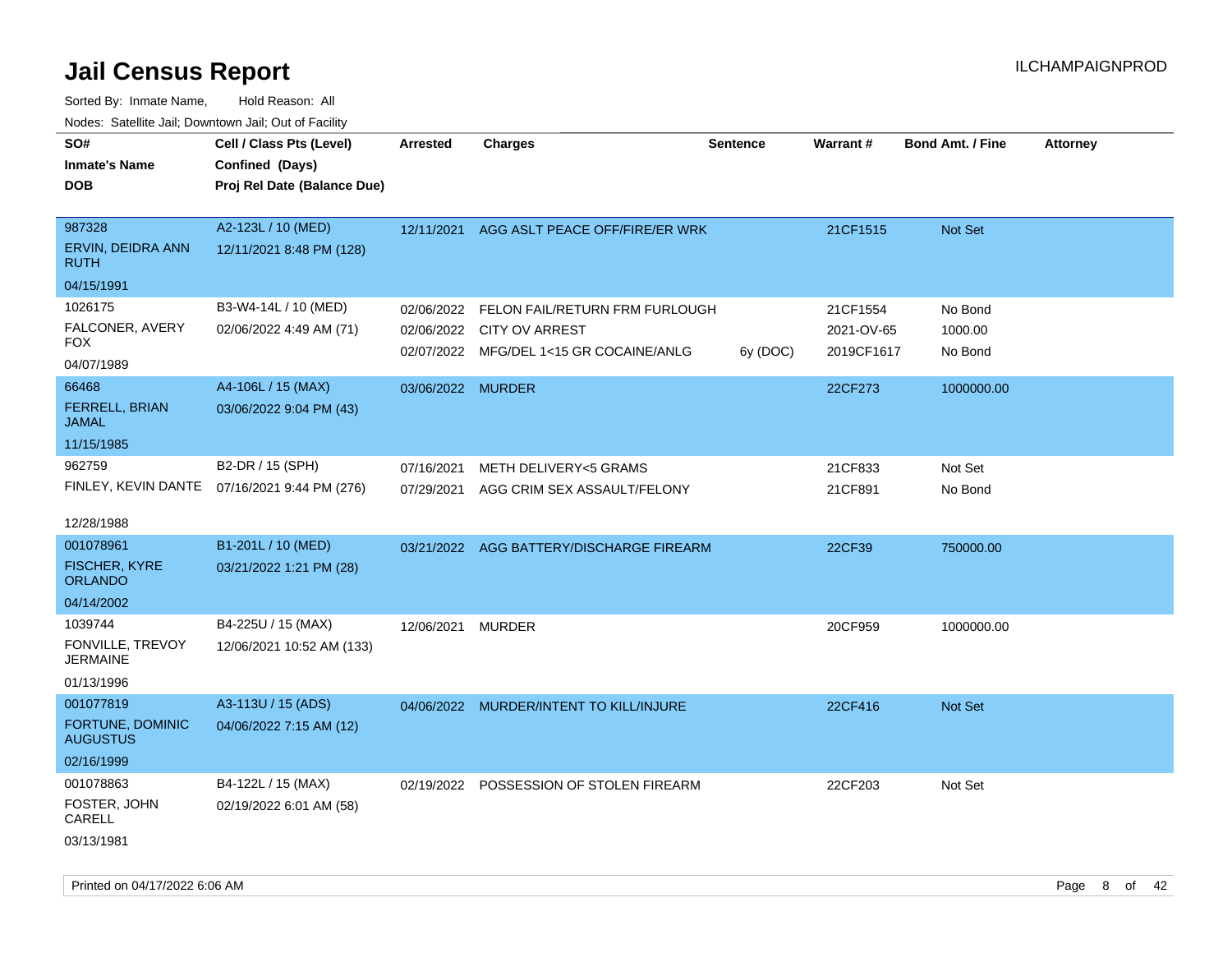# Jail Census Report

ILCHAMPAIGNPROD

Sorted By: Inmate Name, Hold Reason: All

Nodes: Satellite Jail; Downtown Jail; Out of Facility

| SO# / Inmate's Name / DOB | Cell / Class Pts (Level) / Confined (Days) / Proj Rel Date (Balance Due) | Arrested | Charges | Sentence | Warrant # | Bond Amt. / Fine | Attorney |
|---|---|---|---|---|---|---|---|
| 987328<br>ERVIN, DEIDRA ANN RUTH<br>04/15/1991 | A2-123L / 10 (MED)<br>12/11/2021 8:48 PM (128) | 12/11/2021 | AGG ASLT PEACE OFF/FIRE/ER WRK | | 21CF1515 | Not Set | |
| 1026175<br>FALCONER, AVERY FOX<br>04/07/1989 | B3-W4-14L / 10 (MED)<br>02/06/2022 4:49 AM (71) | 02/06/2022 | FELON FAIL/RETURN FRM FURLOUGH | | 21CF1554 | No Bond | |
| | | 02/06/2022 | CITY OV ARREST | | 2021-OV-65 | 1000.00 | |
| | | 02/07/2022 | MFG/DEL 1<15 GR COCAINE/ANLG | 6y (DOC) | 2019CF1617 | No Bond | |
| 66468<br>FERRELL, BRIAN JAMAL<br>11/15/1985 | A4-106L / 15 (MAX)<br>03/06/2022 9:04 PM (43) | 03/06/2022 | MURDER | | 22CF273 | 1000000.00 | |
| 962759<br>FINLEY, KEVIN DANTE<br>12/28/1988 | B2-DR / 15 (SPH)<br>07/16/2021 9:44 PM (276) | 07/16/2021 | METH DELIVERY<5 GRAMS | | 21CF833 | Not Set | |
| | | 07/29/2021 | AGG CRIM SEX ASSAULT/FELONY | | 21CF891 | No Bond | |
| 001078961<br>FISCHER, KYRE ORLANDO<br>04/14/2002 | B1-201L / 10 (MED)<br>03/21/2022 1:21 PM (28) | 03/21/2022 | AGG BATTERY/DISCHARGE FIREARM | | 22CF39 | 750000.00 | |
| 1039744<br>FONVILLE, TREVOY JERMAINE<br>01/13/1996 | B4-225U / 15 (MAX)<br>12/06/2021 10:52 AM (133) | 12/06/2021 | MURDER | | 20CF959 | 1000000.00 | |
| 001077819<br>FORTUNE, DOMINIC AUGUSTUS<br>02/16/1999 | A3-113U / 15 (ADS)<br>04/06/2022 7:15 AM (12) | 04/06/2022 | MURDER/INTENT TO KILL/INJURE | | 22CF416 | Not Set | |
| 001078863<br>FOSTER, JOHN CARELL<br>03/13/1981 | B4-122L / 15 (MAX)<br>02/19/2022 6:01 AM (58) | 02/19/2022 | POSSESSION OF STOLEN FIREARM | | 22CF203 | Not Set | |

Printed on 04/17/2022 6:06 AM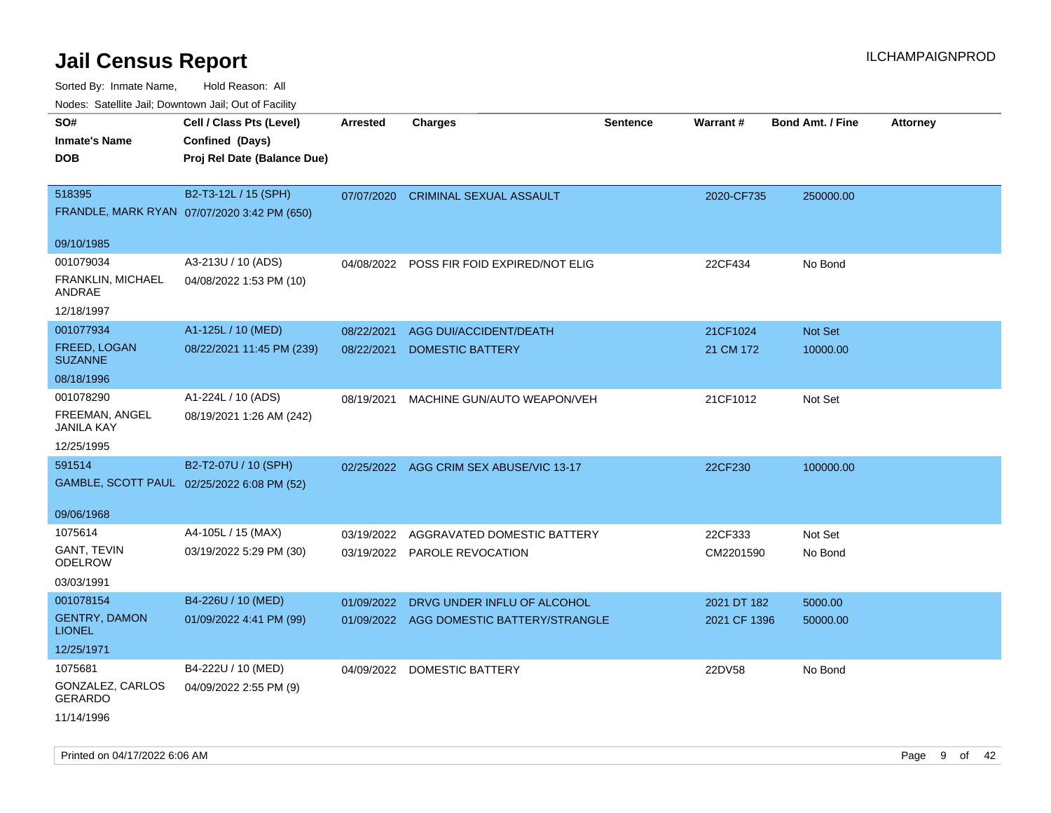# Jail Census Report

ILCHAMPAIGNPROD

Sorted By: Inmate Name, Hold Reason: All

Nodes: Satellite Jail; Downtown Jail; Out of Facility

| SO# / Inmate's Name / DOB | Cell / Class Pts (Level) / Confined (Days) / Proj Rel Date (Balance Due) | Arrested | Charges | Sentence | Warrant # | Bond Amt. / Fine | Attorney |
|---|---|---|---|---|---|---|---|
| 518395<br>FRANDLE, MARK RYAN<br>09/10/1985 | B2-T3-12L / 15 (SPH)<br>07/07/2020 3:42 PM (650) | 07/07/2020 | CRIMINAL SEXUAL ASSAULT | | 2020-CF735 | 250000.00 | |
| 001079034<br>FRANKLIN, MICHAEL ANDRAE<br>12/18/1997 | A3-213U / 10 (ADS)<br>04/08/2022 1:53 PM (10) | 04/08/2022 | POSS FIR FOID EXPIRED/NOT ELIG | | 22CF434 | No Bond | |
| 001077934<br>FREED, LOGAN SUZANNE<br>08/18/1996 | A1-125L / 10 (MED)<br>08/22/2021 11:45 PM (239) | 08/22/2021 | AGG DUI/ACCIDENT/DEATH | | 21CF1024 | Not Set | |
| | | 08/22/2021 | DOMESTIC BATTERY | | 21 CM 172 | 10000.00 | |
| 001078290<br>FREEMAN, ANGEL JANILA KAY<br>12/25/1995 | A1-224L / 10 (ADS)<br>08/19/2021 1:26 AM (242) | 08/19/2021 | MACHINE GUN/AUTO WEAPON/VEH | | 21CF1012 | Not Set | |
| 591514<br>GAMBLE, SCOTT PAUL<br>09/06/1968 | B2-T2-07U / 10 (SPH)<br>02/25/2022 6:08 PM (52) | 02/25/2022 | AGG CRIM SEX ABUSE/VIC 13-17 | | 22CF230 | 100000.00 | |
| 1075614<br>GANT, TEVIN ODELROW<br>03/03/1991 | A4-105L / 15 (MAX)<br>03/19/2022 5:29 PM (30) | 03/19/2022 | AGGRAVATED DOMESTIC BATTERY | | 22CF333 | Not Set | |
| | | 03/19/2022 | PAROLE REVOCATION | | CM2201590 | No Bond | |
| 001078154<br>GENTRY, DAMON LIONEL<br>12/25/1971 | B4-226U / 10 (MED)<br>01/09/2022 4:41 PM (99) | 01/09/2022 | DRVG UNDER INFLU OF ALCOHOL | | 2021 DT 182 | 5000.00 | |
| | | 01/09/2022 | AGG DOMESTIC BATTERY/STRANGLE | | 2021 CF 1396 | 50000.00 | |
| 1075681<br>GONZALEZ, CARLOS GERARDO<br>11/14/1996 | B4-222U / 10 (MED)<br>04/09/2022 2:55 PM (9) | 04/09/2022 | DOMESTIC BATTERY | | 22DV58 | No Bond | |

Printed on 04/17/2022 6:06 AM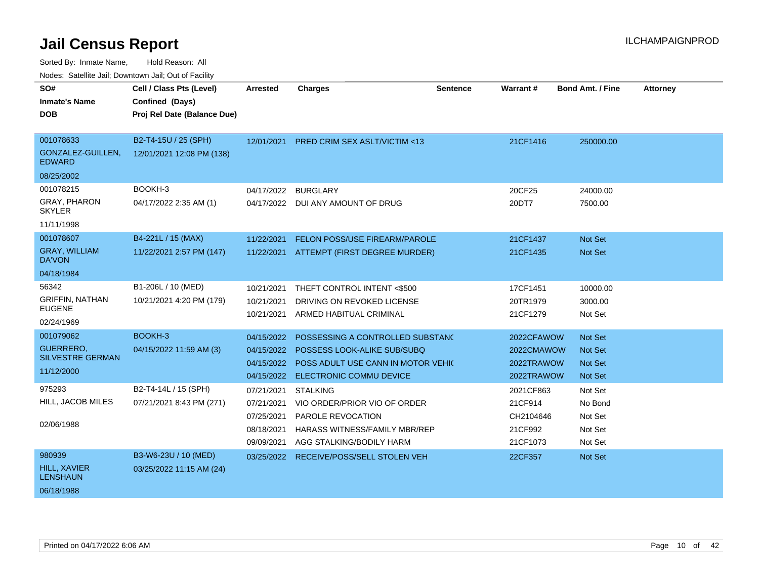# Jail Census Report

Sorted By: Inmate Name, Hold Reason: All

Nodes: Satellite Jail; Downtown Jail; Out of Facility

| SO# / Inmate's Name / DOB | Cell / Class Pts (Level) / Confined (Days) / Proj Rel Date (Balance Due) | Arrested | Charges | Sentence | Warrant # | Bond Amt. / Fine | Attorney |
|---|---|---|---|---|---|---|---|
| 001078633<br>GONZALEZ-GUILLEN, EDWARD<br>08/25/2002 | B2-T4-15U / 25 (SPH)<br>12/01/2021 12:08 PM (138) | 12/01/2021 | PRED CRIM SEX ASLT/VICTIM <13 | | 21CF1416 | 250000.00 | |
| 001078215<br>GRAY, PHARON SKYLER<br>11/11/1998 | BOOKH-3<br>04/17/2022 2:35 AM (1) | 04/17/2022 | BURGLARY | | 20CF25 | 24000.00 | |
| | | 04/17/2022 | DUI ANY AMOUNT OF DRUG | | 20DT7 | 7500.00 | |
| 001078607<br>GRAY, WILLIAM DA'VON<br>04/18/1984 | B4-221L / 15 (MAX)<br>11/22/2021 2:57 PM (147) | 11/22/2021 | FELON POSS/USE FIREARM/PAROLE | | 21CF1437 | Not Set | |
| | | 11/22/2021 | ATTEMPT (FIRST DEGREE MURDER) | | 21CF1435 | Not Set | |
| 56342<br>GRIFFIN, NATHAN EUGENE<br>02/24/1969 | B1-206L / 10 (MED)<br>10/21/2021 4:20 PM (179) | 10/21/2021 | THEFT CONTROL INTENT <$500 | | 17CF1451 | 10000.00 | |
| | | 10/21/2021 | DRIVING ON REVOKED LICENSE | | 20TR1979 | 3000.00 | |
| | | 10/21/2021 | ARMED HABITUAL CRIMINAL | | 21CF1279 | Not Set | |
| 001079062<br>GUERRERO, SILVESTRE GERMAN<br>11/12/2000 | BOOKH-3<br>04/15/2022 11:59 AM (3) | 04/15/2022 | POSSESSING A CONTROLLED SUBSTANC | | 2022CFAWOW | Not Set | |
| | | 04/15/2022 | POSSESS LOOK-ALIKE SUB/SUBQ | | 2022CMAWOW | Not Set | |
| | | 04/15/2022 | POSS ADULT USE CANN IN MOTOR VEHIC | | 2022TRAWOW | Not Set | |
| | | 04/15/2022 | ELECTRONIC COMMU DEVICE | | 2022TRAWOW | Not Set | |
| 975293<br>HILL, JACOB MILES<br>02/06/1988 | B2-T4-14L / 15 (SPH)<br>07/21/2021 8:43 PM (271) | 07/21/2021 | STALKING | | 2021CF863 | Not Set | |
| | | 07/21/2021 | VIO ORDER/PRIOR VIO OF ORDER | | 21CF914 | No Bond | |
| | | 07/25/2021 | PAROLE REVOCATION | | CH2104646 | Not Set | |
| | | 08/18/2021 | HARASS WITNESS/FAMILY MBR/REP | | 21CF992 | Not Set | |
| | | 09/09/2021 | AGG STALKING/BODILY HARM | | 21CF1073 | Not Set | |
| 980939<br>HILL, XAVIER LENSHAUN<br>06/18/1988 | B3-W6-23U / 10 (MED)<br>03/25/2022 11:15 AM (24) | 03/25/2022 | RECEIVE/POSS/SELL STOLEN VEH | | 22CF357 | Not Set | |

Printed on 04/17/2022 6:06 AM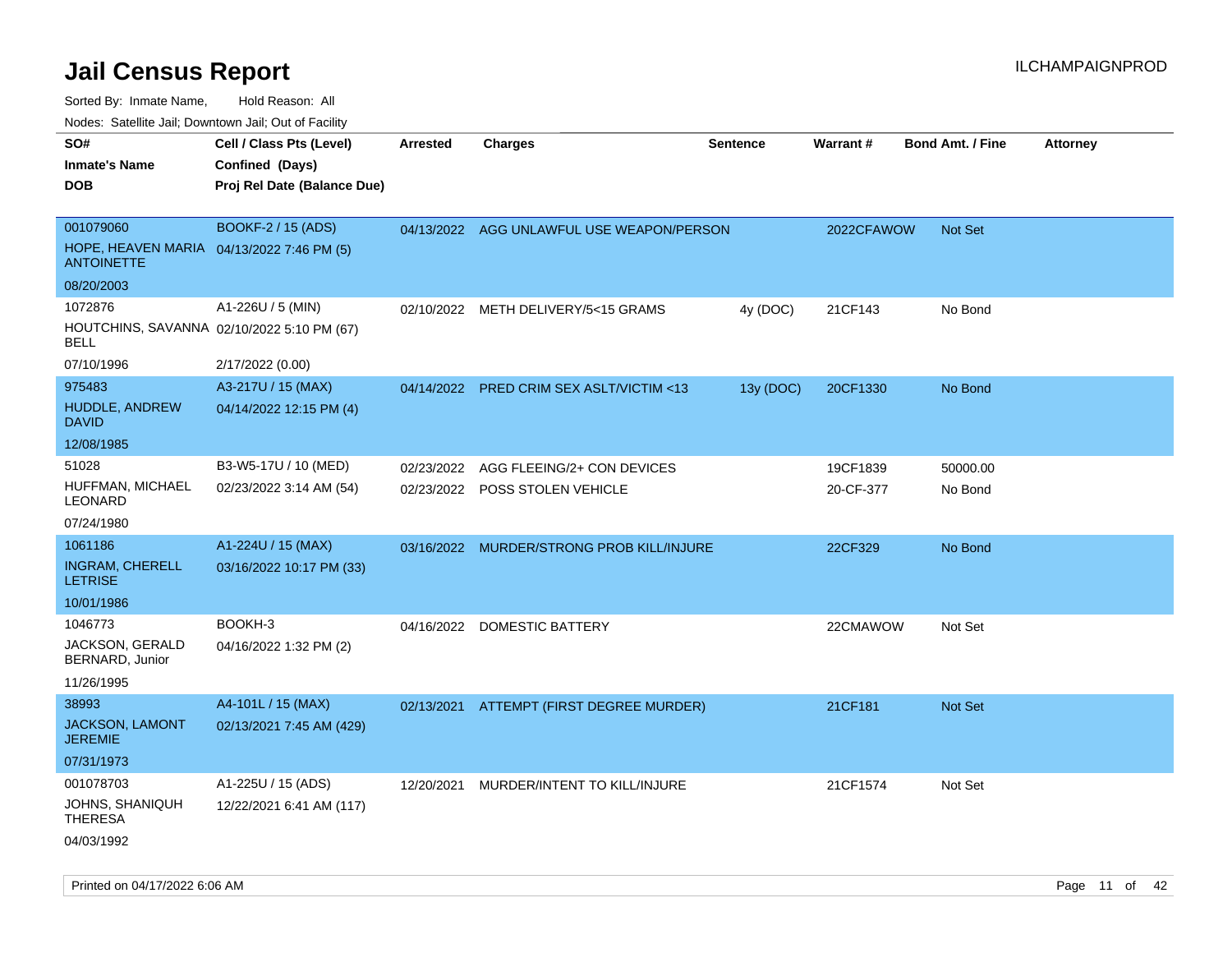# Jail Census Report

ILCHAMPAIGNPROD

Sorted By: Inmate Name, Hold Reason: All

Nodes: Satellite Jail; Downtown Jail; Out of Facility

| SO# / Inmate's Name / DOB | Cell / Class Pts (Level) / Confined (Days) / Proj Rel Date (Balance Due) | Arrested | Charges | Sentence | Warrant # | Bond Amt. / Fine | Attorney |
|---|---|---|---|---|---|---|---|
| 001079060<br>HOPE, HEAVEN MARIA ANTOINETTE<br>08/20/2003 | BOOKF-2 / 15 (ADS)<br>04/13/2022 7:46 PM (5) | 04/13/2022 | AGG UNLAWFUL USE WEAPON/PERSON | | 2022CFAWOW | Not Set | |
| 1072876<br>HOUTCHINS, SAVANNA BELL<br>07/10/1996 | A1-226U / 5 (MIN)<br>02/10/2022 5:10 PM (67)<br>2/17/2022 (0.00) | 02/10/2022 | METH DELIVERY/5<15 GRAMS | 4y (DOC) | 21CF143 | No Bond | |
| 975483<br>HUDDLE, ANDREW DAVID<br>12/08/1985 | A3-217U / 15 (MAX)<br>04/14/2022 12:15 PM (4) | 04/14/2022 | PRED CRIM SEX ASLT/VICTIM <13 | 13y (DOC) | 20CF1330 | No Bond | |
| 51028<br>HUFFMAN, MICHAEL LEONARD<br>07/24/1980 | B3-W5-17U / 10 (MED)<br>02/23/2022 3:14 AM (54) | 02/23/2022 | AGG FLEEING/2+ CON DEVICES | | 19CF1839 | 50000.00 | |
| | | 02/23/2022 | POSS STOLEN VEHICLE | | 20-CF-377 | No Bond | |
| 1061186<br>INGRAM, CHERELL LETRISE<br>10/01/1986 | A1-224U / 15 (MAX)<br>03/16/2022 10:17 PM (33) | 03/16/2022 | MURDER/STRONG PROB KILL/INJURE | | 22CF329 | No Bond | |
| 1046773<br>JACKSON, GERALD BERNARD, Junior<br>11/26/1995 | BOOKH-3<br>04/16/2022 1:32 PM (2) | 04/16/2022 | DOMESTIC BATTERY | | 22CMAWOW | Not Set | |
| 38993<br>JACKSON, LAMONT JEREMIE<br>07/31/1973 | A4-101L / 15 (MAX)<br>02/13/2021 7:45 AM (429) | 02/13/2021 | ATTEMPT (FIRST DEGREE MURDER) | | 21CF181 | Not Set | |
| 001078703<br>JOHNS, SHANIQUH THERESA<br>04/03/1992 | A1-225U / 15 (ADS)<br>12/22/2021 6:41 AM (117) | 12/20/2021 | MURDER/INTENT TO KILL/INJURE | | 21CF1574 | Not Set | |

Printed on 04/17/2022 6:06 AM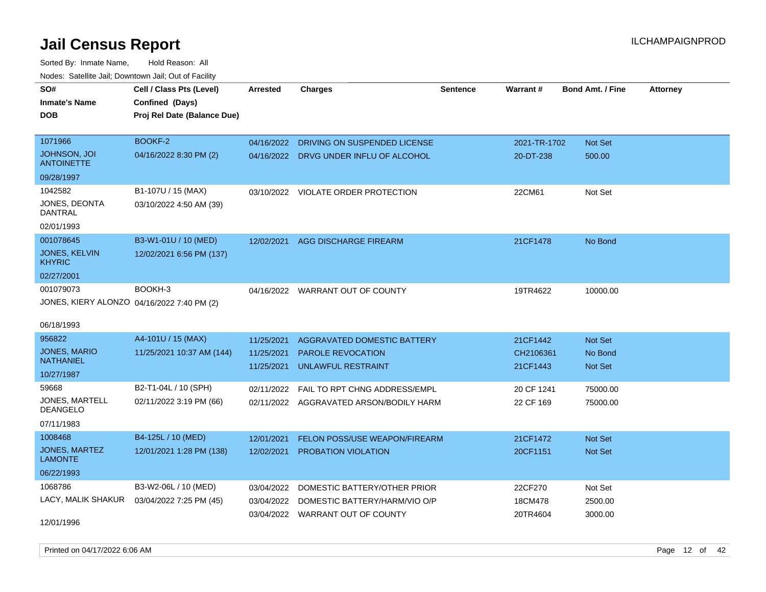# Jail Census Report

ILCHAMPAIGNPROD

Sorted By: Inmate Name, Hold Reason: All

Nodes: Satellite Jail; Downtown Jail; Out of Facility

| SO# / Inmate's Name / DOB | Cell / Class Pts (Level) / Confined (Days) / Proj Rel Date (Balance Due) | Arrested | Charges | Sentence | Warrant # | Bond Amt. / Fine | Attorney |
|---|---|---|---|---|---|---|---|
| 1071966<br>JOHNSON, JOI ANTOINETTE<br>09/28/1997 | BOOKF-2<br>04/16/2022 8:30 PM (2) | 04/16/2022<br>04/16/2022 | DRIVING ON SUSPENDED LICENSE<br>DRVG UNDER INFLU OF ALCOHOL | | 2021-TR-1702<br>20-DT-238 | Not Set<br>500.00 | |
| 1042582<br>JONES, DEONTA DANTRAL<br>02/01/1993 | B1-107U / 15 (MAX)<br>03/10/2022 4:50 AM (39) | 03/10/2022 | VIOLATE ORDER PROTECTION | | 22CM61 | Not Set | |
| 001078645<br>JONES, KELVIN KHYRIC<br>02/27/2001 | B3-W1-01U / 10 (MED)<br>12/02/2021 6:56 PM (137) | 12/02/2021 | AGG DISCHARGE FIREARM | | 21CF1478 | No Bond | |
| 001079073<br>JONES, KIERY ALONZO<br>06/18/1993 | BOOKH-3<br>04/16/2022 7:40 PM (2) | 04/16/2022 | WARRANT OUT OF COUNTY | | 19TR4622 | 10000.00 | |
| 956822<br>JONES, MARIO NATHANIEL<br>10/27/1987 | A4-101U / 15 (MAX)<br>11/25/2021 10:37 AM (144) | 11/25/2021<br>11/25/2021<br>11/25/2021 | AGGRAVATED DOMESTIC BATTERY<br>PAROLE REVOCATION<br>UNLAWFUL RESTRAINT | | 21CF1442<br>CH2106361<br>21CF1443 | Not Set<br>No Bond<br>Not Set | |
| 59668<br>JONES, MARTELL DEANGELO<br>07/11/1983 | B2-T1-04L / 10 (SPH)<br>02/11/2022 3:19 PM (66) | 02/11/2022<br>02/11/2022 | FAIL TO RPT CHNG ADDRESS/EMPL<br>AGGRAVATED ARSON/BODILY HARM | | 20 CF 1241<br>22 CF 169 | 75000.00<br>75000.00 | |
| 1008468<br>JONES, MARTEZ LAMONTE<br>06/22/1993 | B4-125L / 10 (MED)<br>12/01/2021 1:28 PM (138) | 12/01/2021<br>12/02/2021 | FELON POSS/USE WEAPON/FIREARM<br>PROBATION VIOLATION | | 21CF1472<br>20CF1151 | Not Set<br>Not Set | |
| 1068786<br>LACY, MALIK SHAKUR<br>12/01/1996 | B3-W2-06L / 10 (MED)<br>03/04/2022 7:25 PM (45) | 03/04/2022<br>03/04/2022<br>03/04/2022 | DOMESTIC BATTERY/OTHER PRIOR<br>DOMESTIC BATTERY/HARM/VIO O/P<br>WARRANT OUT OF COUNTY | | 22CF270<br>18CM478<br>20TR4604 | Not Set<br>2500.00<br>3000.00 | |

Printed on 04/17/2022 6:06 AM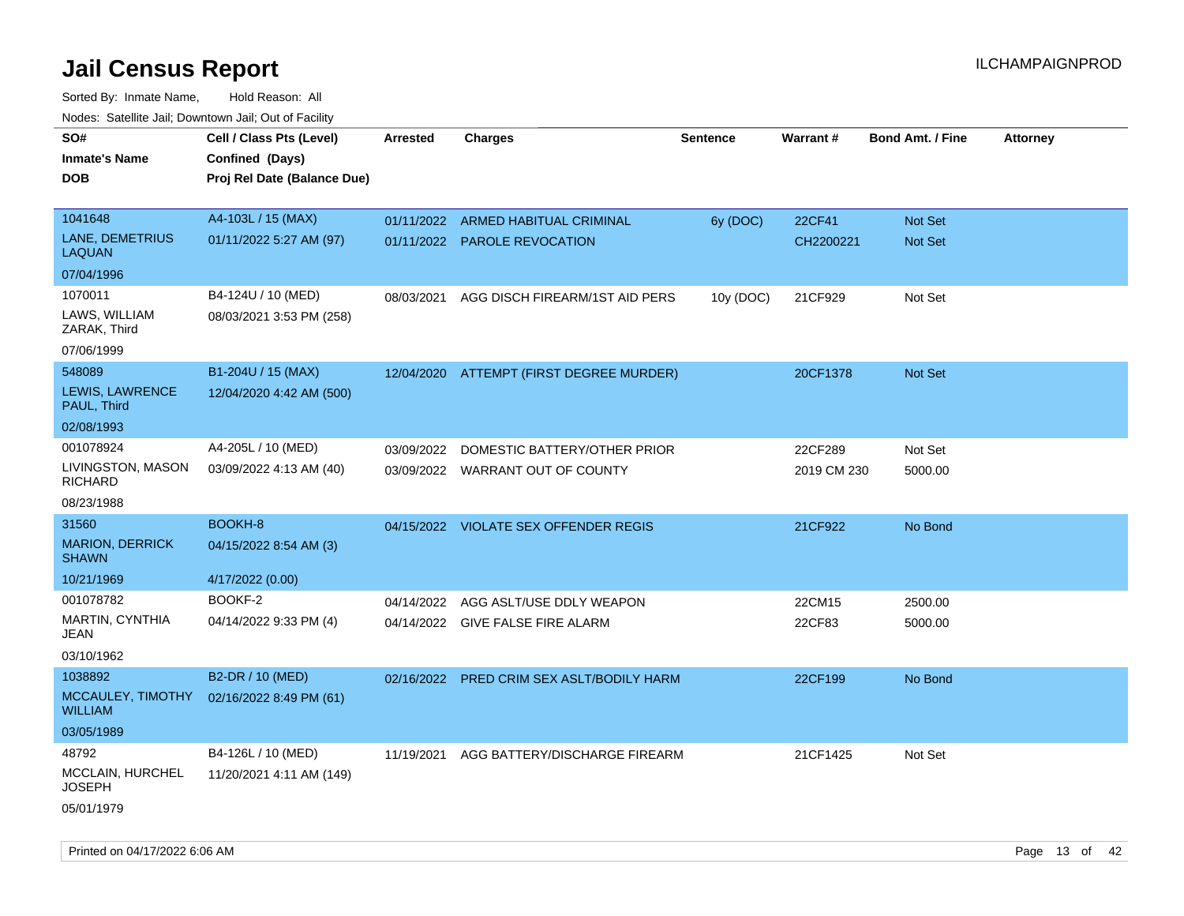# Jail Census Report

ILCHAMPAIGNPROD

Sorted By: Inmate Name, Hold Reason: All

Nodes: Satellite Jail; Downtown Jail; Out of Facility

| SO# / Inmate's Name / DOB | Cell / Class Pts (Level) / Confined (Days) / Proj Rel Date (Balance Due) | Arrested | Charges | Sentence | Warrant # | Bond Amt. / Fine | Attorney |
|---|---|---|---|---|---|---|---|
| 1041648<br>LANE, DEMETRIUS LAQUAN<br>07/04/1996 | A4-103L / 15 (MAX)<br>01/11/2022 5:27 AM (97) | 01/11/2022<br>01/11/2022 | ARMED HABITUAL CRIMINAL<br>PAROLE REVOCATION | 6y (DOC) | 22CF41<br>CH2200221 | Not Set<br>Not Set | |
| 1070011<br>LAWS, WILLIAM ZARAK, Third<br>07/06/1999 | B4-124U / 10 (MED)<br>08/03/2021 3:53 PM (258) | 08/03/2021 | AGG DISCH FIREARM/1ST AID PERS | 10y (DOC) | 21CF929 | Not Set | |
| 548089<br>LEWIS, LAWRENCE PAUL, Third<br>02/08/1993 | B1-204U / 15 (MAX)<br>12/04/2020 4:42 AM (500) | 12/04/2020 | ATTEMPT (FIRST DEGREE MURDER) | | 20CF1378 | Not Set | |
| 001078924<br>LIVINGSTON, MASON RICHARD<br>08/23/1988 | A4-205L / 10 (MED)<br>03/09/2022 4:13 AM (40) | 03/09/2022<br>03/09/2022 | DOMESTIC BATTERY/OTHER PRIOR<br>WARRANT OUT OF COUNTY | | 22CF289<br>2019 CM 230 | Not Set<br>5000.00 | |
| 31560<br>MARION, DERRICK SHAWN<br>10/21/1969 | BOOKH-8<br>04/15/2022 8:54 AM (3)<br>4/17/2022 (0.00) | 04/15/2022 | VIOLATE SEX OFFENDER REGIS | | 21CF922 | No Bond | |
| 001078782<br>MARTIN, CYNTHIA JEAN<br>03/10/1962 | BOOKF-2<br>04/14/2022 9:33 PM (4) | 04/14/2022<br>04/14/2022 | AGG ASLT/USE DDLY WEAPON<br>GIVE FALSE FIRE ALARM | | 22CM15<br>22CF83 | 2500.00<br>5000.00 | |
| 1038892<br>MCCAULEY, TIMOTHY WILLIAM<br>03/05/1989 | B2-DR / 10 (MED)<br>02/16/2022 8:49 PM (61) | 02/16/2022 | PRED CRIM SEX ASLT/BODILY HARM | | 22CF199 | No Bond | |
| 48792<br>MCCLAIN, HURCHEL JOSEPH<br>05/01/1979 | B4-126L / 10 (MED)<br>11/20/2021 4:11 AM (149) | 11/19/2021 | AGG BATTERY/DISCHARGE FIREARM | | 21CF1425 | Not Set | |

Printed on 04/17/2022 6:06 AM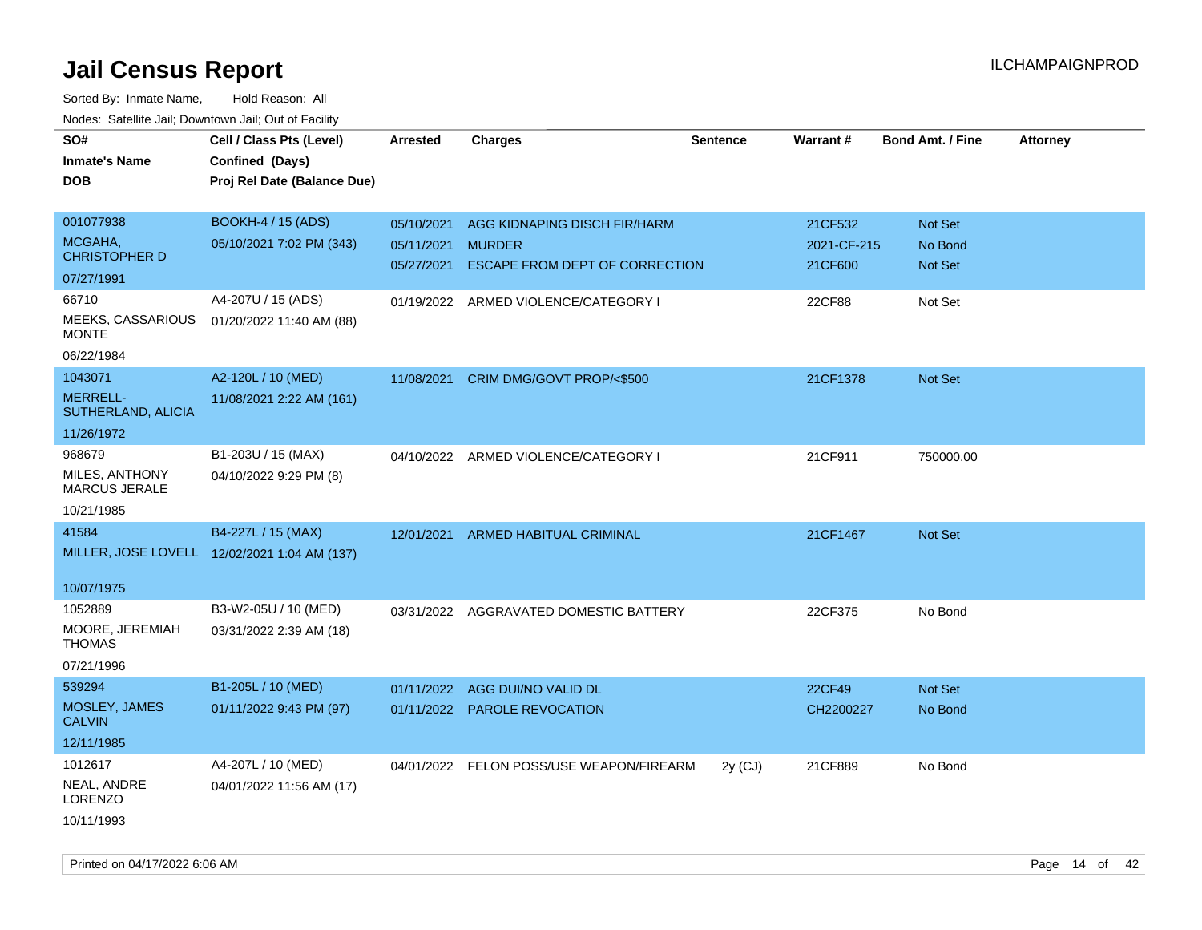# Jail Census Report

ILCHAMPAIGNPROD

Sorted By: Inmate Name, Hold Reason: All

Nodes: Satellite Jail; Downtown Jail; Out of Facility

| SO# / Inmate's Name / DOB | Cell / Class Pts (Level) / Confined (Days) / Proj Rel Date (Balance Due) | Arrested | Charges | Sentence | Warrant # | Bond Amt. / Fine | Attorney |
|---|---|---|---|---|---|---|---|
| 001077938<br>MCGAHA, CHRISTOPHER D<br>07/27/1991 | BOOKH-4 / 15 (ADS)<br>05/10/2021 7:02 PM (343) | 05/10/2021<br>05/11/2021<br>05/27/2021 | AGG KIDNAPING DISCH FIR/HARM<br>MURDER<br>ESCAPE FROM DEPT OF CORRECTION | | 21CF532<br>2021-CF-215<br>21CF600 | Not Set<br>No Bond<br>Not Set | |
| 66710<br>MEEKS, CASSARIOUS MONTE<br>06/22/1984 | A4-207U / 15 (ADS)<br>01/20/2022 11:40 AM (88) | 01/19/2022 | ARMED VIOLENCE/CATEGORY I | | 22CF88 | Not Set | |
| 1043071<br>MERRELL-SUTHERLAND, ALICIA<br>11/26/1972 | A2-120L / 10 (MED)<br>11/08/2021 2:22 AM (161) | 11/08/2021 | CRIM DMG/GOVT PROP/<$500 | | 21CF1378 | Not Set | |
| 968679<br>MILES, ANTHONY MARCUS JERALE<br>10/21/1985 | B1-203U / 15 (MAX)<br>04/10/2022 9:29 PM (8) | 04/10/2022 | ARMED VIOLENCE/CATEGORY I | | 21CF911 | 750000.00 | |
| 41584<br>MILLER, JOSE LOVELL<br>10/07/1975 | B4-227L / 15 (MAX)<br>12/02/2021 1:04 AM (137) | 12/01/2021 | ARMED HABITUAL CRIMINAL | | 21CF1467 | Not Set | |
| 1052889<br>MOORE, JEREMIAH THOMAS<br>07/21/1996 | B3-W2-05U / 10 (MED)<br>03/31/2022 2:39 AM (18) | 03/31/2022 | AGGRAVATED DOMESTIC BATTERY | | 22CF375 | No Bond | |
| 539294<br>MOSLEY, JAMES CALVIN<br>12/11/1985 | B1-205L / 10 (MED)<br>01/11/2022 9:43 PM (97) | 01/11/2022<br>01/11/2022 | AGG DUI/NO VALID DL<br>PAROLE REVOCATION | | 22CF49<br>CH2200227 | Not Set<br>No Bond | |
| 1012617<br>NEAL, ANDRE LORENZO<br>10/11/1993 | A4-207L / 10 (MED)<br>04/01/2022 11:56 AM (17) | 04/01/2022 | FELON POSS/USE WEAPON/FIREARM | 2y (CJ) | 21CF889 | No Bond | |

Printed on 04/17/2022 6:06 AM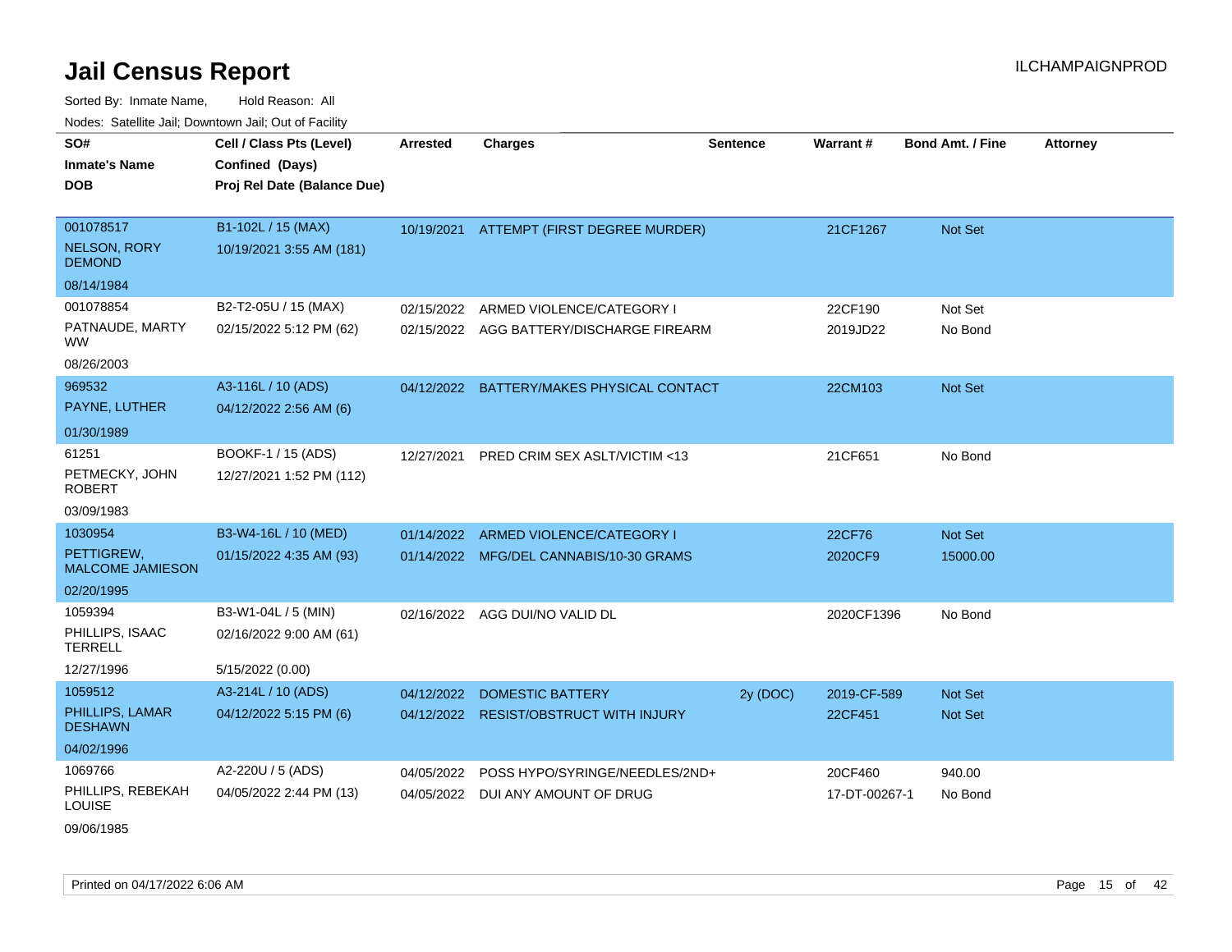# Jail Census Report

ILCHAMPAIGNPROD

Sorted By: Inmate Name, Hold Reason: All

Nodes: Satellite Jail; Downtown Jail; Out of Facility

| SO# / Inmate's Name / DOB | Cell / Class Pts (Level) / Confined (Days) / Proj Rel Date (Balance Due) | Arrested | Charges | Sentence | Warrant # | Bond Amt. / Fine | Attorney |
|---|---|---|---|---|---|---|---|
| 001078517<br>NELSON, RORY DEMOND<br>08/14/1984 | B1-102L / 15 (MAX)<br>10/19/2021 3:55 AM (181) | 10/19/2021 | ATTEMPT (FIRST DEGREE MURDER) | | 21CF1267 | Not Set | |
| 001078854<br>PATNAUDE, MARTY WW<br>08/26/2003 | B2-T2-05U / 15 (MAX)<br>02/15/2022 5:12 PM (62) | 02/15/2022 | ARMED VIOLENCE/CATEGORY I | | 22CF190 | Not Set | |
| | | 02/15/2022 | AGG BATTERY/DISCHARGE FIREARM | | 2019JD22 | No Bond | |
| 969532<br>PAYNE, LUTHER<br>01/30/1989 | A3-116L / 10 (ADS)<br>04/12/2022 2:56 AM (6) | 04/12/2022 | BATTERY/MAKES PHYSICAL CONTACT | | 22CM103 | Not Set | |
| 61251<br>PETMECKY, JOHN ROBERT<br>03/09/1983 | BOOKF-1 / 15 (ADS)<br>12/27/2021 1:52 PM (112) | 12/27/2021 | PRED CRIM SEX ASLT/VICTIM <13 | | 21CF651 | No Bond | |
| 1030954<br>PETTIGREW, MALCOME JAMIESON<br>02/20/1995 | B3-W4-16L / 10 (MED)<br>01/15/2022 4:35 AM (93) | 01/14/2022 | ARMED VIOLENCE/CATEGORY I | | 22CF76 | Not Set | |
| | | 01/14/2022 | MFG/DEL CANNABIS/10-30 GRAMS | | 2020CF9 | 15000.00 | |
| 1059394<br>PHILLIPS, ISAAC TERRELL<br>12/27/1996 | B3-W1-04L / 5 (MIN)<br>02/16/2022 9:00 AM (61)<br>5/15/2022 (0.00) | 02/16/2022 | AGG DUI/NO VALID DL | | 2020CF1396 | No Bond | |
| 1059512<br>PHILLIPS, LAMAR DESHAWN<br>04/02/1996 | A3-214L / 10 (ADS)<br>04/12/2022 5:15 PM (6) | 04/12/2022 | DOMESTIC BATTERY | 2y (DOC) | 2019-CF-589 | Not Set | |
| | | 04/12/2022 | RESIST/OBSTRUCT WITH INJURY | | 22CF451 | Not Set | |
| 1069766<br>PHILLIPS, REBEKAH LOUISE<br>09/06/1985 | A2-220U / 5 (ADS)<br>04/05/2022 2:44 PM (13) | 04/05/2022 | POSS HYPO/SYRINGE/NEEDLES/2ND+ | | 20CF460 | 940.00 | |
| | | 04/05/2022 | DUI ANY AMOUNT OF DRUG | | 17-DT-00267-1 | No Bond | |

Printed on 04/17/2022 6:06 AM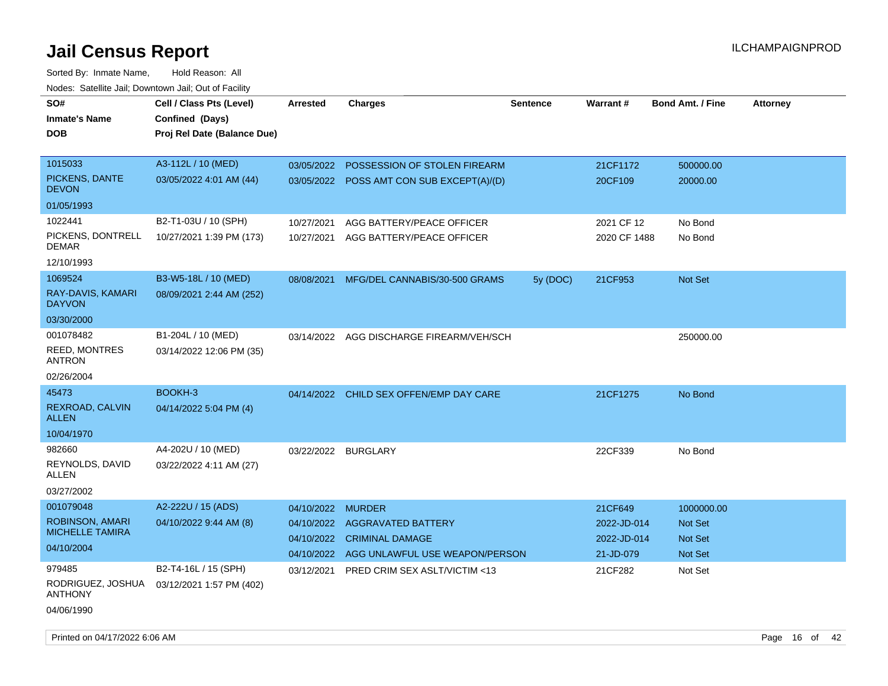# Jail Census Report

ILCHAMPAIGNPROD

Sorted By: Inmate Name, Hold Reason: All

Nodes: Satellite Jail; Downtown Jail; Out of Facility

| SO# / Inmate's Name / DOB | Cell / Class Pts (Level) / Confined (Days) / Proj Rel Date (Balance Due) | Arrested | Charges | Sentence | Warrant # | Bond Amt. / Fine | Attorney |
|---|---|---|---|---|---|---|---|
| 1015033<br>PICKENS, DANTE DEVON<br>01/05/1993 | A3-112L / 10 (MED)<br>03/05/2022 4:01 AM (44) | 03/05/2022 | POSSESSION OF STOLEN FIREARM | | 21CF1172 | 500000.00 | |
| | | 03/05/2022 | POSS AMT CON SUB EXCEPT(A)/(D) | | 20CF109 | 20000.00 | |
| 1022441<br>PICKENS, DONTRELL DEMAR<br>12/10/1993 | B2-T1-03U / 10 (SPH)<br>10/27/2021 1:39 PM (173) | 10/27/2021 | AGG BATTERY/PEACE OFFICER | | 2021 CF 12 | No Bond | |
| | | 10/27/2021 | AGG BATTERY/PEACE OFFICER | | 2020 CF 1488 | No Bond | |
| 1069524<br>RAY-DAVIS, KAMARI DAYVON<br>03/30/2000 | B3-W5-18L / 10 (MED)<br>08/09/2021 2:44 AM (252) | 08/08/2021 | MFG/DEL CANNABIS/30-500 GRAMS | 5y (DOC) | 21CF953 | Not Set | |
| 001078482<br>REED, MONTRES ANTRON<br>02/26/2004 | B1-204L / 10 (MED)<br>03/14/2022 12:06 PM (35) | 03/14/2022 | AGG DISCHARGE FIREARM/VEH/SCH | | | 250000.00 | |
| 45473<br>REXROAD, CALVIN ALLEN<br>10/04/1970 | BOOKH-3<br>04/14/2022 5:04 PM (4) | 04/14/2022 | CHILD SEX OFFEN/EMP DAY CARE | | 21CF1275 | No Bond | |
| 982660<br>REYNOLDS, DAVID ALLEN<br>03/27/2002 | A4-202U / 10 (MED)<br>03/22/2022 4:11 AM (27) | 03/22/2022 | BURGLARY | | 22CF339 | No Bond | |
| 001079048<br>ROBINSON, AMARI MICHELLE TAMIRA<br>04/10/2004 | A2-222U / 15 (ADS)<br>04/10/2022 9:44 AM (8) | 04/10/2022 | MURDER | | 21CF649 | 1000000.00 | |
| | | 04/10/2022 | AGGRAVATED BATTERY | | 2022-JD-014 | Not Set | |
| | | 04/10/2022 | CRIMINAL DAMAGE | | 2022-JD-014 | Not Set | |
| | | 04/10/2022 | AGG UNLAWFUL USE WEAPON/PERSON | | 21-JD-079 | Not Set | |
| 979485<br>RODRIGUEZ, JOSHUA ANTHONY<br>04/06/1990 | B2-T4-16L / 15 (SPH)<br>03/12/2021 1:57 PM (402) | 03/12/2021 | PRED CRIM SEX ASLT/VICTIM <13 | | 21CF282 | Not Set | |

Printed on 04/17/2022 6:06 AM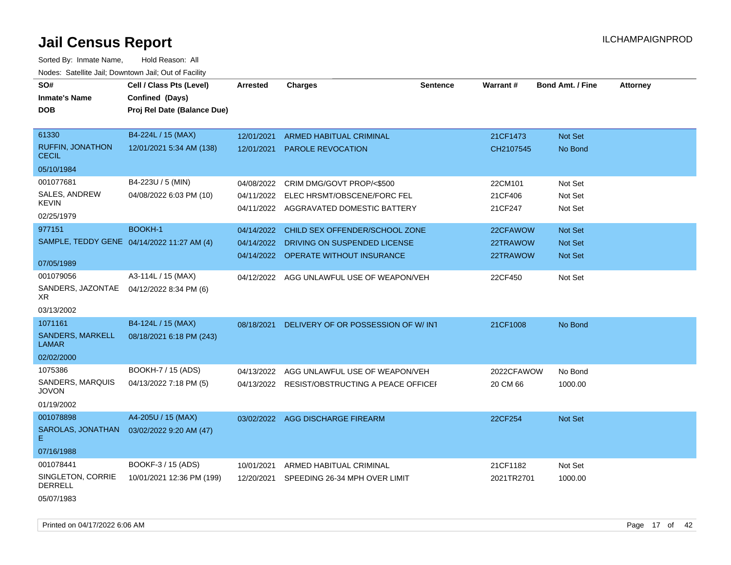# Jail Census Report

ILCHAMPAIGNPROD

Sorted By: Inmate Name, Hold Reason: All

Nodes: Satellite Jail; Downtown Jail; Out of Facility

| SO# / Inmate's Name / DOB | Cell / Class Pts (Level) / Confined (Days) / Proj Rel Date (Balance Due) | Arrested | Charges | Sentence | Warrant # | Bond Amt. / Fine | Attorney |
|---|---|---|---|---|---|---|---|
| 61330<br>RUFFIN, JONATHON CECIL<br>05/10/1984 | B4-224L / 15 (MAX)<br>12/01/2021 5:34 AM (138) | 12/01/2021<br>12/01/2021 | ARMED HABITUAL CRIMINAL<br>PAROLE REVOCATION | | 21CF1473<br>CH2107545 | Not Set<br>No Bond | |
| 001077681<br>SALES, ANDREW KEVIN<br>02/25/1979 | B4-223U / 5 (MIN)<br>04/08/2022 6:03 PM (10) | 04/08/2022<br>04/11/2022<br>04/11/2022 | CRIM DMG/GOVT PROP/<$500<br>ELEC HRSMT/OBSCENE/FORC FEL<br>AGGRAVATED DOMESTIC BATTERY | | 22CM101<br>21CF406<br>21CF247 | Not Set<br>Not Set<br>Not Set | |
| 977151<br>SAMPLE, TEDDY GENE<br>07/05/1989 | BOOKH-1<br>04/14/2022 11:27 AM (4) | 04/14/2022<br>04/14/2022<br>04/14/2022 | CHILD SEX OFFENDER/SCHOOL ZONE<br>DRIVING ON SUSPENDED LICENSE<br>OPERATE WITHOUT INSURANCE | | 22CFAWOW<br>22TRAWOW<br>22TRAWOW | Not Set<br>Not Set<br>Not Set | |
| 001079056<br>SANDERS, JAZONTAE XR<br>03/13/2002 | A3-114L / 15 (MAX)<br>04/12/2022 8:34 PM (6) | 04/12/2022 | AGG UNLAWFUL USE OF WEAPON/VEH | | 22CF450 | Not Set | |
| 1071161<br>SANDERS, MARKELL LAMAR<br>02/02/2000 | B4-124L / 15 (MAX)<br>08/18/2021 6:18 PM (243) | 08/18/2021 | DELIVERY OF OR POSSESSION OF W/ INT | | 21CF1008 | No Bond | |
| 1075386<br>SANDERS, MARQUIS JOVON<br>01/19/2002 | BOOKH-7 / 15 (ADS)<br>04/13/2022 7:18 PM (5) | 04/13/2022<br>04/13/2022 | AGG UNLAWFUL USE OF WEAPON/VEH<br>RESIST/OBSTRUCTING A PEACE OFFICEI | | 2022CFAWOW<br>20 CM 66 | No Bond<br>1000.00 | |
| 001078898<br>SAROLAS, JONATHAN E<br>07/16/1988 | A4-205U / 15 (MAX)<br>03/02/2022 9:20 AM (47) | 03/02/2022 | AGG DISCHARGE FIREARM | | 22CF254 | Not Set | |
| 001078441<br>SINGLETON, CORRIE DERRELL<br>05/07/1983 | BOOKF-3 / 15 (ADS)<br>10/01/2021 12:36 PM (199) | 10/01/2021<br>12/20/2021 | ARMED HABITUAL CRIMINAL<br>SPEEDING 26-34 MPH OVER LIMIT | | 21CF1182<br>2021TR2701 | Not Set<br>1000.00 | |

Printed on 04/17/2022 6:06 AM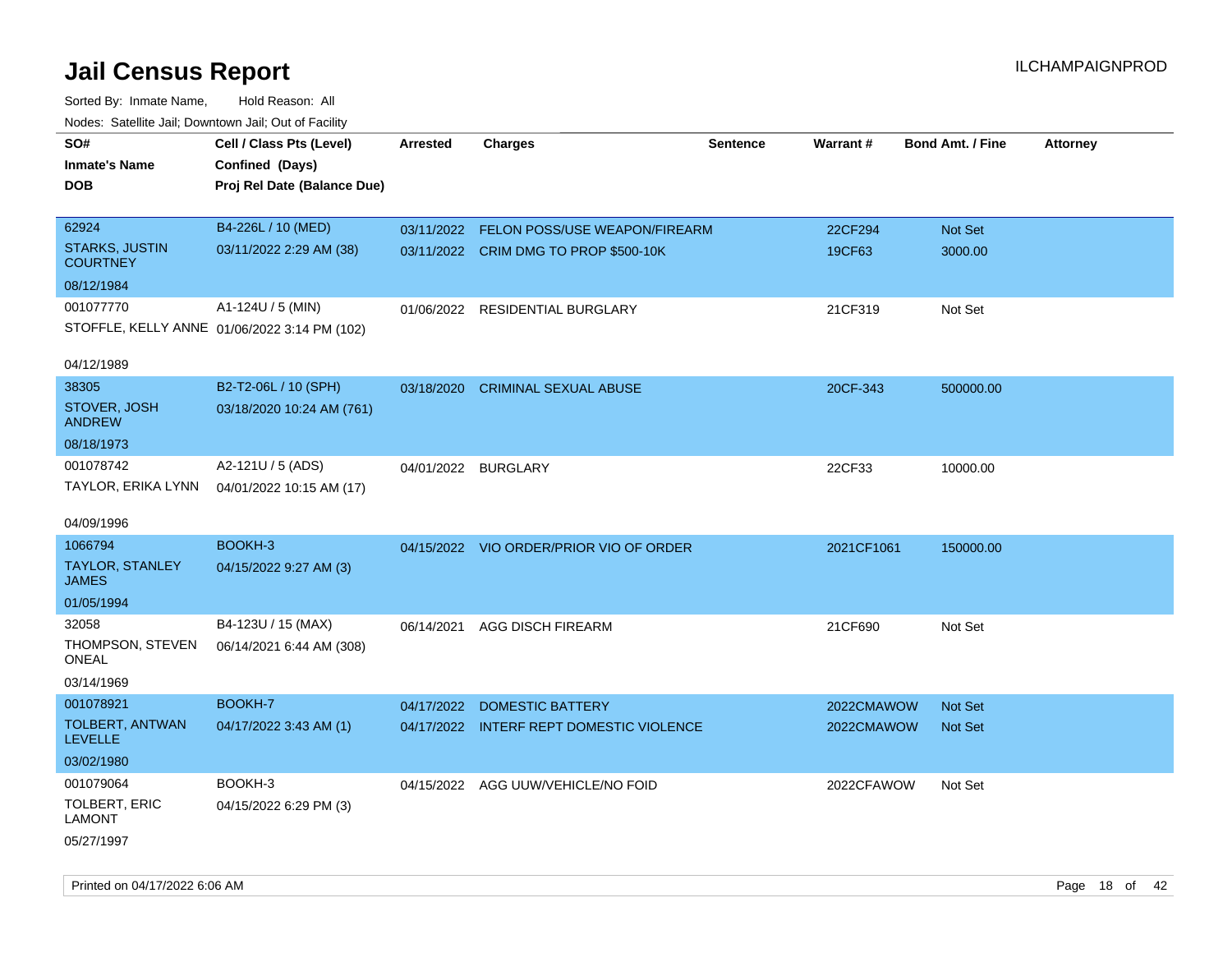# Jail Census Report

ILCHAMPAIGNPROD

Sorted By: Inmate Name, Hold Reason: All

Nodes: Satellite Jail; Downtown Jail; Out of Facility

| SO# / Inmate's Name / DOB | Cell / Class Pts (Level) / Confined (Days) / Proj Rel Date (Balance Due) | Arrested | Charges | Sentence | Warrant # | Bond Amt. / Fine | Attorney |
|---|---|---|---|---|---|---|---|
| 62924<br>STARKS, JUSTIN COURTNEY<br>08/12/1984 | B4-226L / 10 (MED)<br>03/11/2022 2:29 AM (38) | 03/11/2022 | FELON POSS/USE WEAPON/FIREARM | | 22CF294 | Not Set | |
| | | 03/11/2022 | CRIM DMG TO PROP $500-10K | | 19CF63 | 3000.00 | |
| 001077770<br>STOFFLE, KELLY ANNE<br>04/12/1989 | A1-124U / 5 (MIN)<br>01/06/2022 3:14 PM (102) | 01/06/2022 | RESIDENTIAL BURGLARY | | 21CF319 | Not Set | |
| 38305<br>STOVER, JOSH ANDREW<br>08/18/1973 | B2-T2-06L / 10 (SPH)<br>03/18/2020 10:24 AM (761) | 03/18/2020 | CRIMINAL SEXUAL ABUSE | | 20CF-343 | 500000.00 | |
| 001078742<br>TAYLOR, ERIKA LYNN<br>04/09/1996 | A2-121U / 5 (ADS)<br>04/01/2022 10:15 AM (17) | 04/01/2022 | BURGLARY | | 22CF33 | 10000.00 | |
| 1066794<br>TAYLOR, STANLEY JAMES<br>01/05/1994 | BOOKH-3<br>04/15/2022 9:27 AM (3) | 04/15/2022 | VIO ORDER/PRIOR VIO OF ORDER | | 2021CF1061 | 150000.00 | |
| 32058<br>THOMPSON, STEVEN ONEAL<br>03/14/1969 | B4-123U / 15 (MAX)<br>06/14/2021 6:44 AM (308) | 06/14/2021 | AGG DISCH FIREARM | | 21CF690 | Not Set | |
| 001078921<br>TOLBERT, ANTWAN LEVELLE<br>03/02/1980 | BOOKH-7<br>04/17/2022 3:43 AM (1) | 04/17/2022 | DOMESTIC BATTERY | | 2022CMAWOW | Not Set | |
| | | 04/17/2022 | INTERF REPT DOMESTIC VIOLENCE | | 2022CMAWOW | Not Set | |
| 001079064<br>TOLBERT, ERIC LAMONT<br>05/27/1997 | BOOKH-3<br>04/15/2022 6:29 PM (3) | 04/15/2022 | AGG UUW/VEHICLE/NO FOID | | 2022CFAWOW | Not Set | |

Printed on 04/17/2022 6:06 AM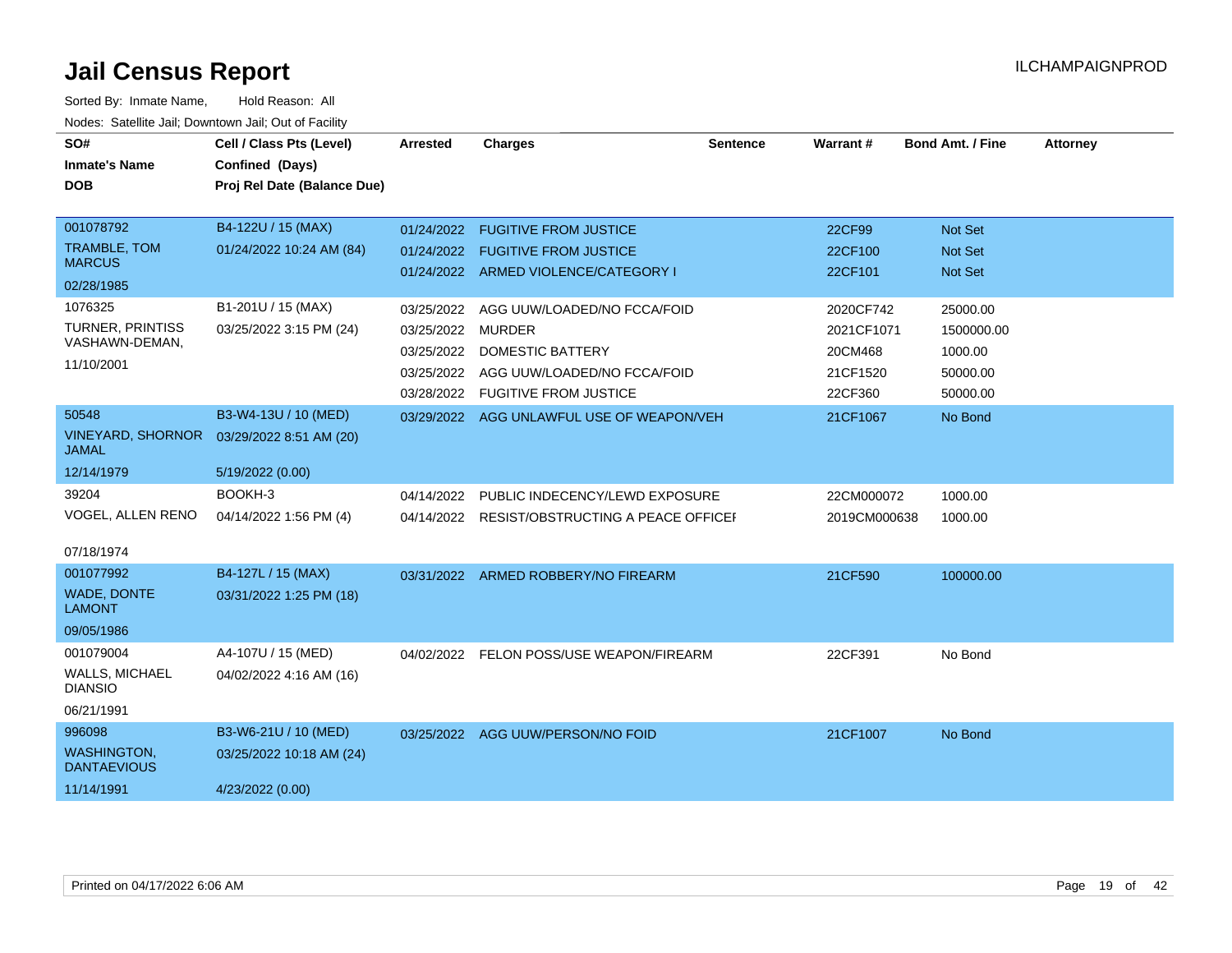# Jail Census Report

ILCHAMPAIGNPROD

Sorted By: Inmate Name, Hold Reason: All

Nodes: Satellite Jail; Downtown Jail; Out of Facility

| SO# / Inmate's Name / DOB | Cell / Class Pts (Level) / Confined (Days) / Proj Rel Date (Balance Due) | Arrested | Charges | Sentence | Warrant # | Bond Amt. / Fine | Attorney |
|---|---|---|---|---|---|---|---|
| 001078792 | B4-122U / 15 (MAX) | 01/24/2022 | FUGITIVE FROM JUSTICE | | 22CF99 | Not Set | |
| TRAMBLE, TOM MARCUS | 01/24/2022 10:24 AM (84) | 01/24/2022 | FUGITIVE FROM JUSTICE | | 22CF100 | Not Set | |
| 02/28/1985 | | 01/24/2022 | ARMED VIOLENCE/CATEGORY I | | 22CF101 | Not Set | |
| 1076325 | B1-201U / 15 (MAX) | 03/25/2022 | AGG UUW/LOADED/NO FCCA/FOID | | 2020CF742 | 25000.00 | |
| TURNER, PRINTISS VASHAWN-DEMAN, | 03/25/2022 3:15 PM (24) | 03/25/2022 | MURDER | | 2021CF1071 | 1500000.00 | |
| 11/10/2001 | | 03/25/2022 | DOMESTIC BATTERY | | 20CM468 | 1000.00 | |
| | | 03/25/2022 | AGG UUW/LOADED/NO FCCA/FOID | | 21CF1520 | 50000.00 | |
| | | 03/28/2022 | FUGITIVE FROM JUSTICE | | 22CF360 | 50000.00 | |
| 50548 | B3-W4-13U / 10 (MED) | 03/29/2022 | AGG UNLAWFUL USE OF WEAPON/VEH | | 21CF1067 | No Bond | |
| VINEYARD, SHORNOR JAMAL | 03/29/2022 8:51 AM (20) | | | | | | |
| 12/14/1979 | 5/19/2022 (0.00) | | | | | | |
| 39204 | BOOKH-3 | 04/14/2022 | PUBLIC INDECENCY/LEWD EXPOSURE | | 22CM000072 | 1000.00 | |
| VOGEL, ALLEN RENO | 04/14/2022 1:56 PM (4) | 04/14/2022 | RESIST/OBSTRUCTING A PEACE OFFICEI | | 2019CM000638 | 1000.00 | |
| 07/18/1974 | | | | | | | |
| 001077992 | B4-127L / 15 (MAX) | 03/31/2022 | ARMED ROBBERY/NO FIREARM | | 21CF590 | 100000.00 | |
| WADE, DONTE LAMONT | 03/31/2022 1:25 PM (18) | | | | | | |
| 09/05/1986 | | | | | | | |
| 001079004 | A4-107U / 15 (MED) | 04/02/2022 | FELON POSS/USE WEAPON/FIREARM | | 22CF391 | No Bond | |
| WALLS, MICHAEL DIANSIO | 04/02/2022 4:16 AM (16) | | | | | | |
| 06/21/1991 | | | | | | | |
| 996098 | B3-W6-21U / 10 (MED) | 03/25/2022 | AGG UUW/PERSON/NO FOID | | 21CF1007 | No Bond | |
| WASHINGTON, DANTAEVIOUS | 03/25/2022 10:18 AM (24) | | | | | | |
| 11/14/1991 | 4/23/2022 (0.00) | | | | | | |

Printed on 04/17/2022 6:06 AM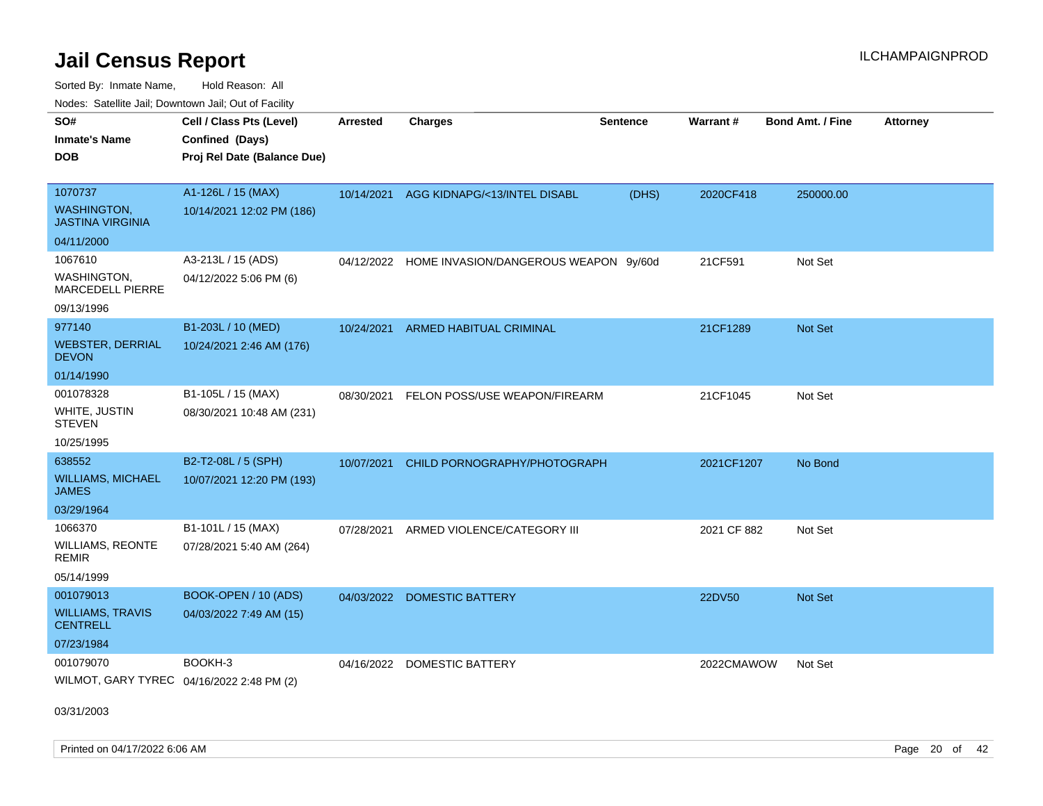# Jail Census Report

ILCHAMPAIGNPROD

Sorted By: Inmate Name, Hold Reason: All

Nodes: Satellite Jail; Downtown Jail; Out of Facility

| SO# / Inmate's Name / DOB | Cell / Class Pts (Level) / Confined (Days) / Proj Rel Date (Balance Due) | Arrested | Charges | Sentence | Warrant # | Bond Amt. / Fine | Attorney |
|---|---|---|---|---|---|---|---|
| 1070737 WASHINGTON, JASTINA VIRGINIA 04/11/2000 | A1-126L / 15 (MAX) 10/14/2021 12:02 PM (186) | 10/14/2021 | AGG KIDNAPG/<13/INTEL DISABL | (DHS) | 2020CF418 | 250000.00 | |
| 1067610 WASHINGTON, MARCEDELL PIERRE 09/13/1996 | A3-213L / 15 (ADS) 04/12/2022 5:06 PM (6) | 04/12/2022 | HOME INVASION/DANGEROUS WEAPON | 9y/60d | 21CF591 | Not Set | |
| 977140 WEBSTER, DERRIAL DEVON 01/14/1990 | B1-203L / 10 (MED) 10/24/2021 2:46 AM (176) | 10/24/2021 | ARMED HABITUAL CRIMINAL | | 21CF1289 | Not Set | |
| 001078328 WHITE, JUSTIN STEVEN 10/25/1995 | B1-105L / 15 (MAX) 08/30/2021 10:48 AM (231) | 08/30/2021 | FELON POSS/USE WEAPON/FIREARM | | 21CF1045 | Not Set | |
| 638552 WILLIAMS, MICHAEL JAMES 03/29/1964 | B2-T2-08L / 5 (SPH) 10/07/2021 12:20 PM (193) | 10/07/2021 | CHILD PORNOGRAPHY/PHOTOGRAPH | | 2021CF1207 | No Bond | |
| 1066370 WILLIAMS, REONTE REMIR 05/14/1999 | B1-101L / 15 (MAX) 07/28/2021 5:40 AM (264) | 07/28/2021 | ARMED VIOLENCE/CATEGORY III | | 2021 CF 882 | Not Set | |
| 001079013 WILLIAMS, TRAVIS CENTRELL 07/23/1984 | BOOK-OPEN / 10 (ADS) 04/03/2022 7:49 AM (15) | 04/03/2022 | DOMESTIC BATTERY | | 22DV50 | Not Set | |
| 001079070 WILMOT, GARY TYREC 03/31/2003 | BOOKH-3 04/16/2022 2:48 PM (2) | 04/16/2022 | DOMESTIC BATTERY | | 2022CMAWOW | Not Set | |

Printed on 04/17/2022 6:06 AM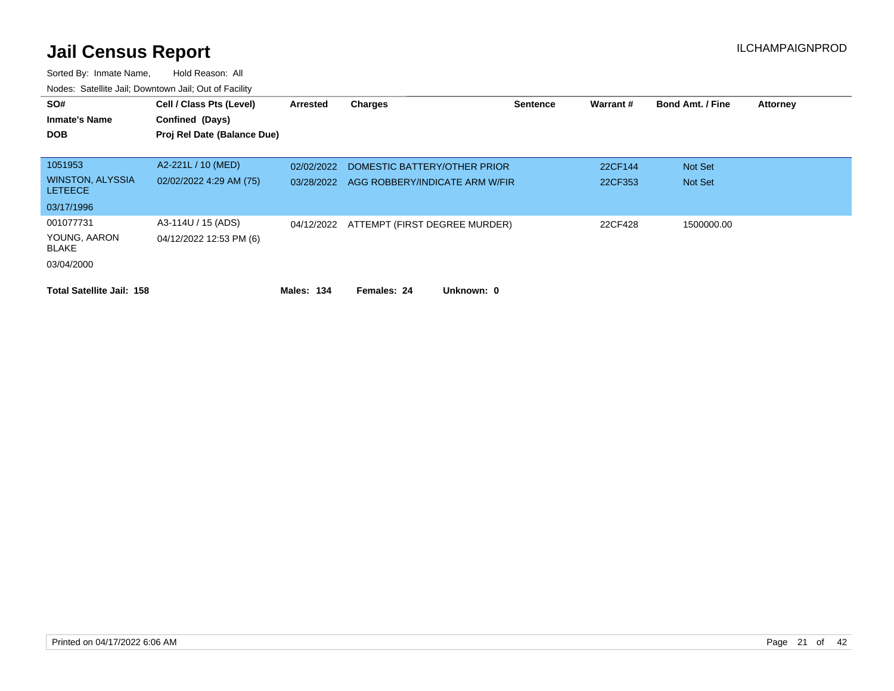# Jail Census Report

ILCHAMPAIGNPROD

Sorted By: Inmate Name, Hold Reason: All

Nodes: Satellite Jail; Downtown Jail; Out of Facility

| SO# / Inmate's Name / DOB | Cell / Class Pts (Level) / Confined (Days) / Proj Rel Date (Balance Due) | Arrested | Charges | Sentence | Warrant # | Bond Amt. / Fine | Attorney |
|---|---|---|---|---|---|---|---|
| 1051953 | A2-221L / 10 (MED) | 02/02/2022 | DOMESTIC BATTERY/OTHER PRIOR | | 22CF144 | Not Set | |
| WINSTON, ALYSSIA LETEECE | 02/02/2022 4:29 AM (75) | 03/28/2022 | AGG ROBBERY/INDICATE ARM W/FIR | | 22CF353 | Not Set | |
| 03/17/1996 | | | | | | | |
| 001077731 | A3-114U / 15 (ADS) | 04/12/2022 | ATTEMPT (FIRST DEGREE MURDER) | | 22CF428 | 1500000.00 | |
| YOUNG, AARON BLAKE | 04/12/2022 12:53 PM (6) | | | | | | |
| 03/04/2000 | | | | | | | |

**Total Satellite Jail: 158** **Males: 134** **Females: 24** **Unknown: 0**

Printed on 04/17/2022 6:06 AM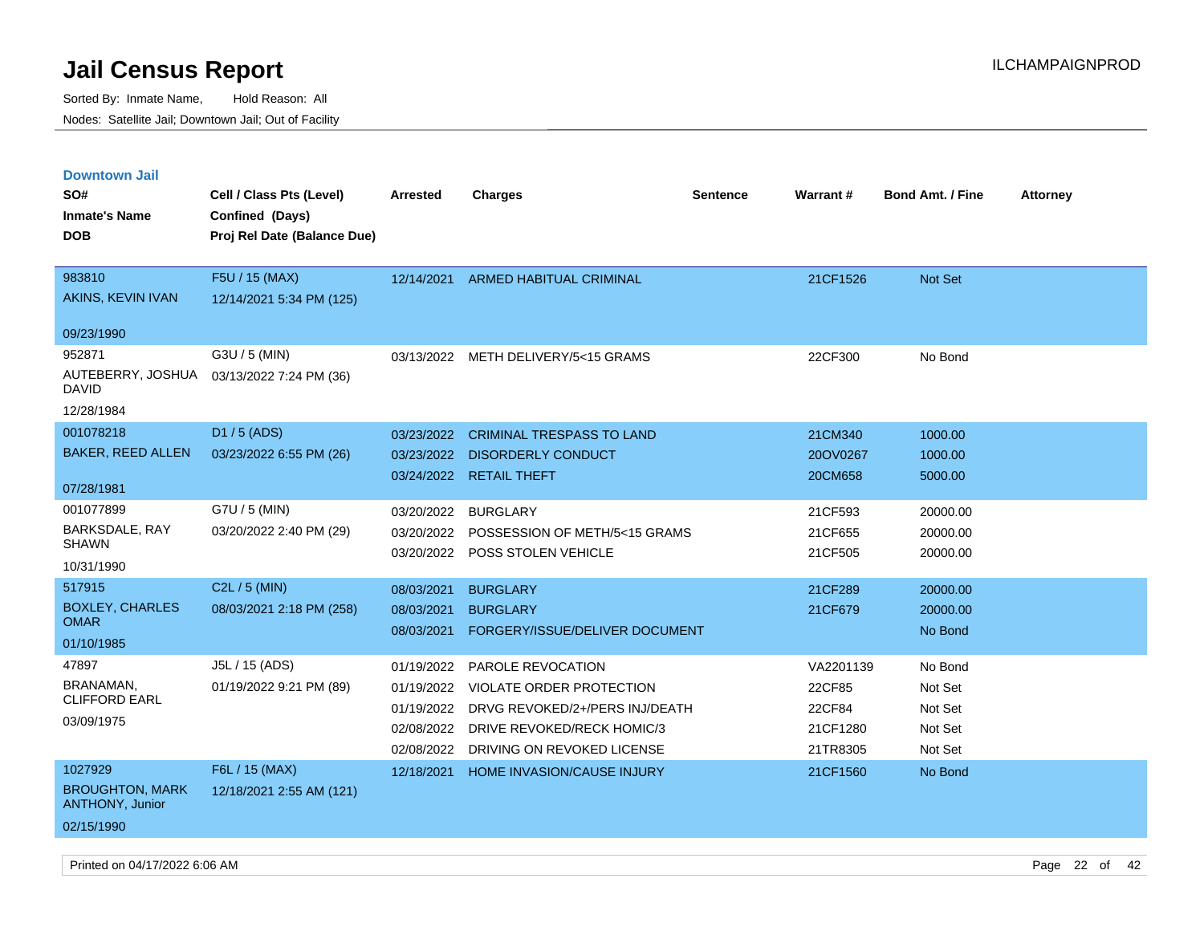# Jail Census Report

Sorted By: Inmate Name, Hold Reason: All

Nodes: Satellite Jail; Downtown Jail; Out of Facility

ILCHAMPAIGNPROD

## Downtown Jail

| SO# / Inmate's Name / DOB | Cell / Class Pts (Level) / Confined (Days) / Proj Rel Date (Balance Due) | Arrested | Charges | Sentence | Warrant # | Bond Amt. / Fine | Attorney |
|---|---|---|---|---|---|---|---|
| 983810<br>AKINS, KEVIN IVAN<br>09/23/1990 | F5U / 15 (MAX)<br>12/14/2021 5:34 PM (125) | 12/14/2021 | ARMED HABITUAL CRIMINAL | | 21CF1526 | Not Set | |
| 952871<br>AUTEBERRY, JOSHUA DAVID<br>12/28/1984 | G3U / 5 (MIN)<br>03/13/2022 7:24 PM (36) | 03/13/2022 | METH DELIVERY/5<15 GRAMS | | 22CF300 | No Bond | |
| 001078218<br>BAKER, REED ALLEN<br>07/28/1981 | D1 / 5 (ADS)<br>03/23/2022 6:55 PM (26) | 03/23/2022 | CRIMINAL TRESPASS TO LAND | | 21CM340 | 1000.00 | |
| | | 03/23/2022 | DISORDERLY CONDUCT | | 20OV0267 | 1000.00 | |
| | | 03/24/2022 | RETAIL THEFT | | 20CM658 | 5000.00 | |
| 001077899<br>BARKSDALE, RAY SHAWN<br>10/31/1990 | G7U / 5 (MIN)<br>03/20/2022 2:40 PM (29) | 03/20/2022 | BURGLARY | | 21CF593 | 20000.00 | |
| | | 03/20/2022 | POSSESSION OF METH/5<15 GRAMS | | 21CF655 | 20000.00 | |
| | | 03/20/2022 | POSS STOLEN VEHICLE | | 21CF505 | 20000.00 | |
| 517915<br>BOXLEY, CHARLES OMAR<br>01/10/1985 | C2L / 5 (MIN)<br>08/03/2021 2:18 PM (258) | 08/03/2021 | BURGLARY | | 21CF289 | 20000.00 | |
| | | 08/03/2021 | BURGLARY | | 21CF679 | 20000.00 | |
| | | 08/03/2021 | FORGERY/ISSUE/DELIVER DOCUMENT | | | No Bond | |
| 47897<br>BRANAMAN, CLIFFORD EARL<br>03/09/1975 | J5L / 15 (ADS)<br>01/19/2022 9:21 PM (89) | 01/19/2022 | PAROLE REVOCATION | | VA2201139 | No Bond | |
| | | 01/19/2022 | VIOLATE ORDER PROTECTION | | 22CF85 | Not Set | |
| | | 01/19/2022 | DRVG REVOKED/2+/PERS INJ/DEATH | | 22CF84 | Not Set | |
| | | 02/08/2022 | DRIVE REVOKED/RECK HOMIC/3 | | 21CF1280 | Not Set | |
| | | 02/08/2022 | DRIVING ON REVOKED LICENSE | | 21TR8305 | Not Set | |
| 1027929<br>BROUGHTON, MARK ANTHONY, Junior<br>02/15/1990 | F6L / 15 (MAX)<br>12/18/2021 2:55 AM (121) | 12/18/2021 | HOME INVASION/CAUSE INJURY | | 21CF1560 | No Bond | |

Printed on 04/17/2022 6:06 AM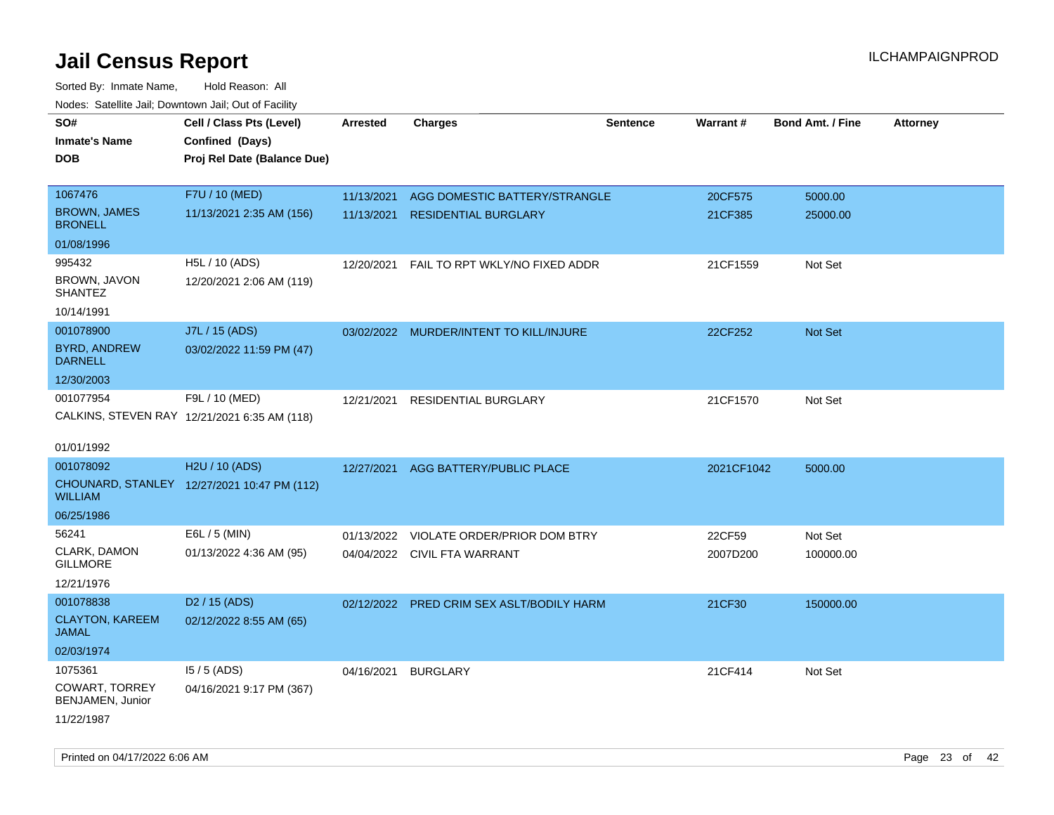# Jail Census Report

Sorted By: Inmate Name, Hold Reason: All

Nodes: Satellite Jail; Downtown Jail; Out of Facility

| SO# / Inmate's Name / DOB | Cell / Class Pts (Level) / Confined (Days) / Proj Rel Date (Balance Due) | Arrested | Charges | Sentence | Warrant # | Bond Amt. / Fine | Attorney |
|---|---|---|---|---|---|---|---|
| 1067476 BROWN, JAMES BRONELL 01/08/1996 | F7U / 10 (MED) 11/13/2021 2:35 AM (156) | 11/13/2021 | AGG DOMESTIC BATTERY/STRANGLE | | 20CF575 | 5000.00 | |
| | | 11/13/2021 | RESIDENTIAL BURGLARY | | 21CF385 | 25000.00 | |
| 995432 BROWN, JAVON SHANTEZ 10/14/1991 | H5L / 10 (ADS) 12/20/2021 2:06 AM (119) | 12/20/2021 | FAIL TO RPT WKLY/NO FIXED ADDR | | 21CF1559 | Not Set | |
| 001078900 BYRD, ANDREW DARNELL 12/30/2003 | J7L / 15 (ADS) 03/02/2022 11:59 PM (47) | 03/02/2022 | MURDER/INTENT TO KILL/INJURE | | 22CF252 | Not Set | |
| 001077954 CALKINS, STEVEN RAY 01/01/1992 | F9L / 10 (MED) 12/21/2021 6:35 AM (118) | 12/21/2021 | RESIDENTIAL BURGLARY | | 21CF1570 | Not Set | |
| 001078092 CHOUNARD, STANLEY WILLIAM 06/25/1986 | H2U / 10 (ADS) 12/27/2021 10:47 PM (112) | 12/27/2021 | AGG BATTERY/PUBLIC PLACE | | 2021CF1042 | 5000.00 | |
| 56241 CLARK, DAMON GILLMORE 12/21/1976 | E6L / 5 (MIN) 01/13/2022 4:36 AM (95) | 01/13/2022 | VIOLATE ORDER/PRIOR DOM BTRY | | 22CF59 | Not Set | |
| | | 04/04/2022 | CIVIL FTA WARRANT | | 2007D200 | 100000.00 | |
| 001078838 CLAYTON, KAREEM JAMAL 02/03/1974 | D2 / 15 (ADS) 02/12/2022 8:55 AM (65) | 02/12/2022 | PRED CRIM SEX ASLT/BODILY HARM | | 21CF30 | 150000.00 | |
| 1075361 COWART, TORREY BENJAMEN, Junior 11/22/1987 | I5 / 5 (ADS) 04/16/2021 9:17 PM (367) | 04/16/2021 | BURGLARY | | 21CF414 | Not Set | |

Printed on 04/17/2022 6:06 AM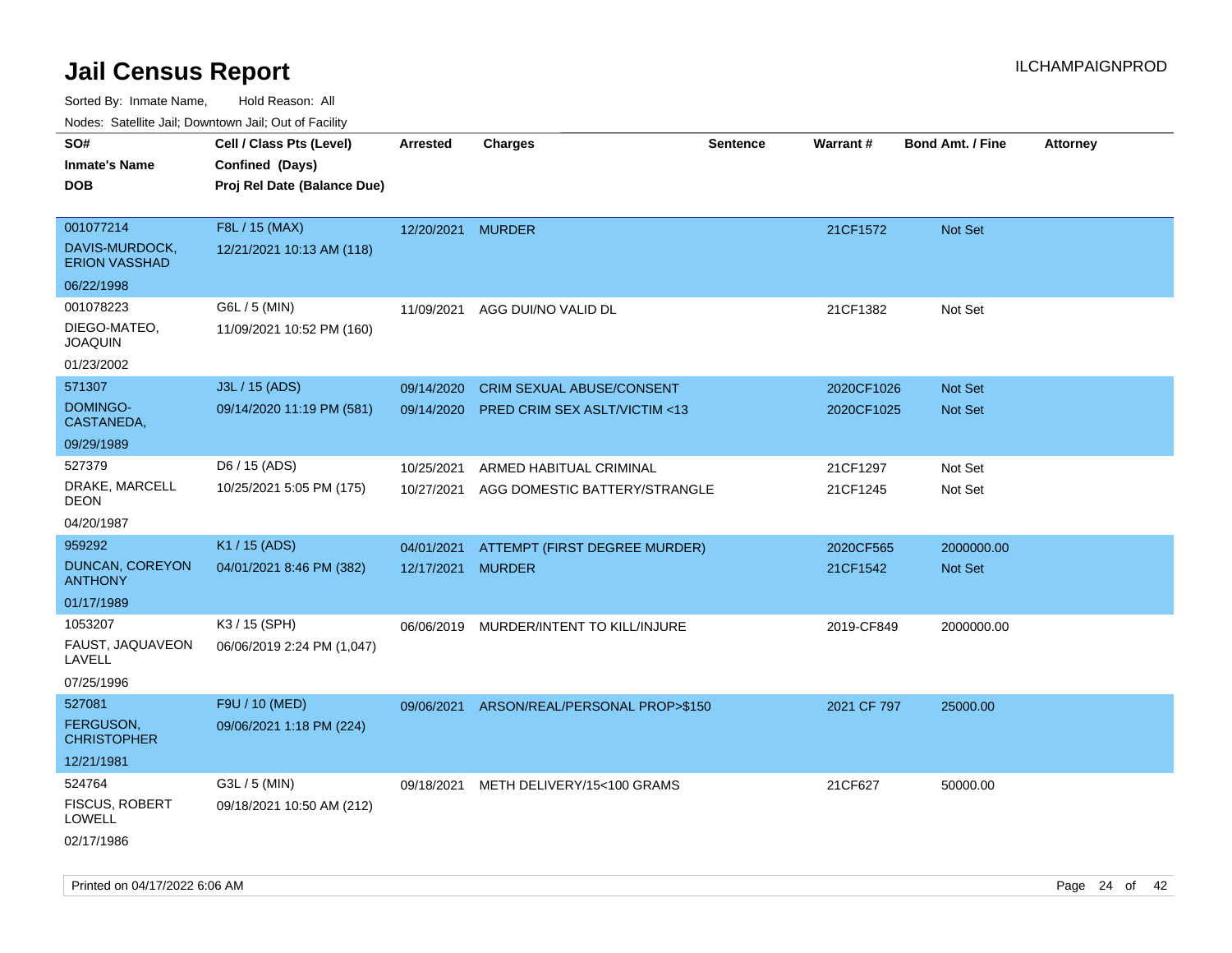# Jail Census Report

ILCHAMPAIGNPROD

Sorted By: Inmate Name, Hold Reason: All

Nodes: Satellite Jail; Downtown Jail; Out of Facility

| SO# / Inmate's Name / DOB | Cell / Class Pts (Level) / Confined (Days) / Proj Rel Date (Balance Due) | Arrested | Charges | Sentence | Warrant # | Bond Amt. / Fine | Attorney |
|---|---|---|---|---|---|---|---|
| 001077214<br>DAVIS-MURDOCK, ERION VASSHAD<br>06/22/1998 | F8L / 15 (MAX)<br>12/21/2021 10:13 AM (118) | 12/20/2021 | MURDER | | 21CF1572 | Not Set | |
| 001078223<br>DIEGO-MATEO, JOAQUIN<br>01/23/2002 | G6L / 5 (MIN)<br>11/09/2021 10:52 PM (160) | 11/09/2021 | AGG DUI/NO VALID DL | | 21CF1382 | Not Set | |
| 571307<br>DOMINGO-CASTANEDA,<br>09/29/1989 | J3L / 15 (ADS)<br>09/14/2020 11:19 PM (581) | 09/14/2020<br>09/14/2020 | CRIM SEXUAL ABUSE/CONSENT<br>PRED CRIM SEX ASLT/VICTIM <13 | | 2020CF1026<br>2020CF1025 | Not Set<br>Not Set | |
| 527379<br>DRAKE, MARCELL DEON<br>04/20/1987 | D6 / 15 (ADS)<br>10/25/2021 5:05 PM (175) | 10/25/2021<br>10/27/2021 | ARMED HABITUAL CRIMINAL<br>AGG DOMESTIC BATTERY/STRANGLE | | 21CF1297<br>21CF1245 | Not Set<br>Not Set | |
| 959292<br>DUNCAN, COREYON ANTHONY<br>01/17/1989 | K1 / 15 (ADS)<br>04/01/2021 8:46 PM (382) | 04/01/2021<br>12/17/2021 | ATTEMPT (FIRST DEGREE MURDER)<br>MURDER | | 2020CF565<br>21CF1542 | 2000000.00<br>Not Set | |
| 1053207<br>FAUST, JAQUAVEON LAVELL<br>07/25/1996 | K3 / 15 (SPH)<br>06/06/2019 2:24 PM (1,047) | 06/06/2019 | MURDER/INTENT TO KILL/INJURE | | 2019-CF849 | 2000000.00 | |
| 527081<br>FERGUSON, CHRISTOPHER<br>12/21/1981 | F9U / 10 (MED)<br>09/06/2021 1:18 PM (224) | 09/06/2021 | ARSON/REAL/PERSONAL PROP>$150 | | 2021 CF 797 | 25000.00 | |
| 524764<br>FISCUS, ROBERT LOWELL<br>02/17/1986 | G3L / 5 (MIN)<br>09/18/2021 10:50 AM (212) | 09/18/2021 | METH DELIVERY/15<100 GRAMS | | 21CF627 | 50000.00 | |

Printed on 04/17/2022 6:06 AM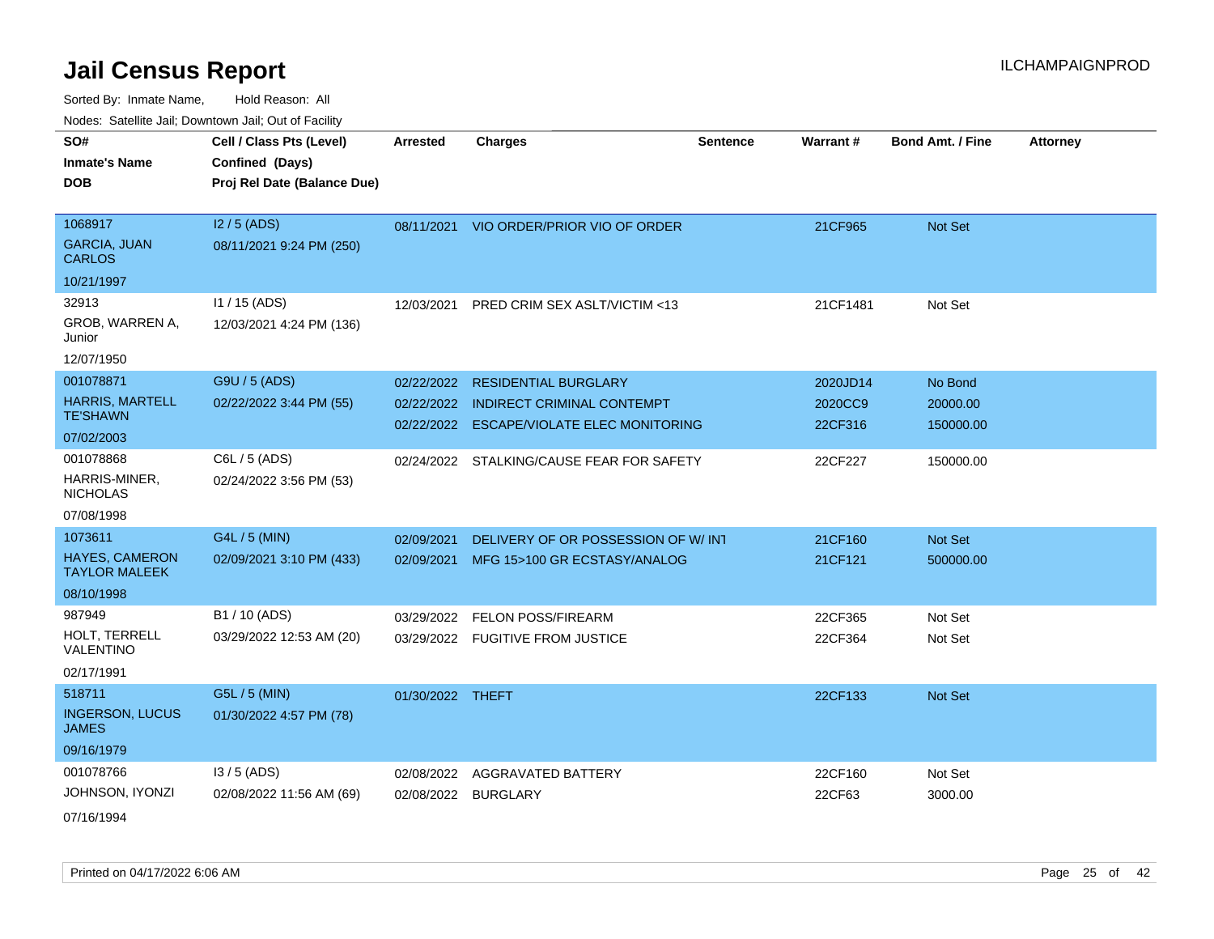# Jail Census Report

ILCHAMPAIGNPROD

Sorted By: Inmate Name, Hold Reason: All

Nodes: Satellite Jail; Downtown Jail; Out of Facility

| SO# / Inmate's Name / DOB | Cell / Class Pts (Level) / Confined (Days) / Proj Rel Date (Balance Due) | Arrested | Charges | Sentence | Warrant # | Bond Amt. / Fine | Attorney |
|---|---|---|---|---|---|---|---|
| 1068917<br>GARCIA, JUAN CARLOS<br>10/21/1997 | I2 / 5 (ADS)<br>08/11/2021 9:24 PM (250) | 08/11/2021 | VIO ORDER/PRIOR VIO OF ORDER | | 21CF965 | Not Set | |
| 32913<br>GROB, WARREN A, Junior<br>12/07/1950 | I1 / 15 (ADS)<br>12/03/2021 4:24 PM (136) | 12/03/2021 | PRED CRIM SEX ASLT/VICTIM <13 | | 21CF1481 | Not Set | |
| 001078871<br>HARRIS, MARTELL TE'SHAWN<br>07/02/2003 | G9U / 5 (ADS)<br>02/22/2022 3:44 PM (55) | 02/22/2022<br>02/22/2022<br>02/22/2022 | RESIDENTIAL BURGLARY<br>INDIRECT CRIMINAL CONTEMPT<br>ESCAPE/VIOLATE ELEC MONITORING | | 2020JD14<br>2020CC9<br>22CF316 | No Bond<br>20000.00<br>150000.00 | |
| 001078868<br>HARRIS-MINER, NICHOLAS<br>07/08/1998 | C6L / 5 (ADS)<br>02/24/2022 3:56 PM (53) | 02/24/2022 | STALKING/CAUSE FEAR FOR SAFETY | | 22CF227 | 150000.00 | |
| 1073611<br>HAYES, CAMERON TAYLOR MALEEK<br>08/10/1998 | G4L / 5 (MIN)<br>02/09/2021 3:10 PM (433) | 02/09/2021<br>02/09/2021 | DELIVERY OF OR POSSESSION OF W/ INT<br>MFG 15>100 GR ECSTASY/ANALOG | | 21CF160<br>21CF121 | Not Set<br>500000.00 | |
| 987949<br>HOLT, TERRELL VALENTINO<br>02/17/1991 | B1 / 10 (ADS)<br>03/29/2022 12:53 AM (20) | 03/29/2022<br>03/29/2022 | FELON POSS/FIREARM<br>FUGITIVE FROM JUSTICE | | 22CF365<br>22CF364 | Not Set<br>Not Set | |
| 518711<br>INGERSON, LUCUS JAMES<br>09/16/1979 | G5L / 5 (MIN)<br>01/30/2022 4:57 PM (78) | 01/30/2022 | THEFT | | 22CF133 | Not Set | |
| 001078766<br>JOHNSON, IYONZI<br>07/16/1994 | I3 / 5 (ADS)<br>02/08/2022 11:56 AM (69) | 02/08/2022<br>02/08/2022 | AGGRAVATED BATTERY<br>BURGLARY | | 22CF160<br>22CF63 | Not Set<br>3000.00 | |

Printed on 04/17/2022 6:06 AM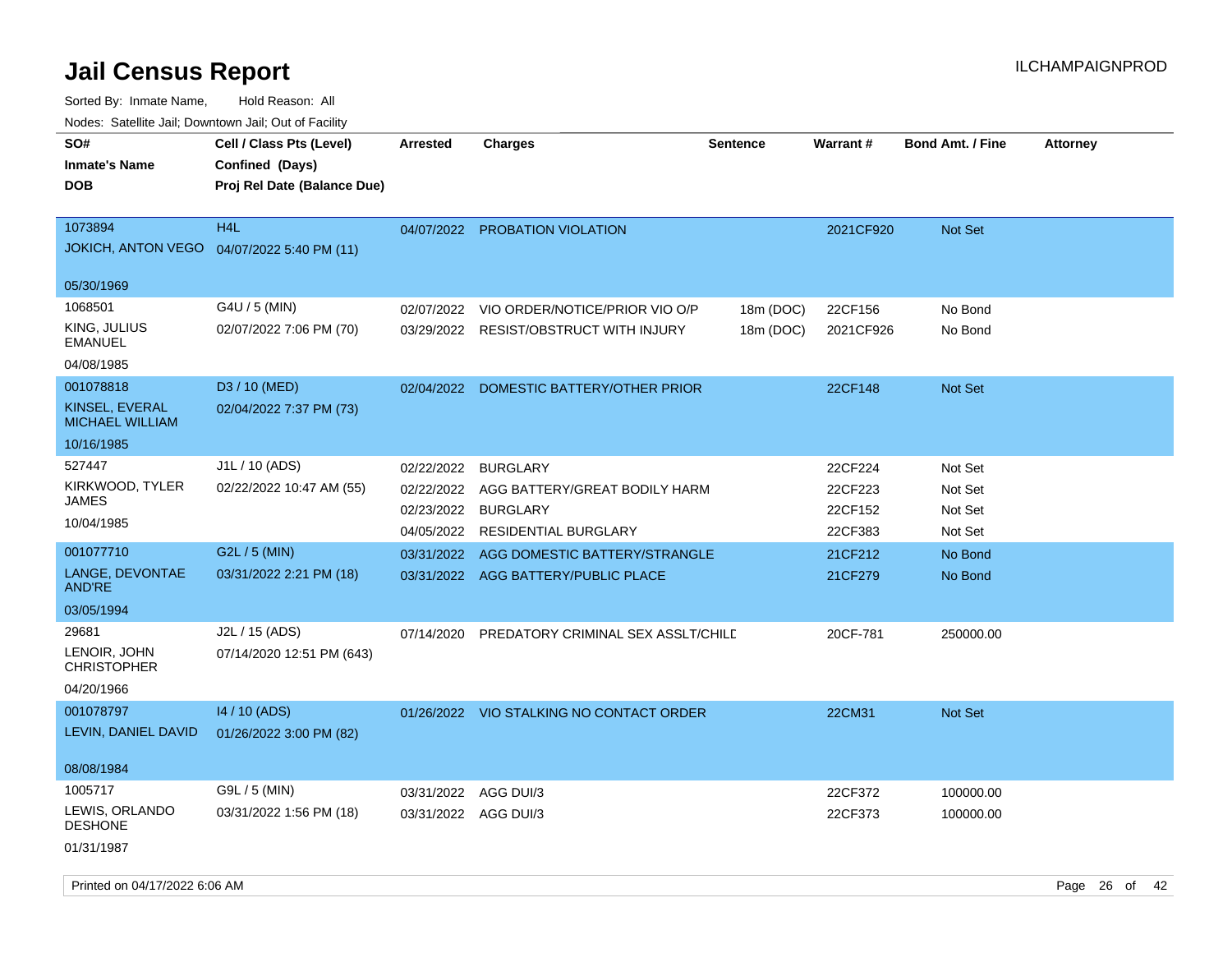# Jail Census Report

ILCHAMPAIGNPROD

Sorted By: Inmate Name, Hold Reason: All

Nodes: Satellite Jail; Downtown Jail; Out of Facility

| SO# / Inmate's Name / DOB | Cell / Class Pts (Level) / Confined (Days) / Proj Rel Date (Balance Due) | Arrested | Charges | Sentence | Warrant # | Bond Amt. / Fine | Attorney |
|---|---|---|---|---|---|---|---|
| 1073894<br>JOKICH, ANTON VEGO<br>05/30/1969 | H4L<br>04/07/2022 5:40 PM (11) | 04/07/2022 | PROBATION VIOLATION | | 2021CF920 | Not Set | |
| 1068501<br>KING, JULIUS EMANUEL<br>04/08/1985 | G4U / 5 (MIN)<br>02/07/2022 7:06 PM (70) | 02/07/2022 | VIO ORDER/NOTICE/PRIOR VIO O/P | 18m (DOC) | 22CF156 | No Bond | |
| | | 03/29/2022 | RESIST/OBSTRUCT WITH INJURY | 18m (DOC) | 2021CF926 | No Bond | |
| 001078818<br>KINSEL, EVERAL MICHAEL WILLIAM<br>10/16/1985 | D3 / 10 (MED)<br>02/04/2022 7:37 PM (73) | 02/04/2022 | DOMESTIC BATTERY/OTHER PRIOR | | 22CF148 | Not Set | |
| 527447<br>KIRKWOOD, TYLER JAMES<br>10/04/1985 | J1L / 10 (ADS)<br>02/22/2022 10:47 AM (55) | 02/22/2022 | BURGLARY | | 22CF224 | Not Set | |
| | | 02/22/2022 | AGG BATTERY/GREAT BODILY HARM | | 22CF223 | Not Set | |
| | | 02/23/2022 | BURGLARY | | 22CF152 | Not Set | |
| | | 04/05/2022 | RESIDENTIAL BURGLARY | | 22CF383 | Not Set | |
| 001077710<br>LANGE, DEVONTAE AND'RE<br>03/05/1994 | G2L / 5 (MIN)<br>03/31/2022 2:21 PM (18) | 03/31/2022 | AGG DOMESTIC BATTERY/STRANGLE | | 21CF212 | No Bond | |
| | | 03/31/2022 | AGG BATTERY/PUBLIC PLACE | | 21CF279 | No Bond | |
| 29681<br>LENOIR, JOHN CHRISTOPHER<br>04/20/1966 | J2L / 15 (ADS)<br>07/14/2020 12:51 PM (643) | 07/14/2020 | PREDATORY CRIMINAL SEX ASSLT/CHILD | | 20CF-781 | 250000.00 | |
| 001078797<br>LEVIN, DANIEL DAVID<br>08/08/1984 | I4 / 10 (ADS)<br>01/26/2022 3:00 PM (82) | 01/26/2022 | VIO STALKING NO CONTACT ORDER | | 22CM31 | Not Set | |
| 1005717<br>LEWIS, ORLANDO DESHONE<br>01/31/1987 | G9L / 5 (MIN)<br>03/31/2022 1:56 PM (18) | 03/31/2022 | AGG DUI/3 | | 22CF372 | 100000.00 | |
| | | 03/31/2022 | AGG DUI/3 | | 22CF373 | 100000.00 | |

Printed on 04/17/2022 6:06 AM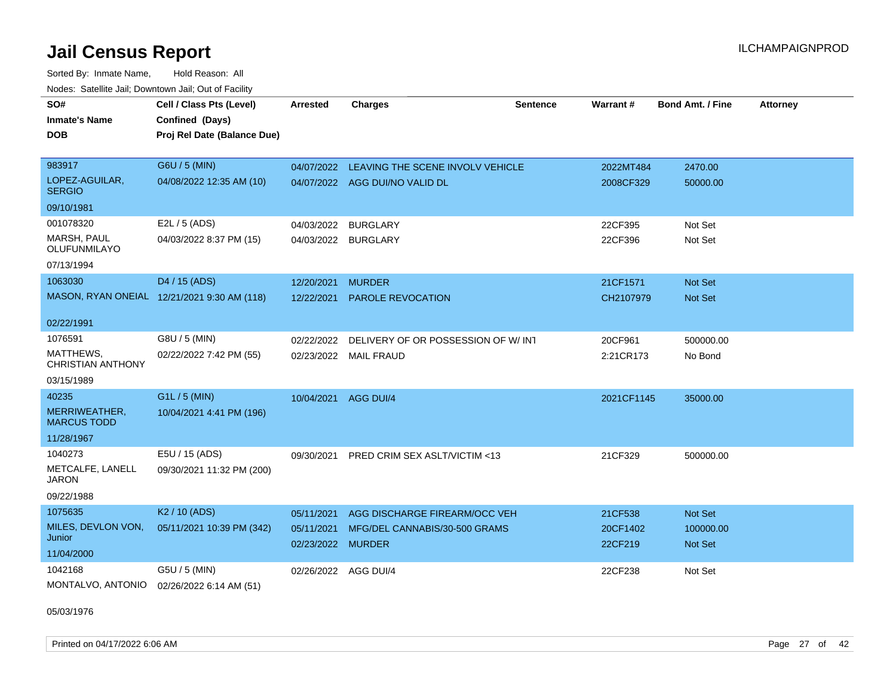# Jail Census Report

ILCHAMPAIGNPROD

Sorted By: Inmate Name, Hold Reason: All

Nodes: Satellite Jail; Downtown Jail; Out of Facility

| SO# / Inmate's Name / DOB | Cell / Class Pts (Level) / Confined (Days) / Proj Rel Date (Balance Due) | Arrested | Charges | Sentence | Warrant # | Bond Amt. / Fine | Attorney |
|---|---|---|---|---|---|---|---|
| 983917<br>LOPEZ-AGUILAR, SERGIO<br>09/10/1981 | G6U / 5 (MIN)<br>04/08/2022 12:35 AM (10) | 04/07/2022<br>04/07/2022 | LEAVING THE SCENE INVOLV VEHICLE<br>AGG DUI/NO VALID DL | | 2022MT484<br>2008CF329 | 2470.00<br>50000.00 | |
| 001078320<br>MARSH, PAUL OLUFUNMILAYO<br>07/13/1994 | E2L / 5 (ADS)<br>04/03/2022 8:37 PM (15) | 04/03/2022<br>04/03/2022 | BURGLARY<br>BURGLARY | | 22CF395<br>22CF396 | Not Set<br>Not Set | |
| 1063030<br>MASON, RYAN ONEIAL<br>02/22/1991 | D4 / 15 (ADS)<br>12/21/2021 9:30 AM (118) | 12/20/2021<br>12/22/2021 | MURDER<br>PAROLE REVOCATION | | 21CF1571<br>CH2107979 | Not Set<br>Not Set | |
| 1076591<br>MATTHEWS, CHRISTIAN ANTHONY<br>03/15/1989 | G8U / 5 (MIN)<br>02/22/2022 7:42 PM (55) | 02/22/2022<br>02/23/2022 | DELIVERY OF OR POSSESSION OF W/ INT<br>MAIL FRAUD | | 20CF961<br>2:21CR173 | 500000.00<br>No Bond | |
| 40235<br>MERRIWEATHER, MARCUS TODD<br>11/28/1967 | G1L / 5 (MIN)<br>10/04/2021 4:41 PM (196) | 10/04/2021 | AGG DUI/4 | | 2021CF1145 | 35000.00 | |
| 1040273<br>METCALFE, LANELL JARON<br>09/22/1988 | E5U / 15 (ADS)<br>09/30/2021 11:32 PM (200) | 09/30/2021 | PRED CRIM SEX ASLT/VICTIM <13 | | 21CF329 | 500000.00 | |
| 1075635<br>MILES, DEVLON VON, Junior<br>11/04/2000 | K2 / 10 (ADS)<br>05/11/2021 10:39 PM (342) | 05/11/2021<br>05/11/2021<br>02/23/2022 | AGG DISCHARGE FIREARM/OCC VEH<br>MFG/DEL CANNABIS/30-500 GRAMS<br>MURDER | | 21CF538<br>20CF1402<br>22CF219 | Not Set<br>100000.00<br>Not Set | |
| 1042168<br>MONTALVO, ANTONIO<br>05/03/1976 | G5U / 5 (MIN)<br>02/26/2022 6:14 AM (51) | 02/26/2022 | AGG DUI/4 | | 22CF238 | Not Set | |

Printed on 04/17/2022 6:06 AM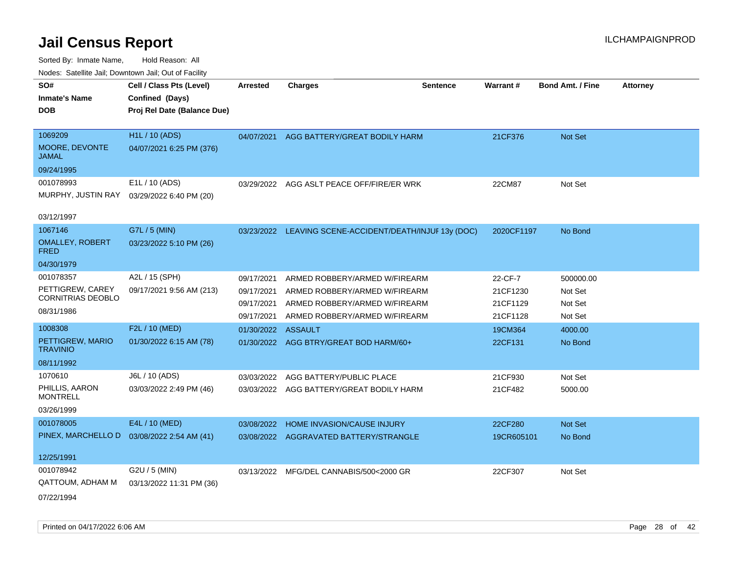# Jail Census Report

Sorted By: Inmate Name, Hold Reason: All

Nodes: Satellite Jail; Downtown Jail; Out of Facility

| SO# / Inmate's Name / DOB | Cell / Class Pts (Level) / Confined (Days) / Proj Rel Date (Balance Due) | Arrested | Charges | Sentence | Warrant # | Bond Amt. / Fine | Attorney |
|---|---|---|---|---|---|---|---|
| 1069209 MOORE, DEVONTE JAMAL 09/24/1995 | H1L / 10 (ADS) 04/07/2021 6:25 PM (376) | 04/07/2021 | AGG BATTERY/GREAT BODILY HARM | | 21CF376 | Not Set | |
| 001078993 MURPHY, JUSTIN RAY 03/12/1997 | E1L / 10 (ADS) 03/29/2022 6:40 PM (20) | 03/29/2022 | AGG ASLT PEACE OFF/FIRE/ER WRK | | 22CM87 | Not Set | |
| 1067146 OMALLEY, ROBERT FRED 04/30/1979 | G7L / 5 (MIN) 03/23/2022 5:10 PM (26) | 03/23/2022 | LEAVING SCENE-ACCIDENT/DEATH/INJUF | 13y (DOC) | 2020CF1197 | No Bond | |
| 001078357 PETTIGREW, CAREY CORNITRIAS DEOBLO 08/31/1986 | A2L / 15 (SPH) 09/17/2021 9:56 AM (213) | 09/17/2021 | ARMED ROBBERY/ARMED W/FIREARM | | 22-CF-7 | 500000.00 | |
| | | 09/17/2021 | ARMED ROBBERY/ARMED W/FIREARM | | 21CF1230 | Not Set | |
| | | 09/17/2021 | ARMED ROBBERY/ARMED W/FIREARM | | 21CF1129 | Not Set | |
| | | 09/17/2021 | ARMED ROBBERY/ARMED W/FIREARM | | 21CF1128 | Not Set | |
| 1008308 PETTIGREW, MARIO TRAVINIO 08/11/1992 | F2L / 10 (MED) 01/30/2022 6:15 AM (78) | 01/30/2022 | ASSAULT | | 19CM364 | 4000.00 | |
| | | 01/30/2022 | AGG BTRY/GREAT BOD HARM/60+ | | 22CF131 | No Bond | |
| 1070610 PHILLIS, AARON MONTRELL 03/26/1999 | J6L / 10 (ADS) 03/03/2022 2:49 PM (46) | 03/03/2022 | AGG BATTERY/PUBLIC PLACE | | 21CF930 | Not Set | |
| | | 03/03/2022 | AGG BATTERY/GREAT BODILY HARM | | 21CF482 | 5000.00 | |
| 001078005 PINEX, MARCHELLO D 12/25/1991 | E4L / 10 (MED) 03/08/2022 2:54 AM (41) | 03/08/2022 | HOME INVASION/CAUSE INJURY | | 22CF280 | Not Set | |
| | | 03/08/2022 | AGGRAVATED BATTERY/STRANGLE | | 19CR605101 | No Bond | |
| 001078942 QATTOUM, ADHAM M 07/22/1994 | G2U / 5 (MIN) 03/13/2022 11:31 PM (36) | 03/13/2022 | MFG/DEL CANNABIS/500<2000 GR | | 22CF307 | Not Set | |

Printed on 04/17/2022 6:06 AM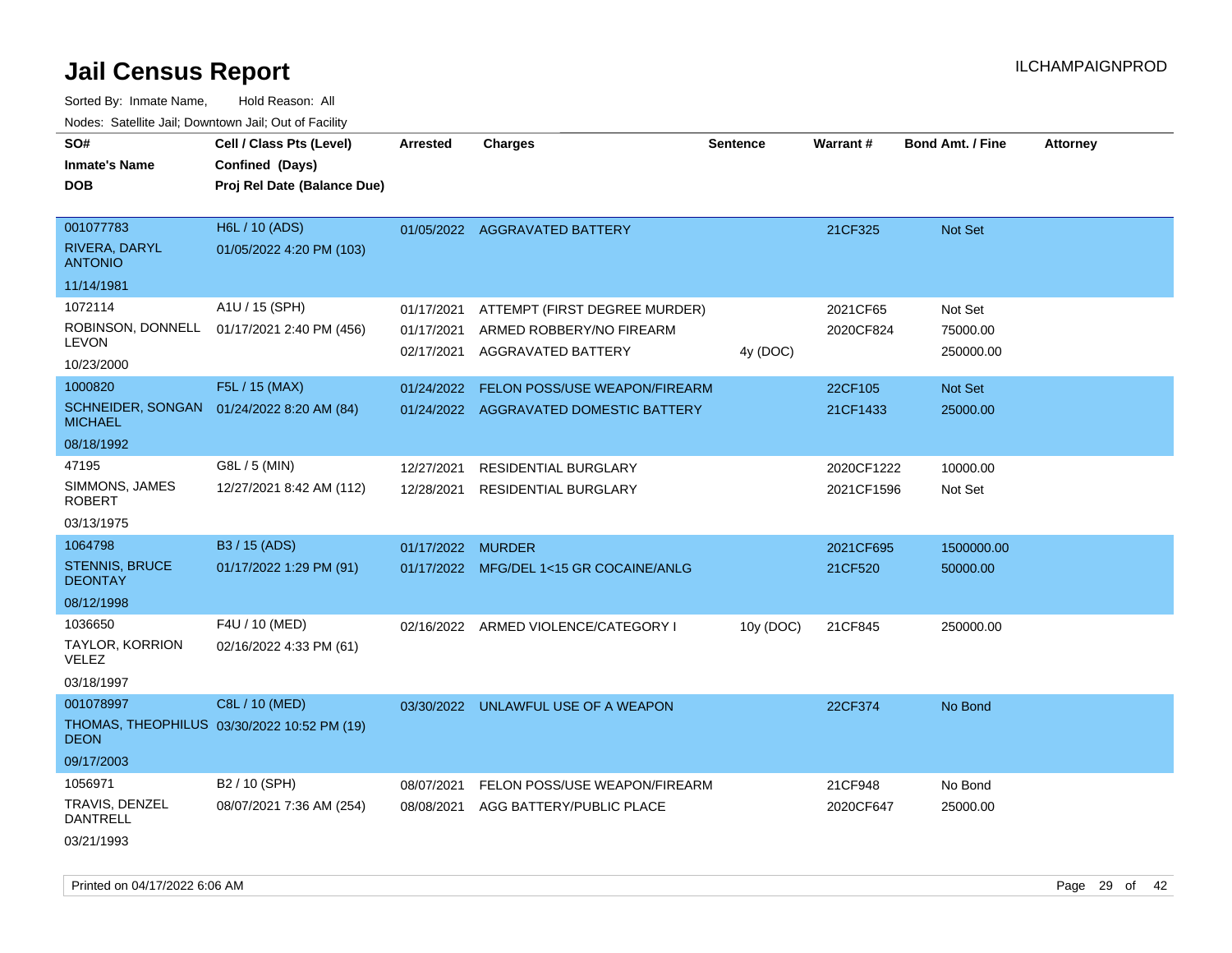# Jail Census Report

ILCHAMPAIGNPROD

Sorted By: Inmate Name, Hold Reason: All

Nodes: Satellite Jail; Downtown Jail; Out of Facility

| SO# / Inmate's Name / DOB | Cell / Class Pts (Level) / Confined (Days) / Proj Rel Date (Balance Due) | Arrested | Charges | Sentence | Warrant # | Bond Amt. / Fine | Attorney |
|---|---|---|---|---|---|---|---|
| 001077783 RIVERA, DARYL ANTONIO 11/14/1981 | H6L / 10 (ADS) 01/05/2022 4:20 PM (103) | 01/05/2022 | AGGRAVATED BATTERY | | 21CF325 | Not Set | |
| 1072114 ROBINSON, DONNELL LEVON 10/23/2000 | A1U / 15 (SPH) 01/17/2021 2:40 PM (456) | 01/17/2021 | ATTEMPT (FIRST DEGREE MURDER) | | 2021CF65 | Not Set | |
| | | 01/17/2021 | ARMED ROBBERY/NO FIREARM | | 2020CF824 | 75000.00 | |
| | | 02/17/2021 | AGGRAVATED BATTERY | 4y (DOC) | | 250000.00 | |
| 1000820 SCHNEIDER, SONGAN MICHAEL 08/18/1992 | F5L / 15 (MAX) 01/24/2022 8:20 AM (84) | 01/24/2022 | FELON POSS/USE WEAPON/FIREARM | | 22CF105 | Not Set | |
| | | 01/24/2022 | AGGRAVATED DOMESTIC BATTERY | | 21CF1433 | 25000.00 | |
| 47195 SIMMONS, JAMES ROBERT 03/13/1975 | G8L / 5 (MIN) 12/27/2021 8:42 AM (112) | 12/27/2021 | RESIDENTIAL BURGLARY | | 2020CF1222 | 10000.00 | |
| | | 12/28/2021 | RESIDENTIAL BURGLARY | | 2021CF1596 | Not Set | |
| 1064798 STENNIS, BRUCE DEONTAY 08/12/1998 | B3 / 15 (ADS) 01/17/2022 1:29 PM (91) | 01/17/2022 | MURDER | | 2021CF695 | 1500000.00 | |
| | | 01/17/2022 | MFG/DEL 1<15 GR COCAINE/ANLG | | 21CF520 | 50000.00 | |
| 1036650 TAYLOR, KORRION VELEZ 03/18/1997 | F4U / 10 (MED) 02/16/2022 4:33 PM (61) | 02/16/2022 | ARMED VIOLENCE/CATEGORY I | 10y (DOC) | 21CF845 | 250000.00 | |
| 001078997 THOMAS, THEOPHILUS DEON 09/17/2003 | C8L / 10 (MED) 03/30/2022 10:52 PM (19) | 03/30/2022 | UNLAWFUL USE OF A WEAPON | | 22CF374 | No Bond | |
| 1056971 TRAVIS, DENZEL DANTRELL 03/21/1993 | B2 / 10 (SPH) 08/07/2021 7:36 AM (254) | 08/07/2021 | FELON POSS/USE WEAPON/FIREARM | | 21CF948 | No Bond | |
| | | 08/08/2021 | AGG BATTERY/PUBLIC PLACE | | 2020CF647 | 25000.00 | |

Printed on 04/17/2022 6:06 AM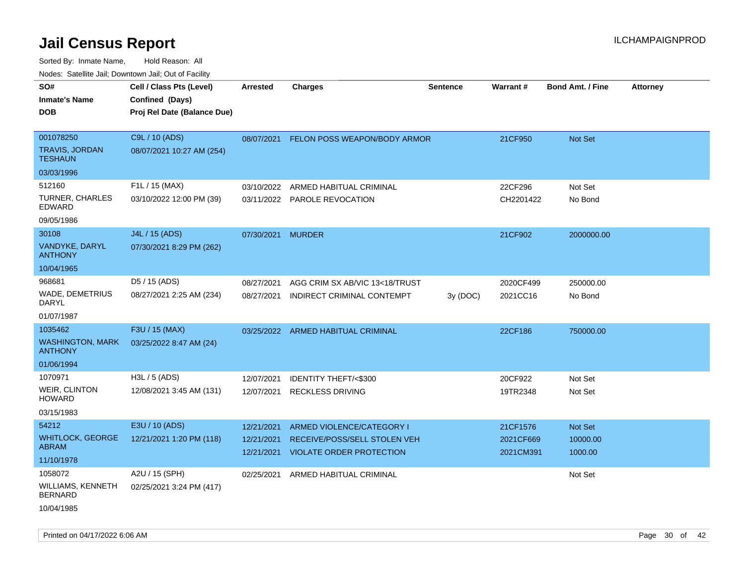# Jail Census Report

ILCHAMPAIGNPROD

Sorted By: Inmate Name, Hold Reason: All

Nodes: Satellite Jail; Downtown Jail; Out of Facility

| SO# / Inmate's Name / DOB | Cell / Class Pts (Level) / Confined (Days) / Proj Rel Date (Balance Due) | Arrested | Charges | Sentence | Warrant # | Bond Amt. / Fine | Attorney |
|---|---|---|---|---|---|---|---|
| 001078250 TRAVIS, JORDAN TESHAUN 03/03/1996 | C9L / 10 (ADS) 08/07/2021 10:27 AM (254) | 08/07/2021 | FELON POSS WEAPON/BODY ARMOR | | 21CF950 | Not Set | |
| 512160 TURNER, CHARLES EDWARD 09/05/1986 | F1L / 15 (MAX) 03/10/2022 12:00 PM (39) | 03/10/2022 | ARMED HABITUAL CRIMINAL | | 22CF296 | Not Set | |
| | | 03/11/2022 | PAROLE REVOCATION | | CH2201422 | No Bond | |
| 30108 VANDYKE, DARYL ANTHONY 10/04/1965 | J4L / 15 (ADS) 07/30/2021 8:29 PM (262) | 07/30/2021 | MURDER | | 21CF902 | 2000000.00 | |
| 968681 WADE, DEMETRIUS DARYL 01/07/1987 | D5 / 15 (ADS) 08/27/2021 2:25 AM (234) | 08/27/2021 | AGG CRIM SX AB/VIC 13<18/TRUST | | 2020CF499 | 250000.00 | |
| | | 08/27/2021 | INDIRECT CRIMINAL CONTEMPT | 3y (DOC) | 2021CC16 | No Bond | |
| 1035462 WASHINGTON, MARK ANTHONY 01/06/1994 | F3U / 15 (MAX) 03/25/2022 8:47 AM (24) | 03/25/2022 | ARMED HABITUAL CRIMINAL | | 22CF186 | 750000.00 | |
| 1070971 WEIR, CLINTON HOWARD 03/15/1983 | H3L / 5 (ADS) 12/08/2021 3:45 AM (131) | 12/07/2021 | IDENTITY THEFT/<$300 | | 20CF922 | Not Set | |
| | | 12/07/2021 | RECKLESS DRIVING | | 19TR2348 | Not Set | |
| 54212 WHITLOCK, GEORGE ABRAM 11/10/1978 | E3U / 10 (ADS) 12/21/2021 1:20 PM (118) | 12/21/2021 | ARMED VIOLENCE/CATEGORY I | | 21CF1576 | Not Set | |
| | | 12/21/2021 | RECEIVE/POSS/SELL STOLEN VEH | | 2021CF669 | 10000.00 | |
| | | 12/21/2021 | VIOLATE ORDER PROTECTION | | 2021CM391 | 1000.00 | |
| 1058072 WILLIAMS, KENNETH BERNARD 10/04/1985 | A2U / 15 (SPH) 02/25/2021 3:24 PM (417) | 02/25/2021 | ARMED HABITUAL CRIMINAL | | | Not Set | |

Printed on 04/17/2022 6:06 AM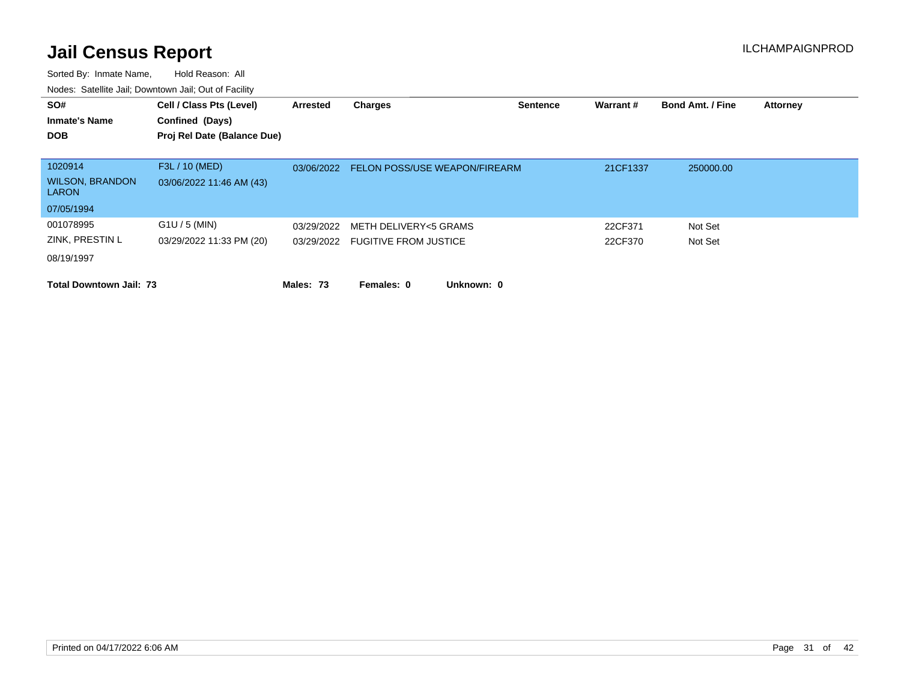# Jail Census Report

ILCHAMPAIGNPROD

Sorted By: Inmate Name, Hold Reason: All

Nodes: Satellite Jail; Downtown Jail; Out of Facility

| SO# / Inmate's Name / DOB | Cell / Class Pts (Level) / Confined (Days) / Proj Rel Date (Balance Due) | Arrested | Charges | Sentence | Warrant # | Bond Amt. / Fine | Attorney |
|---|---|---|---|---|---|---|---|
| 1020914 | F3L / 10 (MED) | 03/06/2022 | FELON POSS/USE WEAPON/FIREARM | | 21CF1337 | 250000.00 | |
| WILSON, BRANDON LARON | 03/06/2022 11:46 AM (43) | | | | | | |
| 07/05/1994 | | | | | | | |
| 001078995 | G1U / 5 (MIN) | 03/29/2022 | METH DELIVERY<5 GRAMS | | 22CF371 | Not Set | |
| ZINK, PRESTIN L | 03/29/2022 11:33 PM (20) | 03/29/2022 | FUGITIVE FROM JUSTICE | | 22CF370 | Not Set | |
| 08/19/1997 | | | | | | | |

**Total Downtown Jail: 73** **Males: 73** **Females: 0** **Unknown: 0**

Printed on 04/17/2022 6:06 AM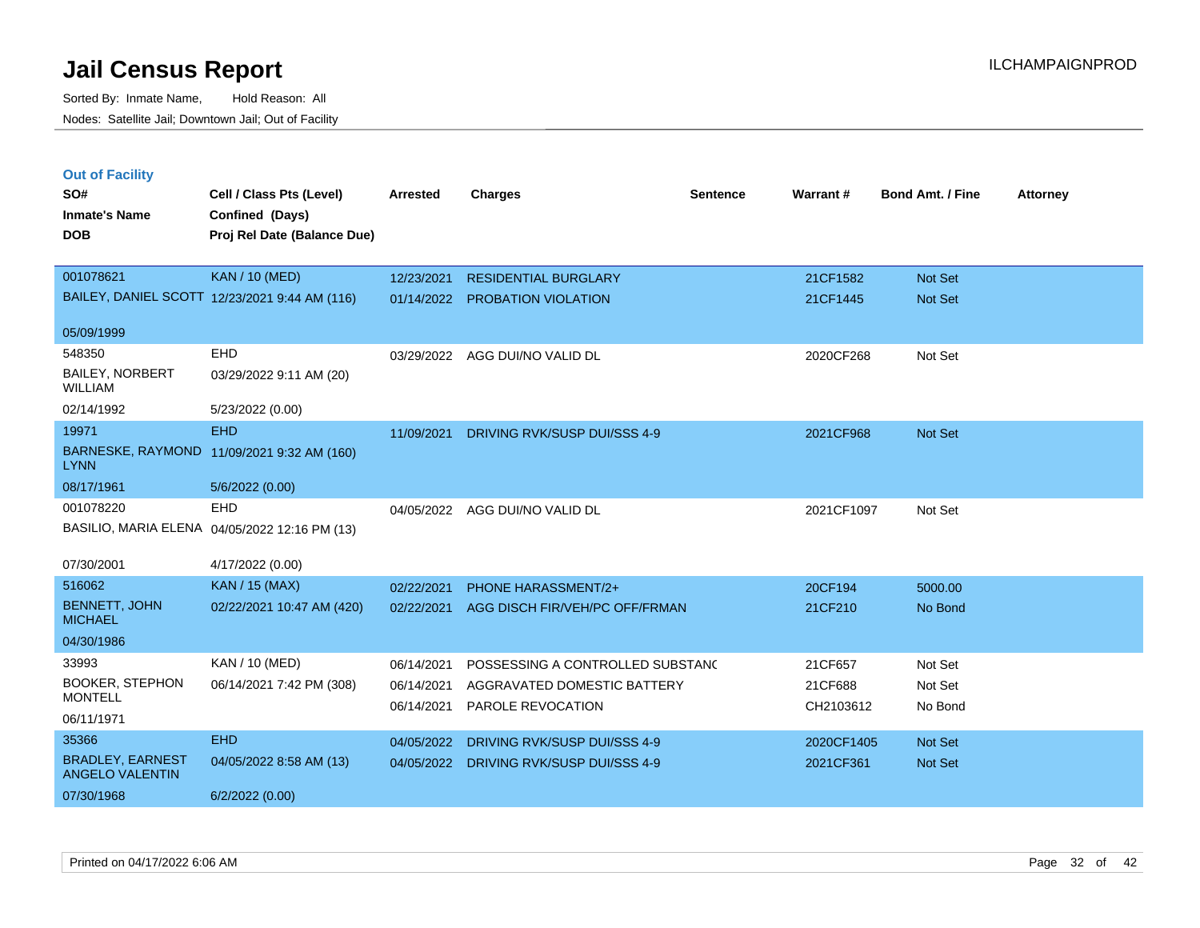# Jail Census Report

Sorted By: Inmate Name, Hold Reason: All

Nodes: Satellite Jail; Downtown Jail; Out of Facility

ILCHAMPAIGNPROD

## Out of Facility

| SO# / Inmate's Name / DOB | Cell / Class Pts (Level) / Confined (Days) / Proj Rel Date (Balance Due) | Arrested | Charges | Sentence | Warrant # | Bond Amt. / Fine | Attorney |
|---|---|---|---|---|---|---|---|
| 001078621<br>BAILEY, DANIEL SCOTT<br>05/09/1999 | KAN / 10 (MED)<br>12/23/2021 9:44 AM (116) | 12/23/2021<br>01/14/2022 | RESIDENTIAL BURGLARY<br>PROBATION VIOLATION | | 21CF1582<br>21CF1445 | Not Set<br>Not Set | |
| 548350<br>BAILEY, NORBERT WILLIAM<br>02/14/1992 | EHD<br>03/29/2022 9:11 AM (20)<br>5/23/2022 (0.00) | 03/29/2022 | AGG DUI/NO VALID DL | | 2020CF268 | Not Set | |
| 19971<br>BARNESKE, RAYMOND LYNN<br>08/17/1961 | EHD<br>11/09/2021 9:32 AM (160)<br>5/6/2022 (0.00) | 11/09/2021 | DRIVING RVK/SUSP DUI/SSS 4-9 | | 2021CF968 | Not Set | |
| 001078220<br>BASILIO, MARIA ELENA<br>07/30/2001 | EHD<br>04/05/2022 12:16 PM (13)<br>4/17/2022 (0.00) | 04/05/2022 | AGG DUI/NO VALID DL | | 2021CF1097 | Not Set | |
| 516062<br>BENNETT, JOHN MICHAEL<br>04/30/1986 | KAN / 15 (MAX)<br>02/22/2021 10:47 AM (420) | 02/22/2021<br>02/22/2021 | PHONE HARASSMENT/2+<br>AGG DISCH FIR/VEH/PC OFF/FRMAN | | 20CF194<br>21CF210 | 5000.00<br>No Bond | |
| 33993<br>BOOKER, STEPHON MONTELL<br>06/11/1971 | KAN / 10 (MED)<br>06/14/2021 7:42 PM (308) | 06/14/2021<br>06/14/2021<br>06/14/2021 | POSSESSING A CONTROLLED SUBSTANC<br>AGGRAVATED DOMESTIC BATTERY<br>PAROLE REVOCATION | | 21CF657<br>21CF688<br>CH2103612 | Not Set<br>Not Set<br>No Bond | |
| 35366<br>BRADLEY, EARNEST ANGELO VALENTIN<br>07/30/1968 | EHD<br>04/05/2022 8:58 AM (13)<br>6/2/2022 (0.00) | 04/05/2022<br>04/05/2022 | DRIVING RVK/SUSP DUI/SSS 4-9<br>DRIVING RVK/SUSP DUI/SSS 4-9 | | 2020CF1405<br>2021CF361 | Not Set<br>Not Set | |

Printed on 04/17/2022 6:06 AM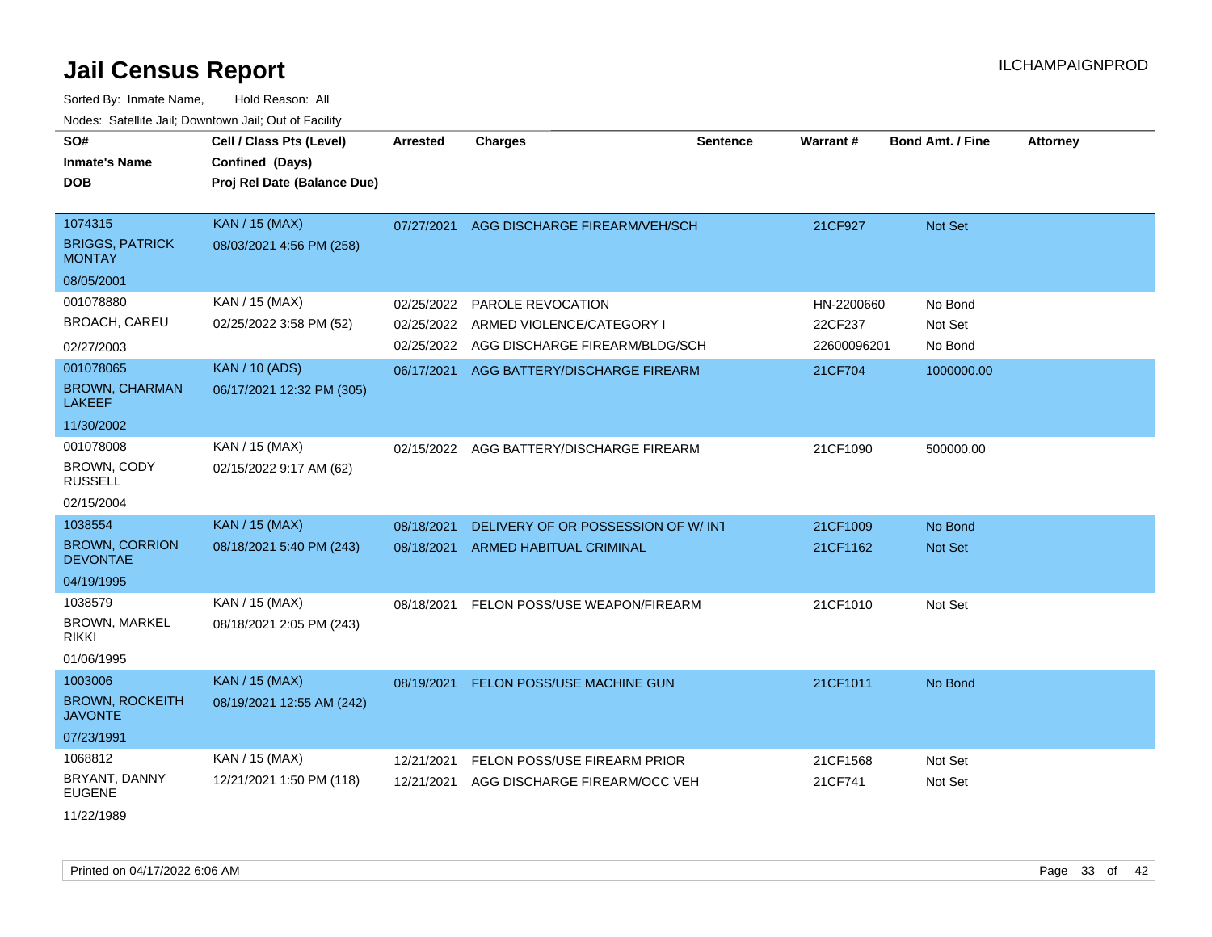# Jail Census Report

ILCHAMPAIGNPROD

Sorted By: Inmate Name, Hold Reason: All

Nodes: Satellite Jail; Downtown Jail; Out of Facility

| SO# / Inmate's Name / DOB | Cell / Class Pts (Level) / Confined (Days) / Proj Rel Date (Balance Due) | Arrested | Charges | Sentence | Warrant # | Bond Amt. / Fine | Attorney |
|---|---|---|---|---|---|---|---|
| 1074315<br>BRIGGS, PATRICK MONTAY<br>08/05/2001 | KAN / 15 (MAX)<br>08/03/2021 4:56 PM (258) | 07/27/2021 | AGG DISCHARGE FIREARM/VEH/SCH | | 21CF927 | Not Set | |
| 001078880<br>BROACH, CAREU<br>02/27/2003 | KAN / 15 (MAX)<br>02/25/2022 3:58 PM (52) | 02/25/2022<br>02/25/2022<br>02/25/2022 | PAROLE REVOCATION<br>ARMED VIOLENCE/CATEGORY I<br>AGG DISCHARGE FIREARM/BLDG/SCH | | HN-2200660<br>22CF237<br>22600096201 | No Bond<br>Not Set<br>No Bond | |
| 001078065<br>BROWN, CHARMAN LAKEEF<br>11/30/2002 | KAN / 10 (ADS)<br>06/17/2021 12:32 PM (305) | 06/17/2021 | AGG BATTERY/DISCHARGE FIREARM | | 21CF704 | 1000000.00 | |
| 001078008<br>BROWN, CODY RUSSELL<br>02/15/2004 | KAN / 15 (MAX)<br>02/15/2022 9:17 AM (62) | 02/15/2022 | AGG BATTERY/DISCHARGE FIREARM | | 21CF1090 | 500000.00 | |
| 1038554<br>BROWN, CORRION DEVONTAE<br>04/19/1995 | KAN / 15 (MAX)<br>08/18/2021 5:40 PM (243) | 08/18/2021<br>08/18/2021 | DELIVERY OF OR POSSESSION OF W/ INT<br>ARMED HABITUAL CRIMINAL | | 21CF1009<br>21CF1162 | No Bond<br>Not Set | |
| 1038579<br>BROWN, MARKEL RIKKI<br>01/06/1995 | KAN / 15 (MAX)<br>08/18/2021 2:05 PM (243) | 08/18/2021 | FELON POSS/USE WEAPON/FIREARM | | 21CF1010 | Not Set | |
| 1003006<br>BROWN, ROCKEITH JAVONTE<br>07/23/1991 | KAN / 15 (MAX)<br>08/19/2021 12:55 AM (242) | 08/19/2021 | FELON POSS/USE MACHINE GUN | | 21CF1011 | No Bond | |
| 1068812<br>BRYANT, DANNY EUGENE<br>11/22/1989 | KAN / 15 (MAX)<br>12/21/2021 1:50 PM (118) | 12/21/2021<br>12/21/2021 | FELON POSS/USE FIREARM PRIOR<br>AGG DISCHARGE FIREARM/OCC VEH | | 21CF1568<br>21CF741 | Not Set<br>Not Set | |

Printed on 04/17/2022 6:06 AM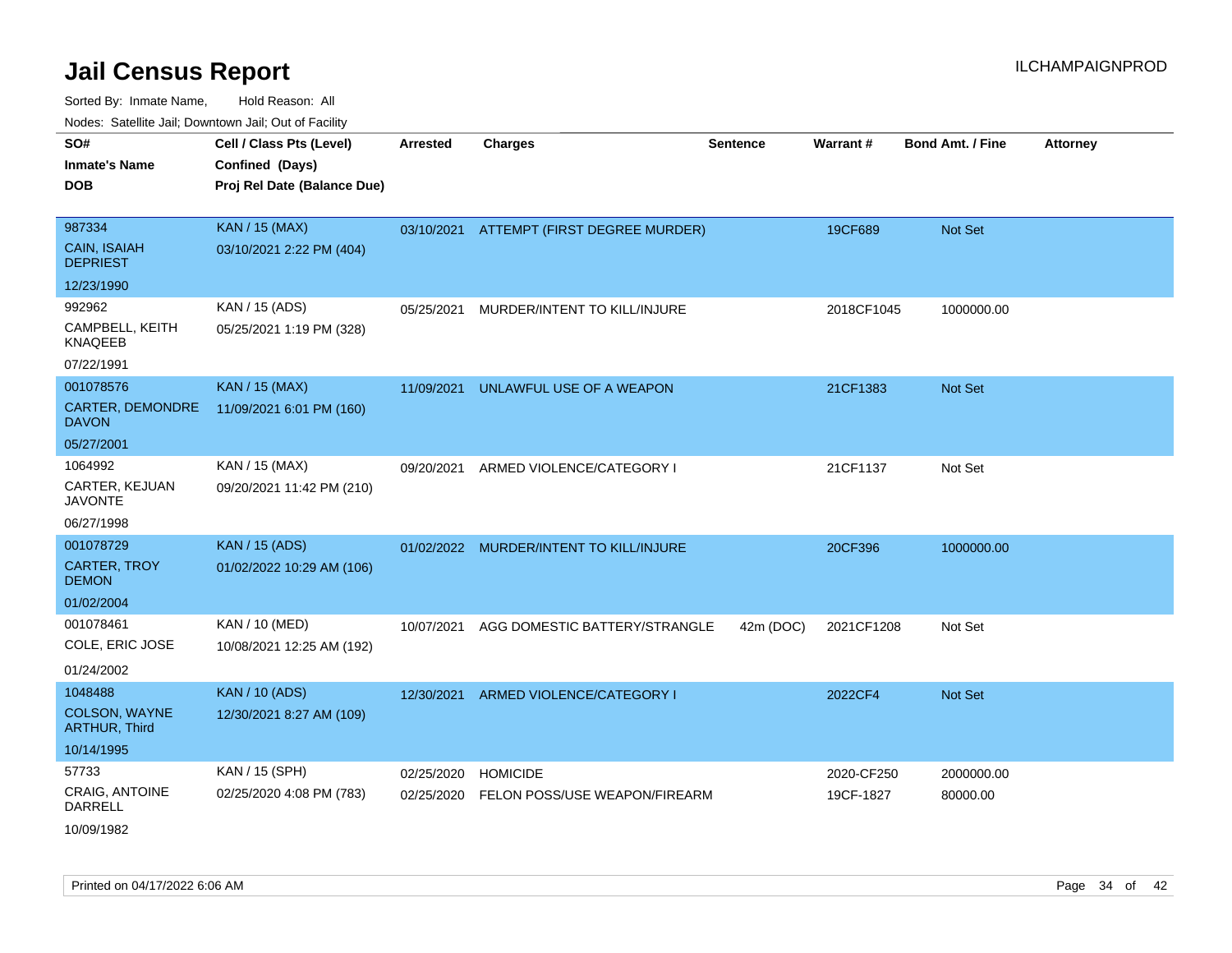# Jail Census Report

ILCHAMPAIGNPROD

Sorted By: Inmate Name, Hold Reason: All

Nodes: Satellite Jail; Downtown Jail; Out of Facility

| SO# / Inmate's Name / DOB | Cell / Class Pts (Level) / Confined (Days) / Proj Rel Date (Balance Due) | Arrested | Charges | Sentence | Warrant # | Bond Amt. / Fine | Attorney |
|---|---|---|---|---|---|---|---|
| 987334<br>CAIN, ISAIAH DEPRIEST<br>12/23/1990 | KAN / 15 (MAX)<br>03/10/2021 2:22 PM (404) | 03/10/2021 | ATTEMPT (FIRST DEGREE MURDER) | | 19CF689 | Not Set | |
| 992962<br>CAMPBELL, KEITH KNAQEEB<br>07/22/1991 | KAN / 15 (ADS)<br>05/25/2021 1:19 PM (328) | 05/25/2021 | MURDER/INTENT TO KILL/INJURE | | 2018CF1045 | 1000000.00 | |
| 001078576<br>CARTER, DEMONDRE DAVON<br>05/27/2001 | KAN / 15 (MAX)<br>11/09/2021 6:01 PM (160) | 11/09/2021 | UNLAWFUL USE OF A WEAPON | | 21CF1383 | Not Set | |
| 1064992<br>CARTER, KEJUAN JAVONTE<br>06/27/1998 | KAN / 15 (MAX)<br>09/20/2021 11:42 PM (210) | 09/20/2021 | ARMED VIOLENCE/CATEGORY I | | 21CF1137 | Not Set | |
| 001078729<br>CARTER, TROY DEMON<br>01/02/2004 | KAN / 15 (ADS)<br>01/02/2022 10:29 AM (106) | 01/02/2022 | MURDER/INTENT TO KILL/INJURE | | 20CF396 | 1000000.00 | |
| 001078461<br>COLE, ERIC JOSE<br>01/24/2002 | KAN / 10 (MED)<br>10/08/2021 12:25 AM (192) | 10/07/2021 | AGG DOMESTIC BATTERY/STRANGLE | 42m (DOC) | 2021CF1208 | Not Set | |
| 1048488<br>COLSON, WAYNE ARTHUR, Third<br>10/14/1995 | KAN / 10 (ADS)<br>12/30/2021 8:27 AM (109) | 12/30/2021 | ARMED VIOLENCE/CATEGORY I | | 2022CF4 | Not Set | |
| 57733<br>CRAIG, ANTOINE DARRELL<br>10/09/1982 | KAN / 15 (SPH)<br>02/25/2020 4:08 PM (783) | 02/25/2020<br>02/25/2020 | HOMICIDE<br>FELON POSS/USE WEAPON/FIREARM | | 2020-CF250<br>19CF-1827 | 2000000.00<br>80000.00 | |

Printed on 04/17/2022 6:06 AM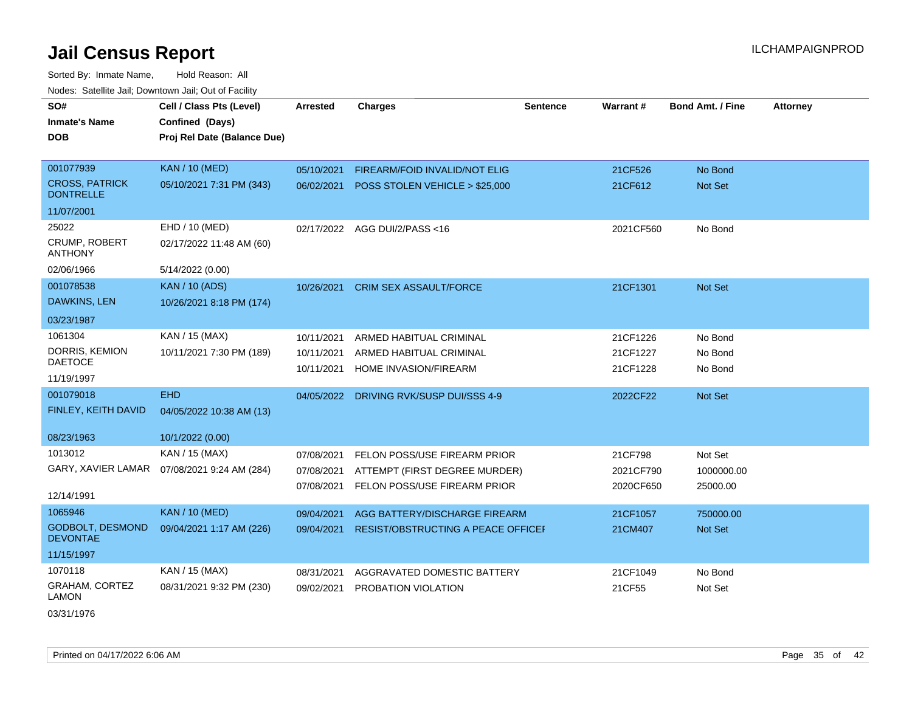# Jail Census Report

ILCHAMPAIGNPROD

Sorted By: Inmate Name, Hold Reason: All

Nodes: Satellite Jail; Downtown Jail; Out of Facility

| SO# / Inmate's Name / DOB | Cell / Class Pts (Level) / Confined (Days) / Proj Rel Date (Balance Due) | Arrested | Charges | Sentence | Warrant # | Bond Amt. / Fine | Attorney |
|---|---|---|---|---|---|---|---|
| 001077939<br>CROSS, PATRICK DONTRELLE<br>11/07/2001 | KAN / 10 (MED)<br>05/10/2021 7:31 PM (343) | 05/10/2021<br>06/02/2021 | FIREARM/FOID INVALID/NOT ELIG<br>POSS STOLEN VEHICLE > $25,000 | | 21CF526<br>21CF612 | No Bond<br>Not Set | |
| 25022<br>CRUMP, ROBERT ANTHONY<br>02/06/1966 | EHD / 10 (MED)<br>02/17/2022 11:48 AM (60)<br>5/14/2022 (0.00) | 02/17/2022 | AGG DUI/2/PASS <16 | | 2021CF560 | No Bond | |
| 001078538<br>DAWKINS, LEN<br>03/23/1987 | KAN / 10 (ADS)<br>10/26/2021 8:18 PM (174) | 10/26/2021 | CRIM SEX ASSAULT/FORCE | | 21CF1301 | Not Set | |
| 1061304<br>DORRIS, KEMION DAETOCE<br>11/19/1997 | KAN / 15 (MAX)<br>10/11/2021 7:30 PM (189) | 10/11/2021<br>10/11/2021<br>10/11/2021 | ARMED HABITUAL CRIMINAL<br>ARMED HABITUAL CRIMINAL<br>HOME INVASION/FIREARM | | 21CF1226<br>21CF1227<br>21CF1228 | No Bond<br>No Bond<br>No Bond | |
| 001079018<br>FINLEY, KEITH DAVID<br>08/23/1963 | EHD<br>04/05/2022 10:38 AM (13)<br>10/1/2022 (0.00) | 04/05/2022 | DRIVING RVK/SUSP DUI/SSS 4-9 | | 2022CF22 | Not Set | |
| 1013012<br>GARY, XAVIER LAMAR<br>12/14/1991 | KAN / 15 (MAX)<br>07/08/2021 9:24 AM (284) | 07/08/2021<br>07/08/2021<br>07/08/2021 | FELON POSS/USE FIREARM PRIOR<br>ATTEMPT (FIRST DEGREE MURDER)<br>FELON POSS/USE FIREARM PRIOR | | 21CF798<br>2021CF790<br>2020CF650 | Not Set<br>1000000.00<br>25000.00 | |
| 1065946<br>GODBOLT, DESMOND DEVONTAE<br>11/15/1997 | KAN / 10 (MED)<br>09/04/2021 1:17 AM (226) | 09/04/2021<br>09/04/2021 | AGG BATTERY/DISCHARGE FIREARM<br>RESIST/OBSTRUCTING A PEACE OFFICEI | | 21CF1057<br>21CM407 | 750000.00<br>Not Set | |
| 1070118<br>GRAHAM, CORTEZ LAMON<br>03/31/1976 | KAN / 15 (MAX)<br>08/31/2021 9:32 PM (230) | 08/31/2021<br>09/02/2021 | AGGRAVATED DOMESTIC BATTERY<br>PROBATION VIOLATION | | 21CF1049<br>21CF55 | No Bond<br>Not Set | |

Printed on 04/17/2022 6:06 AM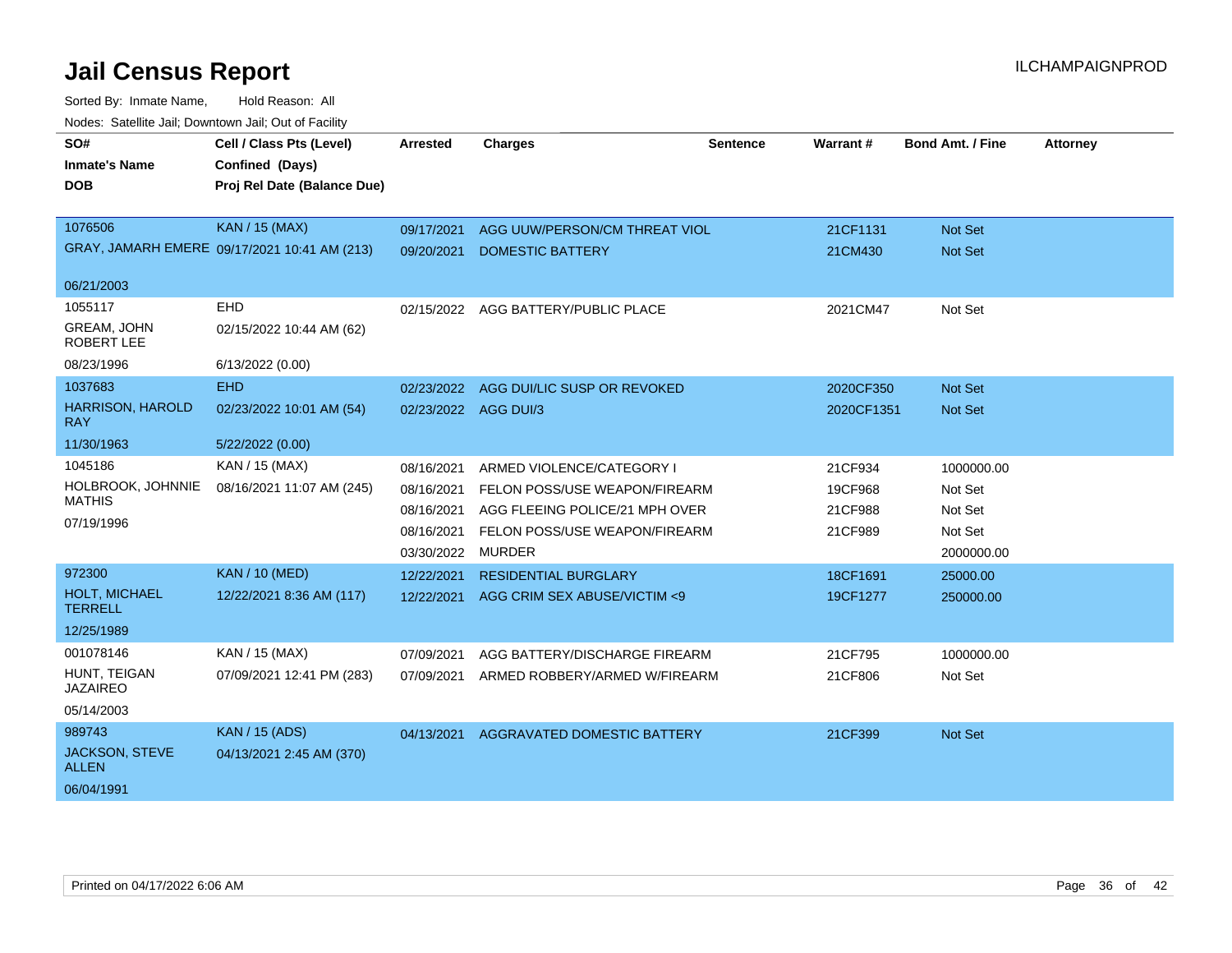# Jail Census Report

ILCHAMPAIGNPROD

Sorted By: Inmate Name, Hold Reason: All

Nodes: Satellite Jail; Downtown Jail; Out of Facility

| SO# / Inmate's Name / DOB | Cell / Class Pts (Level) / Confined (Days) / Proj Rel Date (Balance Due) | Arrested | Charges | Sentence | Warrant # | Bond Amt. / Fine | Attorney |
|---|---|---|---|---|---|---|---|
| 1076506 | KAN / 15 (MAX) | 09/17/2021 | AGG UUW/PERSON/CM THREAT VIOL | | 21CF1131 | Not Set | |
| GRAY, JAMARH EMERE | 09/17/2021 10:41 AM (213) | 09/20/2021 | DOMESTIC BATTERY | | 21CM430 | Not Set | |
| 06/21/2003 | | | | | | | |
| 1055117 | EHD | 02/15/2022 | AGG BATTERY/PUBLIC PLACE | | 2021CM47 | Not Set | |
| GREAM, JOHN ROBERT LEE | 02/15/2022 10:44 AM (62) | | | | | | |
| 08/23/1996 | 6/13/2022 (0.00) | | | | | | |
| 1037683 | EHD | 02/23/2022 | AGG DUI/LIC SUSP OR REVOKED | | 2020CF350 | Not Set | |
| HARRISON, HAROLD RAY | 02/23/2022 10:01 AM (54) | 02/23/2022 | AGG DUI/3 | | 2020CF1351 | Not Set | |
| 11/30/1963 | 5/22/2022 (0.00) | | | | | | |
| 1045186 | KAN / 15 (MAX) | 08/16/2021 | ARMED VIOLENCE/CATEGORY I | | 21CF934 | 1000000.00 | |
| HOLBROOK, JOHNNIE MATHIS | 08/16/2021 11:07 AM (245) | 08/16/2021 | FELON POSS/USE WEAPON/FIREARM | | 19CF968 | Not Set | |
| 07/19/1996 | | 08/16/2021 | AGG FLEEING POLICE/21 MPH OVER | | 21CF988 | Not Set | |
| | | 08/16/2021 | FELON POSS/USE WEAPON/FIREARM | | 21CF989 | Not Set | |
| | | 03/30/2022 | MURDER | | | 2000000.00 | |
| 972300 | KAN / 10 (MED) | 12/22/2021 | RESIDENTIAL BURGLARY | | 18CF1691 | 25000.00 | |
| HOLT, MICHAEL TERRELL | 12/22/2021 8:36 AM (117) | 12/22/2021 | AGG CRIM SEX ABUSE/VICTIM <9 | | 19CF1277 | 250000.00 | |
| 12/25/1989 | | | | | | | |
| 001078146 | KAN / 15 (MAX) | 07/09/2021 | AGG BATTERY/DISCHARGE FIREARM | | 21CF795 | 1000000.00 | |
| HUNT, TEIGAN JAZAIREO | 07/09/2021 12:41 PM (283) | 07/09/2021 | ARMED ROBBERY/ARMED W/FIREARM | | 21CF806 | Not Set | |
| 05/14/2003 | | | | | | | |
| 989743 | KAN / 15 (ADS) | 04/13/2021 | AGGRAVATED DOMESTIC BATTERY | | 21CF399 | Not Set | |
| JACKSON, STEVE ALLEN | 04/13/2021 2:45 AM (370) | | | | | | |
| 06/04/1991 | | | | | | | |

Printed on 04/17/2022 6:06 AM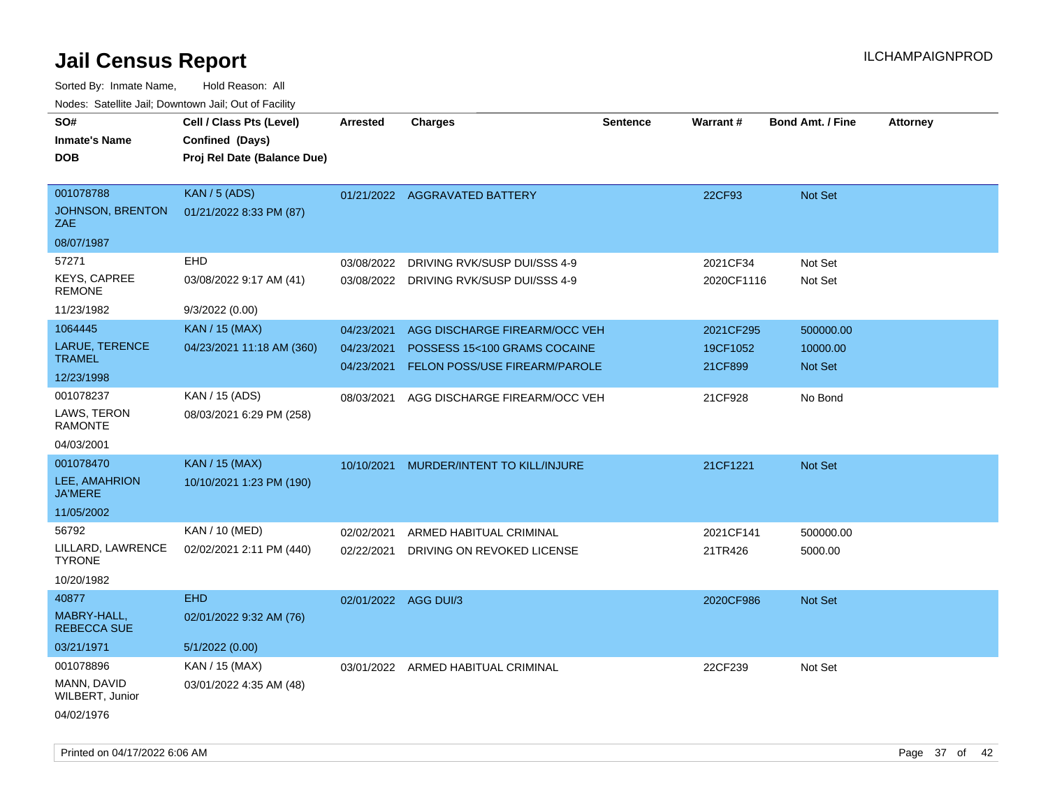# Jail Census Report

ILCHAMPAIGNPROD

Sorted By: Inmate Name, Hold Reason: All

Nodes: Satellite Jail; Downtown Jail; Out of Facility

| SO# / Inmate's Name / DOB | Cell / Class Pts (Level) / Confined (Days) / Proj Rel Date (Balance Due) | Arrested | Charges | Sentence | Warrant # | Bond Amt. / Fine | Attorney |
|---|---|---|---|---|---|---|---|
| 001078788<br>JOHNSON, BRENTON ZAE<br>08/07/1987 | KAN / 5 (ADS)<br>01/21/2022 8:33 PM (87) | 01/21/2022 | AGGRAVATED BATTERY | | 22CF93 | Not Set | |
| 57271<br>KEYS, CAPREE REMONE<br>11/23/1982 | EHD<br>03/08/2022 9:17 AM (41)<br>9/3/2022 (0.00) | 03/08/2022<br>03/08/2022 | DRIVING RVK/SUSP DUI/SSS 4-9<br>DRIVING RVK/SUSP DUI/SSS 4-9 | | 2021CF34<br>2020CF1116 | Not Set<br>Not Set | |
| 1064445<br>LARUE, TERENCE TRAMEL<br>12/23/1998 | KAN / 15 (MAX)<br>04/23/2021 11:18 AM (360) | 04/23/2021<br>04/23/2021<br>04/23/2021 | AGG DISCHARGE FIREARM/OCC VEH<br>POSSESS 15<100 GRAMS COCAINE<br>FELON POSS/USE FIREARM/PAROLE | | 2021CF295<br>19CF1052<br>21CF899 | 500000.00<br>10000.00<br>Not Set | |
| 001078237<br>LAWS, TERON RAMONTE<br>04/03/2001 | KAN / 15 (ADS)<br>08/03/2021 6:29 PM (258) | 08/03/2021 | AGG DISCHARGE FIREARM/OCC VEH | | 21CF928 | No Bond | |
| 001078470<br>LEE, AMAHRION JA'MERE<br>11/05/2002 | KAN / 15 (MAX)<br>10/10/2021 1:23 PM (190) | 10/10/2021 | MURDER/INTENT TO KILL/INJURE | | 21CF1221 | Not Set | |
| 56792<br>LILLARD, LAWRENCE TYRONE<br>10/20/1982 | KAN / 10 (MED)<br>02/02/2021 2:11 PM (440) | 02/02/2021<br>02/22/2021 | ARMED HABITUAL CRIMINAL<br>DRIVING ON REVOKED LICENSE | | 2021CF141<br>21TR426 | 500000.00<br>5000.00 | |
| 40877<br>MABRY-HALL, REBECCA SUE<br>03/21/1971 | EHD<br>02/01/2022 9:32 AM (76)<br>5/1/2022 (0.00) | 02/01/2022 | AGG DUI/3 | | 2020CF986 | Not Set | |
| 001078896<br>MANN, DAVID WILBERT, Junior<br>04/02/1976 | KAN / 15 (MAX)<br>03/01/2022 4:35 AM (48) | 03/01/2022 | ARMED HABITUAL CRIMINAL | | 22CF239 | Not Set | |

Printed on 04/17/2022 6:06 AM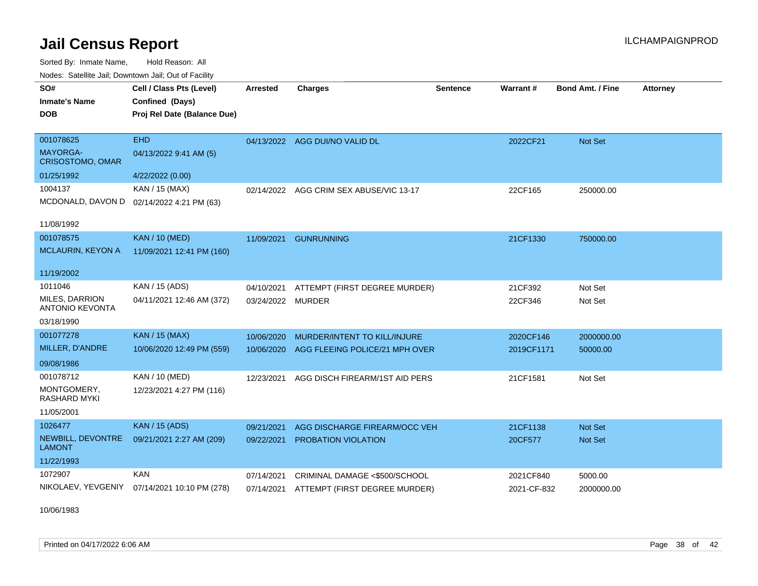# Jail Census Report

Sorted By: Inmate Name, Hold Reason: All

Nodes: Satellite Jail; Downtown Jail; Out of Facility

| SO# / Inmate's Name / DOB | Cell / Class Pts (Level) / Confined (Days) / Proj Rel Date (Balance Due) | Arrested | Charges | Sentence | Warrant # | Bond Amt. / Fine | Attorney |
|---|---|---|---|---|---|---|---|
| 001078625<br>MAYORGA-CRISOSTOMO, OMAR<br>01/25/1992 | EHD<br>04/13/2022 9:41 AM (5)<br>4/22/2022 (0.00) | 04/13/2022 | AGG DUI/NO VALID DL | | 2022CF21 | Not Set | |
| 1004137<br>MCDONALD, DAVON D<br>11/08/1992 | KAN / 15 (MAX)<br>02/14/2022 4:21 PM (63) | 02/14/2022 | AGG CRIM SEX ABUSE/VIC 13-17 | | 22CF165 | 250000.00 | |
| 001078575<br>MCLAURIN, KEYON A<br>11/19/2002 | KAN / 10 (MED)<br>11/09/2021 12:41 PM (160) | 11/09/2021 | GUNRUNNING | | 21CF1330 | 750000.00 | |
| 1011046<br>MILES, DARRION ANTONIO KEVONTA<br>03/18/1990 | KAN / 15 (ADS)<br>04/11/2021 12:46 AM (372) | 04/10/2021<br>03/24/2022 | ATTEMPT (FIRST DEGREE MURDER)<br>MURDER | | 21CF392<br>22CF346 | Not Set<br>Not Set | |
| 001077278<br>MILLER, D'ANDRE<br>09/08/1986 | KAN / 15 (MAX)<br>10/06/2020 12:49 PM (559) | 10/06/2020<br>10/06/2020 | MURDER/INTENT TO KILL/INJURE<br>AGG FLEEING POLICE/21 MPH OVER | | 2020CF146<br>2019CF1171 | 2000000.00<br>50000.00 | |
| 001078712<br>MONTGOMERY, RASHARD MYKI<br>11/05/2001 | KAN / 10 (MED)<br>12/23/2021 4:27 PM (116) | 12/23/2021 | AGG DISCH FIREARM/1ST AID PERS | | 21CF1581 | Not Set | |
| 1026477<br>NEWBILL, DEVONTRE LAMONT<br>11/22/1993 | KAN / 15 (ADS)<br>09/21/2021 2:27 AM (209) | 09/21/2021<br>09/22/2021 | AGG DISCHARGE FIREARM/OCC VEH<br>PROBATION VIOLATION | | 21CF1138<br>20CF577 | Not Set<br>Not Set | |
| 1072907<br>NIKOLAEV, YEVGENIY<br>10/06/1983 | KAN<br>07/14/2021 10:10 PM (278) | 07/14/2021<br>07/14/2021 | CRIMINAL DAMAGE <$500/SCHOOL<br>ATTEMPT (FIRST DEGREE MURDER) | | 2021CF840<br>2021-CF-832 | 5000.00<br>2000000.00 | |

Printed on 04/17/2022 6:06 AM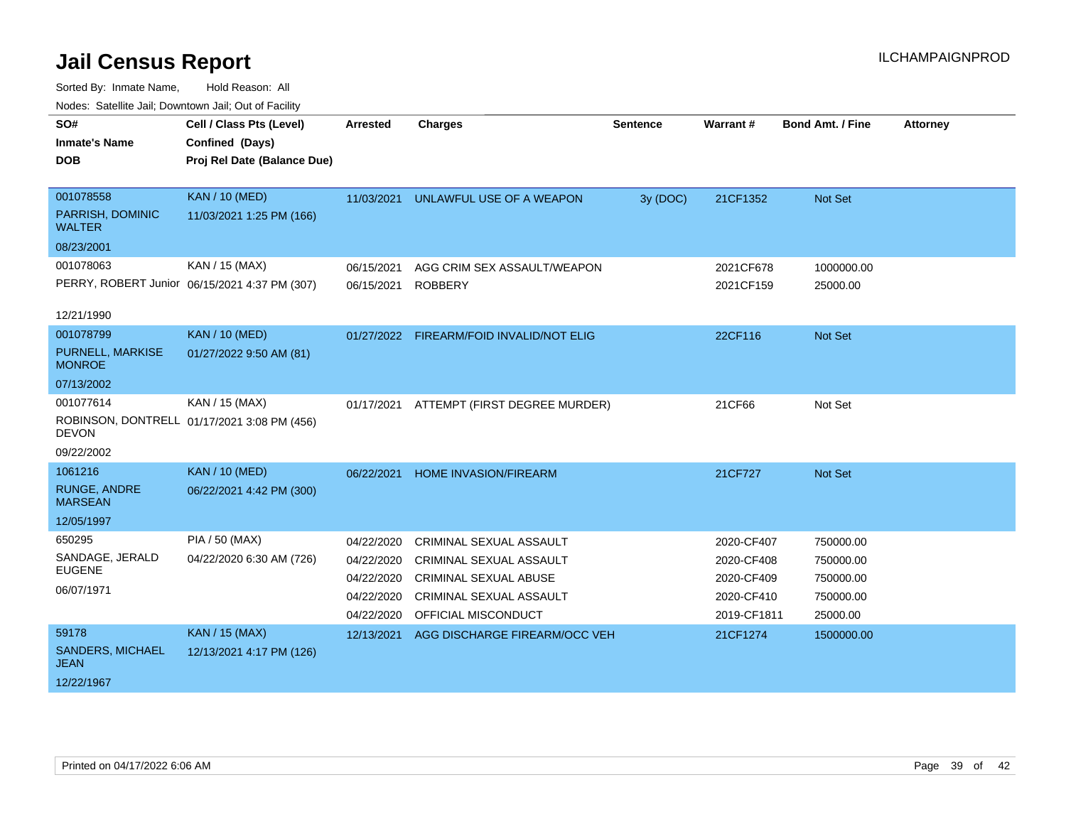# Jail Census Report

ILCHAMPAIGNPROD

Sorted By: Inmate Name, Hold Reason: All

Nodes: Satellite Jail; Downtown Jail; Out of Facility

| SO# / Inmate's Name / DOB | Cell / Class Pts (Level) / Confined (Days) / Proj Rel Date (Balance Due) | Arrested | Charges | Sentence | Warrant # | Bond Amt. / Fine | Attorney |
|---|---|---|---|---|---|---|---|
| 001078558<br>PARRISH, DOMINIC WALTER<br>08/23/2001 | KAN / 10 (MED)<br>11/03/2021 1:25 PM (166) | 11/03/2021 | UNLAWFUL USE OF A WEAPON | 3y (DOC) | 21CF1352 | Not Set | |
| 001078063<br>PERRY, ROBERT Junior<br>12/21/1990 | KAN / 15 (MAX)<br>06/15/2021 4:37 PM (307) | 06/15/2021 | AGG CRIM SEX ASSAULT/WEAPON | | 2021CF678 | 1000000.00 | |
| | | 06/15/2021 | ROBBERY | | 2021CF159 | 25000.00 | |
| 001078799<br>PURNELL, MARKISE MONROE<br>07/13/2002 | KAN / 10 (MED)<br>01/27/2022 9:50 AM (81) | 01/27/2022 | FIREARM/FOID INVALID/NOT ELIG | | 22CF116 | Not Set | |
| 001077614<br>ROBINSON, DONTRELL DEVON<br>09/22/2002 | KAN / 15 (MAX)<br>01/17/2021 3:08 PM (456) | 01/17/2021 | ATTEMPT (FIRST DEGREE MURDER) | | 21CF66 | Not Set | |
| 1061216<br>RUNGE, ANDRE MARSEAN<br>12/05/1997 | KAN / 10 (MED)<br>06/22/2021 4:42 PM (300) | 06/22/2021 | HOME INVASION/FIREARM | | 21CF727 | Not Set | |
| 650295<br>SANDAGE, JERALD EUGENE<br>06/07/1971 | PIA / 50 (MAX)<br>04/22/2020 6:30 AM (726) | 04/22/2020 | CRIMINAL SEXUAL ASSAULT | | 2020-CF407 | 750000.00 | |
| | | 04/22/2020 | CRIMINAL SEXUAL ASSAULT | | 2020-CF408 | 750000.00 | |
| | | 04/22/2020 | CRIMINAL SEXUAL ABUSE | | 2020-CF409 | 750000.00 | |
| | | 04/22/2020 | CRIMINAL SEXUAL ASSAULT | | 2020-CF410 | 750000.00 | |
| | | 04/22/2020 | OFFICIAL MISCONDUCT | | 2019-CF1811 | 25000.00 | |
| 59178<br>SANDERS, MICHAEL JEAN<br>12/22/1967 | KAN / 15 (MAX)<br>12/13/2021 4:17 PM (126) | 12/13/2021 | AGG DISCHARGE FIREARM/OCC VEH | | 21CF1274 | 1500000.00 | |

Printed on 04/17/2022 6:06 AM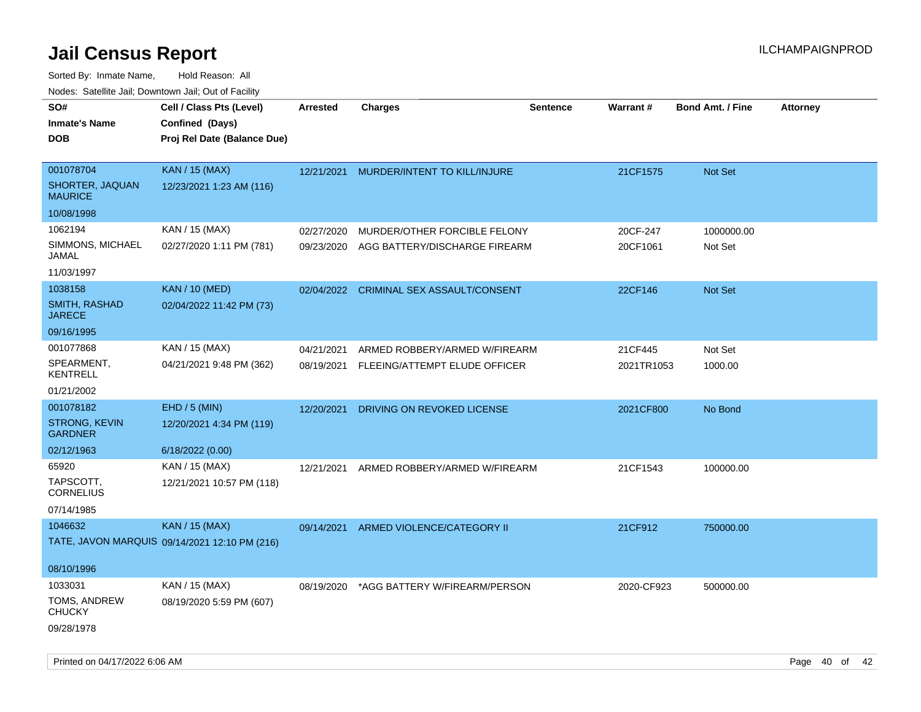# Jail Census Report

Sorted By: Inmate Name, Hold Reason: All

Nodes: Satellite Jail; Downtown Jail; Out of Facility

| SO# / Inmate's Name / DOB | Cell / Class Pts (Level) / Confined (Days) / Proj Rel Date (Balance Due) | Arrested | Charges | Sentence | Warrant # | Bond Amt. / Fine | Attorney |
|---|---|---|---|---|---|---|---|
| 001078704<br>SHORTER, JAQUAN MAURICE<br>10/08/1998 | KAN / 15 (MAX)<br>12/23/2021 1:23 AM (116) | 12/21/2021 | MURDER/INTENT TO KILL/INJURE | | 21CF1575 | Not Set | |
| 1062194<br>SIMMONS, MICHAEL JAMAL<br>11/03/1997 | KAN / 15 (MAX)<br>02/27/2020 1:11 PM (781) | 02/27/2020 | MURDER/OTHER FORCIBLE FELONY | | 20CF-247 | 1000000.00 | |
| | | 09/23/2020 | AGG BATTERY/DISCHARGE FIREARM | | 20CF1061 | Not Set | |
| 1038158<br>SMITH, RASHAD JARECE<br>09/16/1995 | KAN / 10 (MED)<br>02/04/2022 11:42 PM (73) | 02/04/2022 | CRIMINAL SEX ASSAULT/CONSENT | | 22CF146 | Not Set | |
| 001077868<br>SPEARMENT, KENTRELL<br>01/21/2002 | KAN / 15 (MAX)<br>04/21/2021 9:48 PM (362) | 04/21/2021 | ARMED ROBBERY/ARMED W/FIREARM | | 21CF445 | Not Set | |
| | | 08/19/2021 | FLEEING/ATTEMPT ELUDE OFFICER | | 2021TR1053 | 1000.00 | |
| 001078182<br>STRONG, KEVIN GARDNER<br>02/12/1963 | EHD / 5 (MIN)<br>12/20/2021 4:34 PM (119)<br>6/18/2022 (0.00) | 12/20/2021 | DRIVING ON REVOKED LICENSE | | 2021CF800 | No Bond | |
| 65920<br>TAPSCOTT, CORNELIUS<br>07/14/1985 | KAN / 15 (MAX)<br>12/21/2021 10:57 PM (118) | 12/21/2021 | ARMED ROBBERY/ARMED W/FIREARM | | 21CF1543 | 100000.00 | |
| 1046632<br>TATE, JAVON MARQUIS<br>08/10/1996 | KAN / 15 (MAX)<br>09/14/2021 12:10 PM (216) | 09/14/2021 | ARMED VIOLENCE/CATEGORY II | | 21CF912 | 750000.00 | |
| 1033031<br>TOMS, ANDREW CHUCKY<br>09/28/1978 | KAN / 15 (MAX)<br>08/19/2020 5:59 PM (607) | 08/19/2020 | *AGG BATTERY W/FIREARM/PERSON | | 2020-CF923 | 500000.00 | |

Printed on 04/17/2022 6:06 AM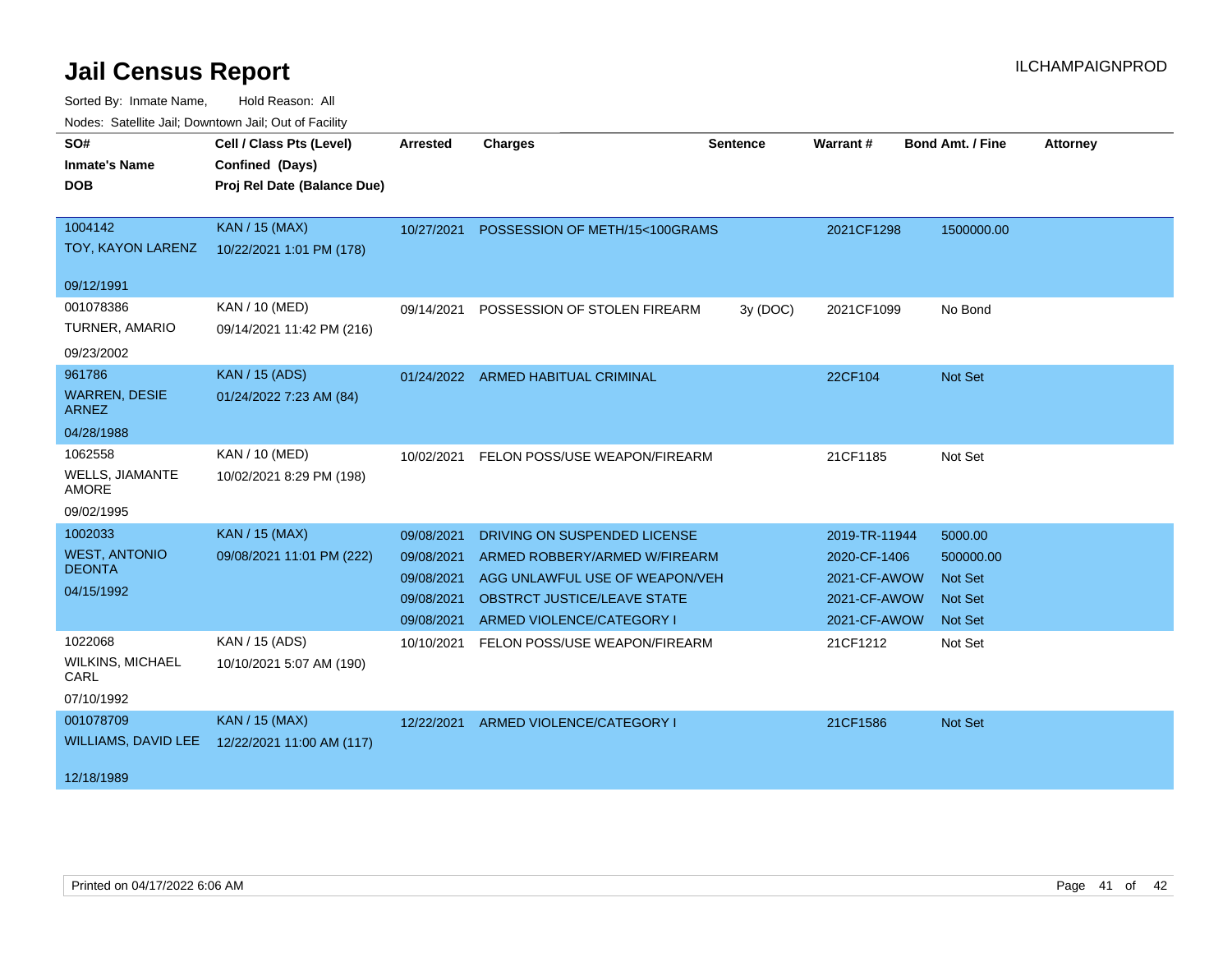# Jail Census Report

ILCHAMPAIGNPROD

Sorted By: Inmate Name, Hold Reason: All

Nodes: Satellite Jail; Downtown Jail; Out of Facility

| SO# / Inmate's Name / DOB | Cell / Class Pts (Level) / Confined (Days) / Proj Rel Date (Balance Due) | Arrested | Charges | Sentence | Warrant # | Bond Amt. / Fine | Attorney |
|---|---|---|---|---|---|---|---|
| 1004142<br>TOY, KAYON LARENZ<br>09/12/1991 | KAN / 15 (MAX)<br>10/22/2021 1:01 PM (178) | 10/27/2021 | POSSESSION OF METH/15<100GRAMS | | 2021CF1298 | 1500000.00 | |
| 001078386<br>TURNER, AMARIO<br>09/23/2002 | KAN / 10 (MED)<br>09/14/2021 11:42 PM (216) | 09/14/2021 | POSSESSION OF STOLEN FIREARM | 3y (DOC) | 2021CF1099 | No Bond | |
| 961786<br>WARREN, DESIE ARNEZ<br>04/28/1988 | KAN / 15 (ADS)<br>01/24/2022 7:23 AM (84) | 01/24/2022 | ARMED HABITUAL CRIMINAL | | 22CF104 | Not Set | |
| 1062558<br>WELLS, JIAMANTE AMORE<br>09/02/1995 | KAN / 10 (MED)<br>10/02/2021 8:29 PM (198) | 10/02/2021 | FELON POSS/USE WEAPON/FIREARM | | 21CF1185 | Not Set | |
| 1002033<br>WEST, ANTONIO DEONTA<br>04/15/1992 | KAN / 15 (MAX)<br>09/08/2021 11:01 PM (222) | 09/08/2021 | DRIVING ON SUSPENDED LICENSE | | 2019-TR-11944 | 5000.00 | |
| | | 09/08/2021 | ARMED ROBBERY/ARMED W/FIREARM | | 2020-CF-1406 | 500000.00 | |
| | | 09/08/2021 | AGG UNLAWFUL USE OF WEAPON/VEH | | 2021-CF-AWOW | Not Set | |
| | | 09/08/2021 | OBSTRCT JUSTICE/LEAVE STATE | | 2021-CF-AWOW | Not Set | |
| | | 09/08/2021 | ARMED VIOLENCE/CATEGORY I | | 2021-CF-AWOW | Not Set | |
| 1022068<br>WILKINS, MICHAEL CARL<br>07/10/1992 | KAN / 15 (ADS)<br>10/10/2021 5:07 AM (190) | 10/10/2021 | FELON POSS/USE WEAPON/FIREARM | | 21CF1212 | Not Set | |
| 001078709<br>WILLIAMS, DAVID LEE<br>12/18/1989 | KAN / 15 (MAX)<br>12/22/2021 11:00 AM (117) | 12/22/2021 | ARMED VIOLENCE/CATEGORY I | | 21CF1586 | Not Set | |

Printed on 04/17/2022 6:06 AM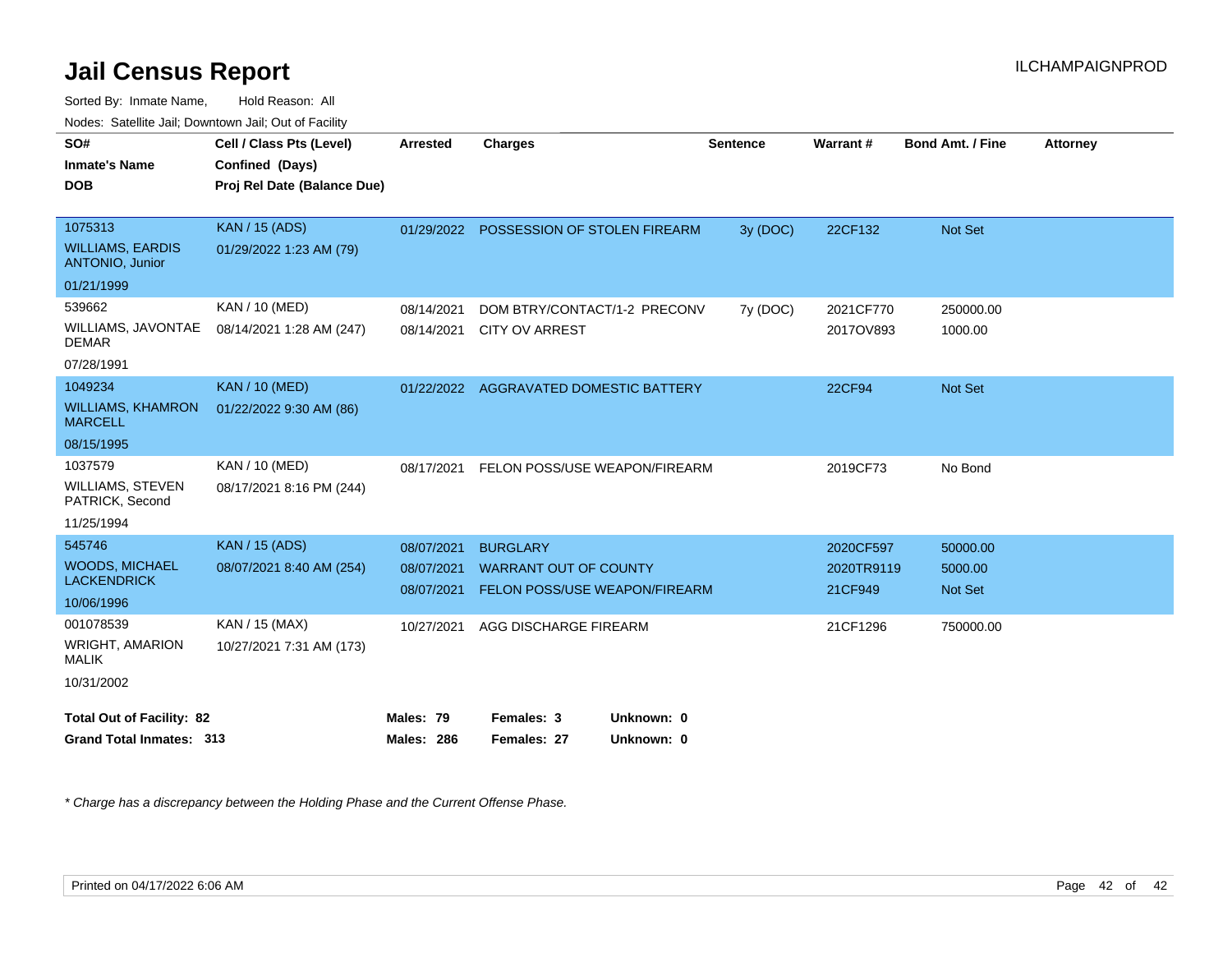# Jail Census Report

ILCHAMPAIGNPROD

Sorted By: Inmate Name, Hold Reason: All

Nodes: Satellite Jail; Downtown Jail; Out of Facility

| SO# / Inmate's Name / DOB | Cell / Class Pts (Level) / Confined (Days) / Proj Rel Date (Balance Due) | Arrested | Charges | Sentence | Warrant # | Bond Amt. / Fine | Attorney |
|---|---|---|---|---|---|---|---|
| 1075313<br>WILLIAMS, EARDIS ANTONIO, Junior<br>01/21/1999 | KAN / 15 (ADS)<br>01/29/2022 1:23 AM (79) | 01/29/2022 | POSSESSION OF STOLEN FIREARM | 3y (DOC) | 22CF132 | Not Set | |
| 539662<br>WILLIAMS, JAVONTAE DEMAR<br>07/28/1991 | KAN / 10 (MED)<br>08/14/2021 1:28 AM (247) | 08/14/2021<br>08/14/2021 | DOM BTRY/CONTACT/1-2 PRECONV<br>CITY OV ARREST | 7y (DOC) | 2021CF770<br>2017OV893 | 250000.00<br>1000.00 | |
| 1049234<br>WILLIAMS, KHAMRON MARCELL<br>08/15/1995 | KAN / 10 (MED)<br>01/22/2022 9:30 AM (86) | 01/22/2022 | AGGRAVATED DOMESTIC BATTERY | | 22CF94 | Not Set | |
| 1037579<br>WILLIAMS, STEVEN PATRICK, Second<br>11/25/1994 | KAN / 10 (MED)<br>08/17/2021 8:16 PM (244) | 08/17/2021 | FELON POSS/USE WEAPON/FIREARM | | 2019CF73 | No Bond | |
| 545746<br>WOODS, MICHAEL LACKENDRICK<br>10/06/1996 | KAN / 15 (ADS)<br>08/07/2021 8:40 AM (254) | 08/07/2021<br>08/07/2021<br>08/07/2021 | BURGLARY<br>WARRANT OUT OF COUNTY<br>FELON POSS/USE WEAPON/FIREARM | | 2020CF597<br>2020TR9119<br>21CF949 | 50000.00<br>5000.00<br>Not Set | |
| 001078539<br>WRIGHT, AMARION MALIK<br>10/31/2002 | KAN / 15 (MAX)<br>10/27/2021 7:31 AM (173) | 10/27/2021 | AGG DISCHARGE FIREARM | | 21CF1296 | 750000.00 | |

| | | | | |
|---|---|---|---|---|
| **Total Out of Facility: 82** | **Males: 79** | **Females: 3** | **Unknown: 0** | |
| **Grand Total Inmates: 313** | **Males: 286** | **Females: 27** | **Unknown: 0** | |

*\* Charge has a discrepancy between the Holding Phase and the Current Offense Phase.*

Printed on 04/17/2022 6:06 AM